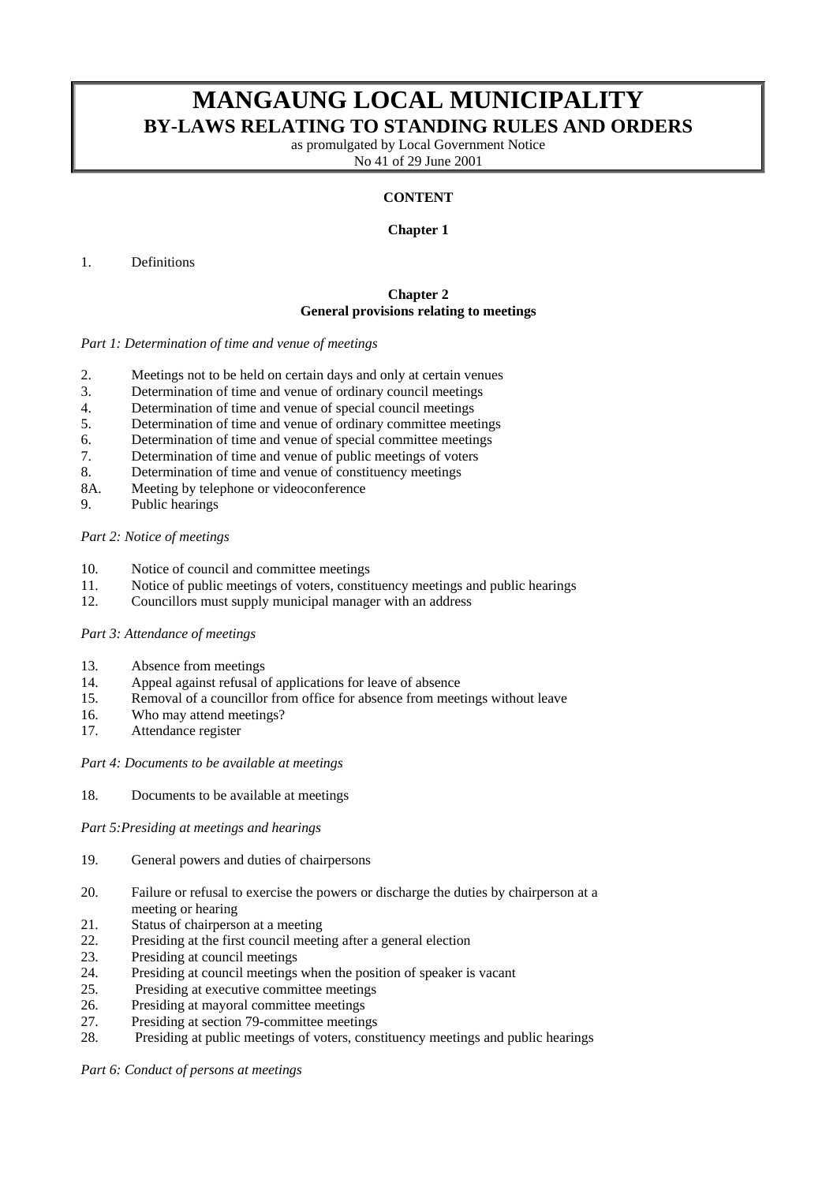# MANGAUNG LOCAL MUNICIPALITY

## BY-LAWS RELATING TO STANDING RULES AND ORDERS

as promulgated by Local Government Notice
No 41 of 29 June 2001

**CONTENT**

**Chapter 1**

1. Definitions

**Chapter 2**
**General provisions relating to meetings**

*Part 1: Determination of time and venue of meetings*

2. Meetings not to be held on certain days and only at certain venues
3. Determination of time and venue of ordinary council meetings
4. Determination of time and venue of special council meetings
5. Determination of time and venue of ordinary committee meetings
6. Determination of time and venue of special committee meetings
7. Determination of time and venue of public meetings of voters
8. Determination of time and venue of constituency meetings

8A. Meeting by telephone or videoconference

9. Public hearings

*Part 2: Notice of meetings*

10. Notice of council and committee meetings
11. Notice of public meetings of voters, constituency meetings and public hearings
12. Councillors must supply municipal manager with an address

*Part 3: Attendance of meetings*

13. Absence from meetings
14. Appeal against refusal of applications for leave of absence
15. Removal of a councillor from office for absence from meetings without leave
16. Who may attend meetings?
17. Attendance register

*Part 4: Documents to be available at meetings*

18. Documents to be available at meetings

*Part 5:Presiding at meetings and hearings*

19. General powers and duties of chairpersons
20. Failure or refusal to exercise the powers or discharge the duties by chairperson at a meeting or hearing
21. Status of chairperson at a meeting
22. Presiding at the first council meeting after a general election
23. Presiding at council meetings
24. Presiding at council meetings when the position of speaker is vacant
25. Presiding at executive committee meetings
26. Presiding at mayoral committee meetings
27. Presiding at section 79-committee meetings
28. Presiding at public meetings of voters, constituency meetings and public hearings

*Part 6: Conduct of persons at meetings*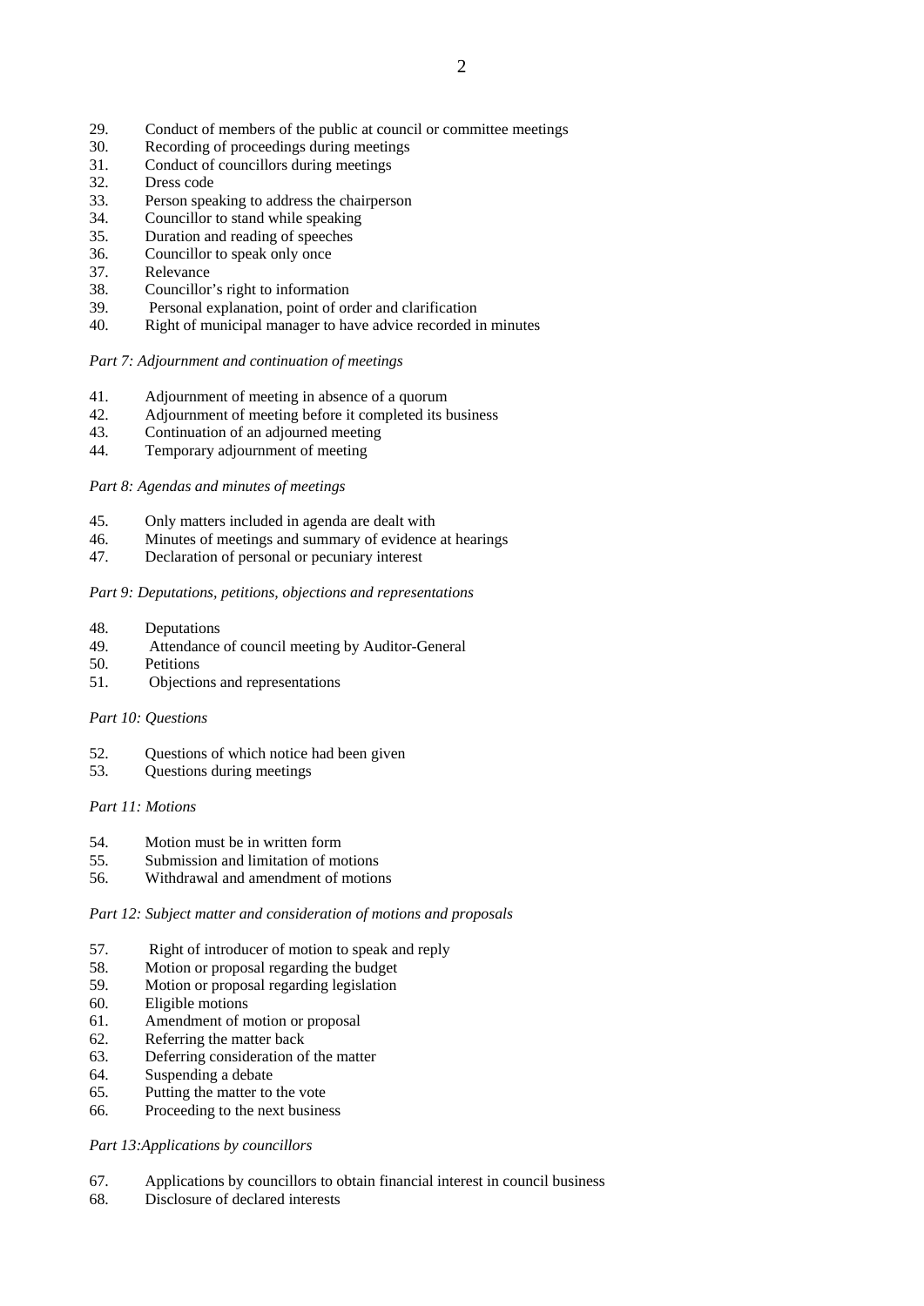29. Conduct of members of the public at council or committee meetings
30. Recording of proceedings during meetings
31. Conduct of councillors during meetings
32. Dress code
33. Person speaking to address the chairperson
34. Councillor to stand while speaking
35. Duration and reading of speeches
36. Councillor to speak only once
37. Relevance
38. Councillor's right to information
39. Personal explanation, point of order and clarification
40. Right of municipal manager to have advice recorded in minutes

*Part 7: Adjournment and continuation of meetings*

41. Adjournment of meeting in absence of a quorum
42. Adjournment of meeting before it completed its business
43. Continuation of an adjourned meeting
44. Temporary adjournment of meeting

*Part 8: Agendas and minutes of meetings*

45. Only matters included in agenda are dealt with
46. Minutes of meetings and summary of evidence at hearings
47. Declaration of personal or pecuniary interest

*Part 9: Deputations, petitions, objections and representations*

48. Deputations
49. Attendance of council meeting by Auditor-General
50. Petitions
51. Objections and representations

*Part 10: Questions*

52. Questions of which notice had been given
53. Questions during meetings

*Part 11: Motions*

54. Motion must be in written form
55. Submission and limitation of motions
56. Withdrawal and amendment of motions

*Part 12: Subject matter and consideration of motions and proposals*

57. Right of introducer of motion to speak and reply
58. Motion or proposal regarding the budget
59. Motion or proposal regarding legislation
60. Eligible motions
61. Amendment of motion or proposal
62. Referring the matter back
63. Deferring consideration of the matter
64. Suspending a debate
65. Putting the matter to the vote
66. Proceeding to the next business

*Part 13:Applications by councillors*

67. Applications by councillors to obtain financial interest in council business
68. Disclosure of declared interests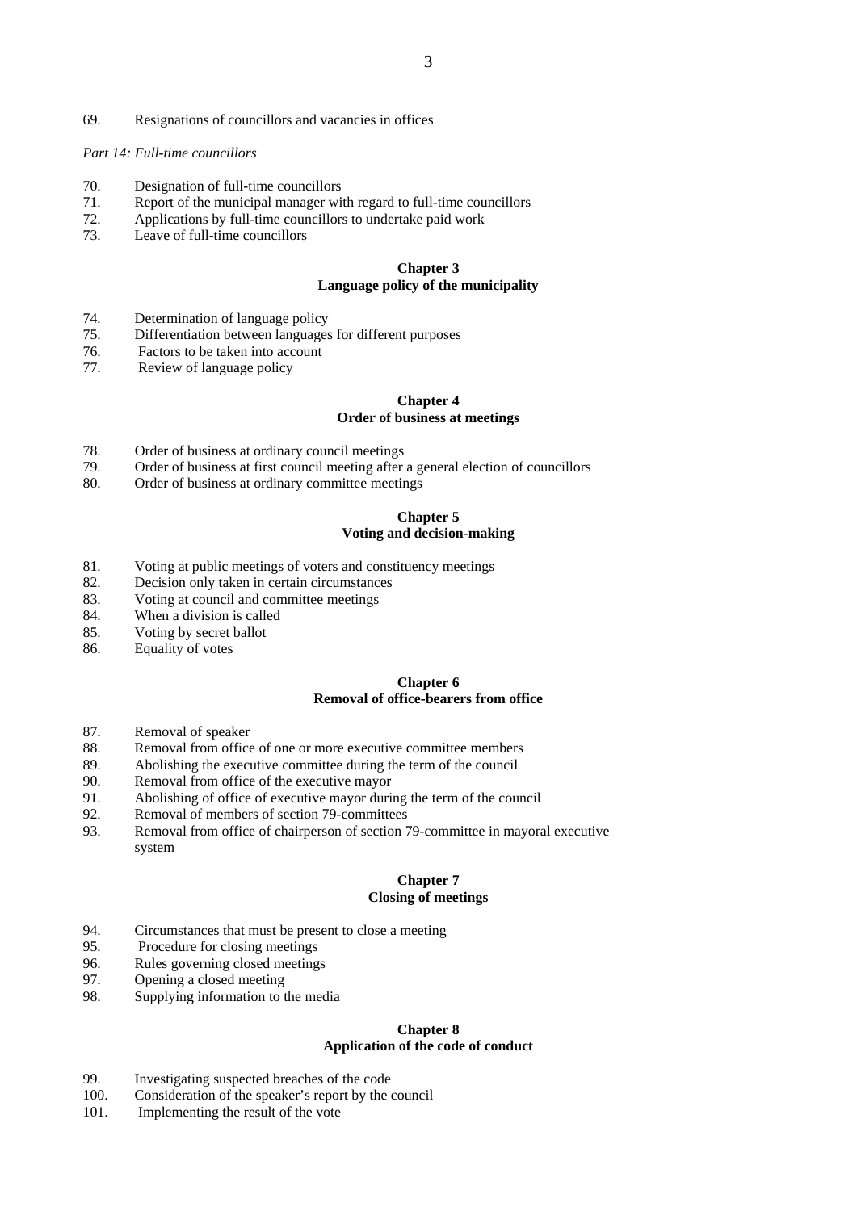69. Resignations of councillors and vacancies in offices

*Part 14: Full-time councillors*

70. Designation of full-time councillors
71. Report of the municipal manager with regard to full-time councillors
72. Applications by full-time councillors to undertake paid work
73. Leave of full-time councillors

**Chapter 3**
**Language policy of the municipality**

74. Determination of language policy
75. Differentiation between languages for different purposes
76. Factors to be taken into account
77. Review of language policy

**Chapter 4**
**Order of business at meetings**

78. Order of business at ordinary council meetings
79. Order of business at first council meeting after a general election of councillors
80. Order of business at ordinary committee meetings

**Chapter 5**
**Voting and decision-making**

81. Voting at public meetings of voters and constituency meetings
82. Decision only taken in certain circumstances
83. Voting at council and committee meetings
84. When a division is called
85. Voting by secret ballot
86. Equality of votes

**Chapter 6**
**Removal of office-bearers from office**

87. Removal of speaker
88. Removal from office of one or more executive committee members
89. Abolishing the executive committee during the term of the council
90. Removal from office of the executive mayor
91. Abolishing of office of executive mayor during the term of the council
92. Removal of members of section 79-committees
93. Removal from office of chairperson of section 79-committee in mayoral executive system

**Chapter 7**
**Closing of meetings**

94. Circumstances that must be present to close a meeting
95. Procedure for closing meetings
96. Rules governing closed meetings
97. Opening a closed meeting
98. Supplying information to the media

**Chapter 8**
**Application of the code of conduct**

99. Investigating suspected breaches of the code
100. Consideration of the speaker's report by the council
101. Implementing the result of the vote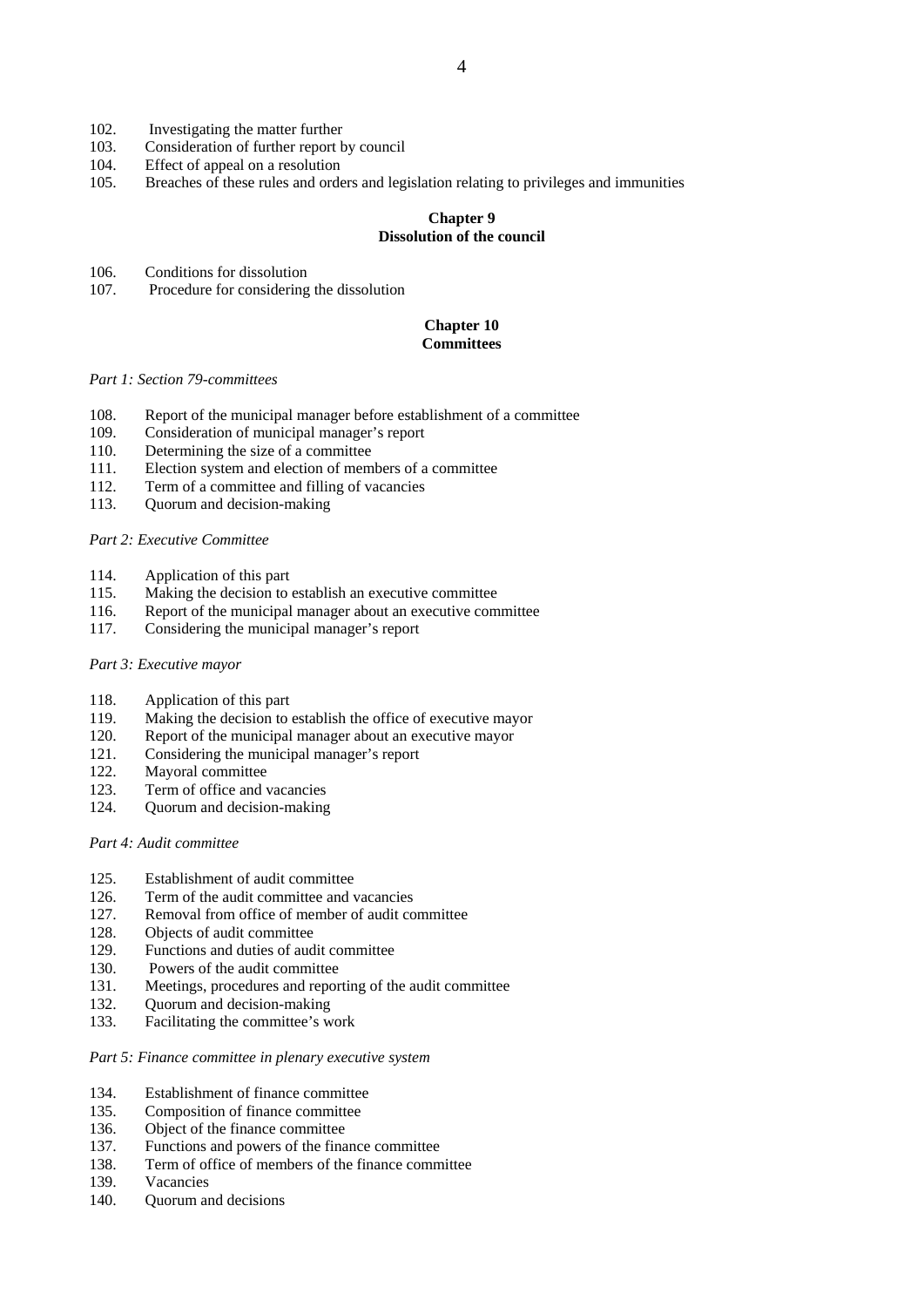102. Investigating the matter further
103. Consideration of further report by council
104. Effect of appeal on a resolution
105. Breaches of these rules and orders and legislation relating to privileges and immunities

**Chapter 9**
**Dissolution of the council**

106. Conditions for dissolution
107. Procedure for considering the dissolution

**Chapter 10**
**Committees**

*Part 1: Section 79-committees*

108. Report of the municipal manager before establishment of a committee
109. Consideration of municipal manager's report
110. Determining the size of a committee
111. Election system and election of members of a committee
112. Term of a committee and filling of vacancies
113. Quorum and decision-making

*Part 2: Executive Committee*

114. Application of this part
115. Making the decision to establish an executive committee
116. Report of the municipal manager about an executive committee
117. Considering the municipal manager's report

*Part 3: Executive mayor*

118. Application of this part
119. Making the decision to establish the office of executive mayor
120. Report of the municipal manager about an executive mayor
121. Considering the municipal manager's report
122. Mayoral committee
123. Term of office and vacancies
124. Quorum and decision-making

*Part 4: Audit committee*

125. Establishment of audit committee
126. Term of the audit committee and vacancies
127. Removal from office of member of audit committee
128. Objects of audit committee
129. Functions and duties of audit committee
130. Powers of the audit committee
131. Meetings, procedures and reporting of the audit committee
132. Quorum and decision-making
133. Facilitating the committee's work

*Part 5: Finance committee in plenary executive system*

134. Establishment of finance committee
135. Composition of finance committee
136. Object of the finance committee
137. Functions and powers of the finance committee
138. Term of office of members of the finance committee
139. Vacancies
140. Quorum and decisions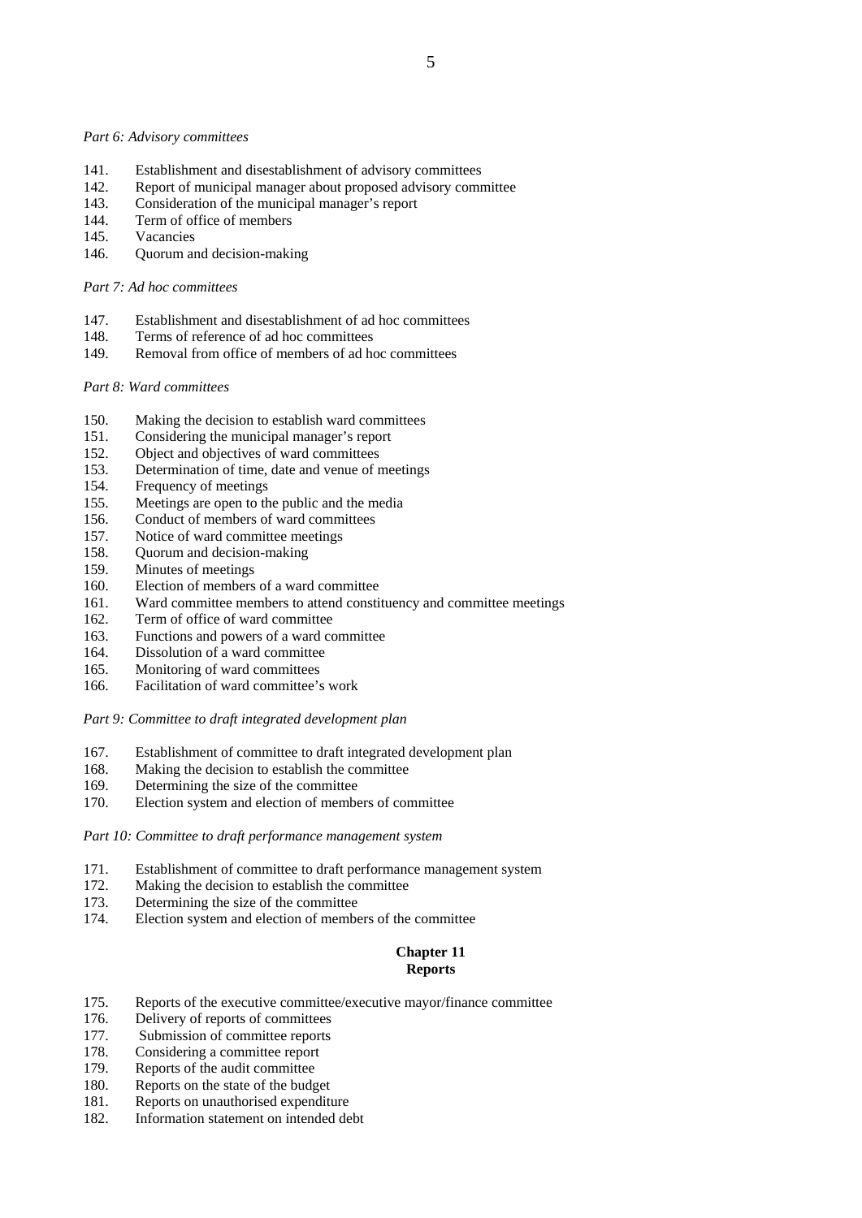*Part 6: Advisory committees*

141. Establishment and disestablishment of advisory committees
142. Report of municipal manager about proposed advisory committee
143. Consideration of the municipal manager's report
144. Term of office of members
145. Vacancies
146. Quorum and decision-making

*Part 7: Ad hoc committees*

147. Establishment and disestablishment of ad hoc committees
148. Terms of reference of ad hoc committees
149. Removal from office of members of ad hoc committees

*Part 8: Ward committees*

150. Making the decision to establish ward committees
151. Considering the municipal manager's report
152. Object and objectives of ward committees
153. Determination of time, date and venue of meetings
154. Frequency of meetings
155. Meetings are open to the public and the media
156. Conduct of members of ward committees
157. Notice of ward committee meetings
158. Quorum and decision-making
159. Minutes of meetings
160. Election of members of a ward committee
161. Ward committee members to attend constituency and committee meetings
162. Term of office of ward committee
163. Functions and powers of a ward committee
164. Dissolution of a ward committee
165. Monitoring of ward committees
166. Facilitation of ward committee's work

*Part 9: Committee to draft integrated development plan*

167. Establishment of committee to draft integrated development plan
168. Making the decision to establish the committee
169. Determining the size of the committee
170. Election system and election of members of committee

*Part 10: Committee to draft performance management system*

171. Establishment of committee to draft performance management system
172. Making the decision to establish the committee
173. Determining the size of the committee
174. Election system and election of members of the committee

## Chapter 11
## Reports

175. Reports of the executive committee/executive mayor/finance committee
176. Delivery of reports of committees
177. Submission of committee reports
178. Considering a committee report
179. Reports of the audit committee
180. Reports on the state of the budget
181. Reports on unauthorised expenditure
182. Information statement on intended debt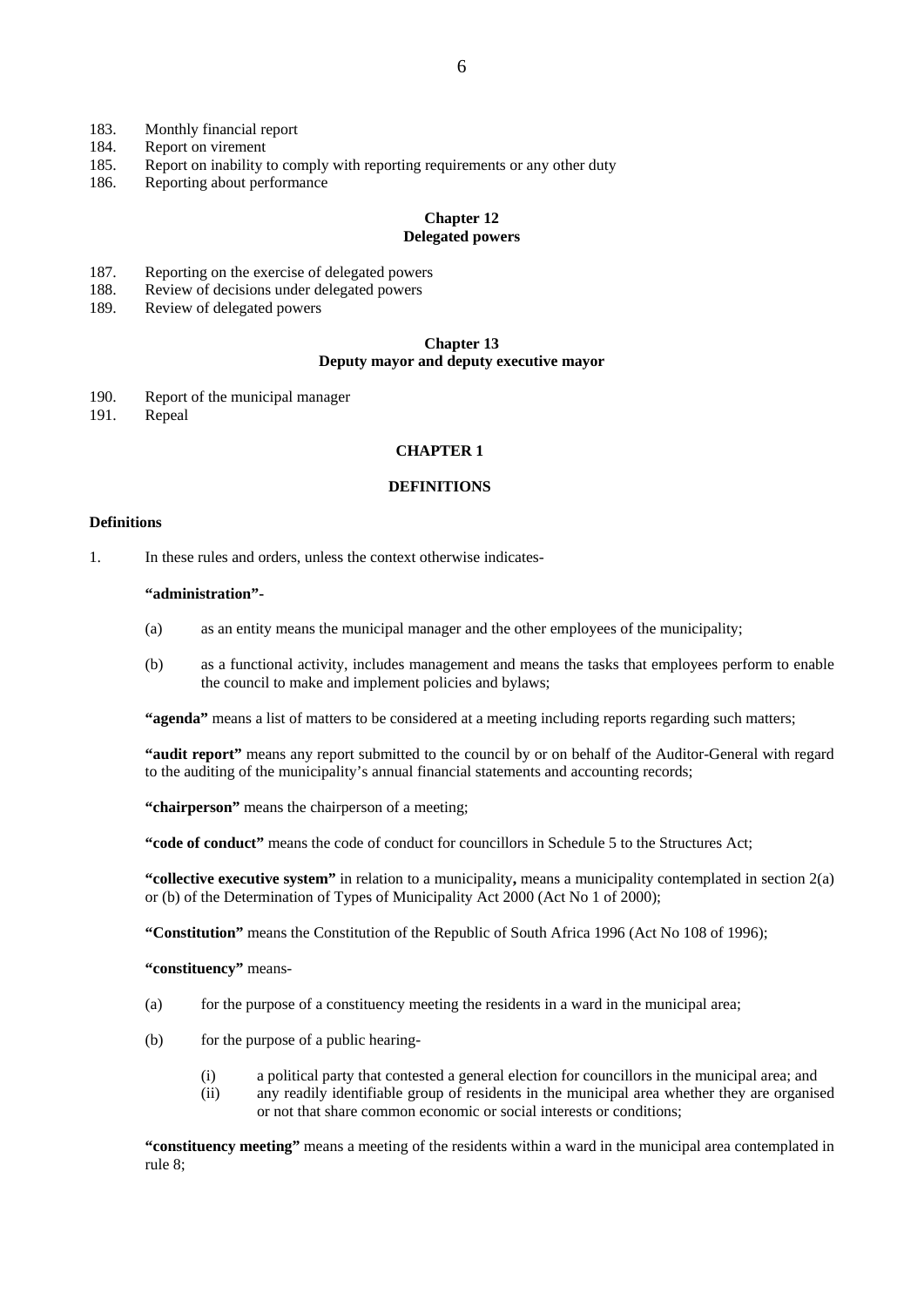183. Monthly financial report
184. Report on virement
185. Report on inability to comply with reporting requirements or any other duty
186. Reporting about performance

**Chapter 12**
**Delegated powers**

187. Reporting on the exercise of delegated powers
188. Review of decisions under delegated powers
189. Review of delegated powers

**Chapter 13**
**Deputy mayor and deputy executive mayor**

190. Report of the municipal manager
191. Repeal

## CHAPTER 1

## DEFINITIONS

### Definitions

1. In these rules and orders, unless the context otherwise indicates-

**"administration"-**

(a) as an entity means the municipal manager and the other employees of the municipality;

(b) as a functional activity, includes management and means the tasks that employees perform to enable the council to make and implement policies and bylaws;

**"agenda"** means a list of matters to be considered at a meeting including reports regarding such matters;

**"audit report"** means any report submitted to the council by or on behalf of the Auditor-General with regard to the auditing of the municipality's annual financial statements and accounting records;

**"chairperson"** means the chairperson of a meeting;

**"code of conduct"** means the code of conduct for councillors in Schedule 5 to the Structures Act;

**"collective executive system"** in relation to a municipality**,** means a municipality contemplated in section 2(a) or (b) of the Determination of Types of Municipality Act 2000 (Act No 1 of 2000);

**"Constitution"** means the Constitution of the Republic of South Africa 1996 (Act No 108 of 1996);

**"constituency"** means-

(a) for the purpose of a constituency meeting the residents in a ward in the municipal area;

(b) for the purpose of a public hearing-

(i) a political party that contested a general election for councillors in the municipal area; and
(ii) any readily identifiable group of residents in the municipal area whether they are organised or not that share common economic or social interests or conditions;

**"constituency meeting"** means a meeting of the residents within a ward in the municipal area contemplated in rule 8;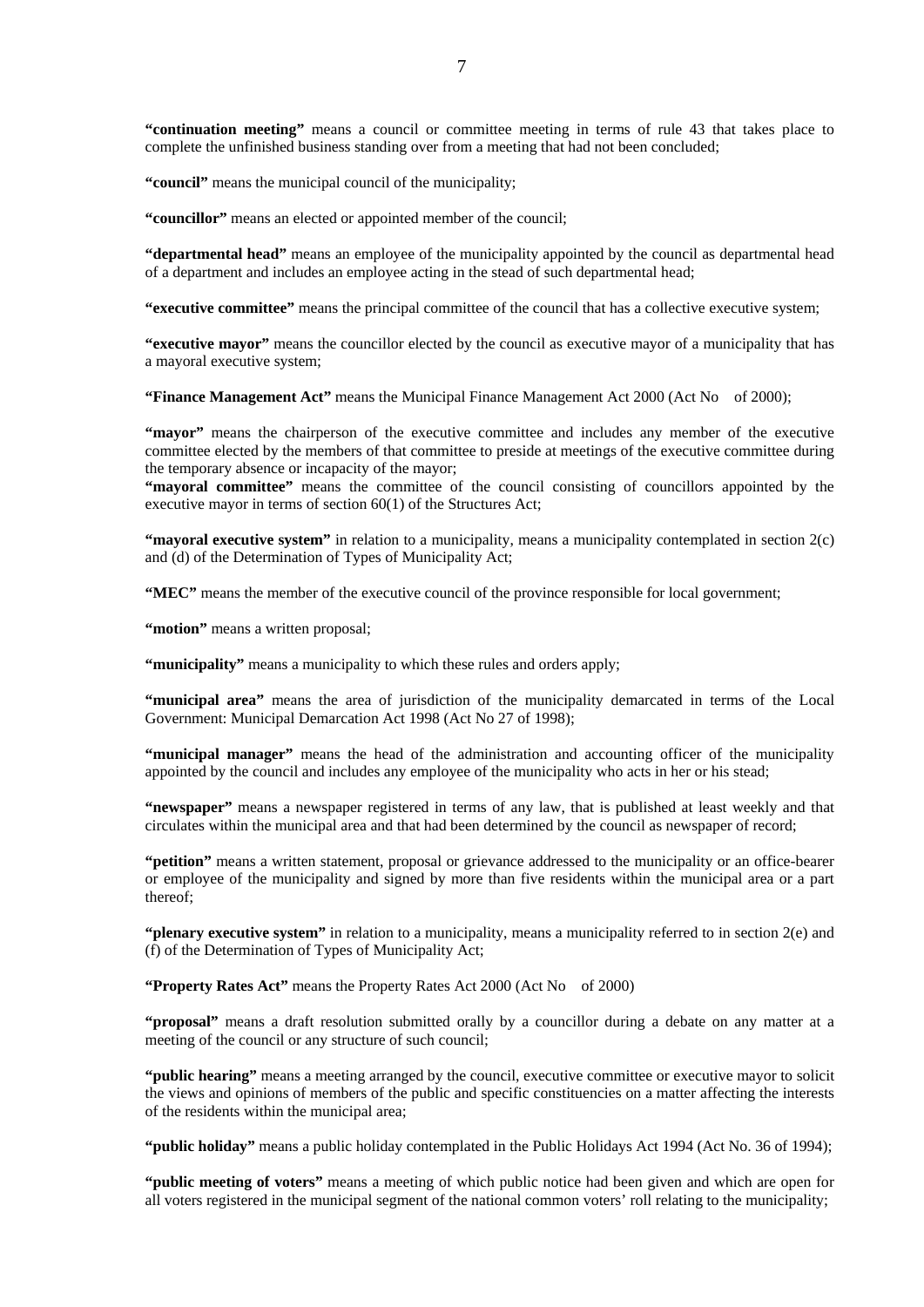**"continuation meeting"** means a council or committee meeting in terms of rule 43 that takes place to complete the unfinished business standing over from a meeting that had not been concluded;

**"council"** means the municipal council of the municipality;

**"councillor"** means an elected or appointed member of the council;

**"departmental head"** means an employee of the municipality appointed by the council as departmental head of a department and includes an employee acting in the stead of such departmental head;

**"executive committee"** means the principal committee of the council that has a collective executive system;

**"executive mayor"** means the councillor elected by the council as executive mayor of a municipality that has a mayoral executive system;

**"Finance Management Act"** means the Municipal Finance Management Act 2000 (Act No of 2000);

**"mayor"** means the chairperson of the executive committee and includes any member of the executive committee elected by the members of that committee to preside at meetings of the executive committee during the temporary absence or incapacity of the mayor;

**"mayoral committee"** means the committee of the council consisting of councillors appointed by the executive mayor in terms of section 60(1) of the Structures Act;

**"mayoral executive system"** in relation to a municipality, means a municipality contemplated in section 2(c) and (d) of the Determination of Types of Municipality Act;

**"MEC"** means the member of the executive council of the province responsible for local government;

**"motion"** means a written proposal;

**"municipality"** means a municipality to which these rules and orders apply;

**"municipal area"** means the area of jurisdiction of the municipality demarcated in terms of the Local Government: Municipal Demarcation Act 1998 (Act No 27 of 1998);

**"municipal manager"** means the head of the administration and accounting officer of the municipality appointed by the council and includes any employee of the municipality who acts in her or his stead;

**"newspaper"** means a newspaper registered in terms of any law, that is published at least weekly and that circulates within the municipal area and that had been determined by the council as newspaper of record;

**"petition"** means a written statement, proposal or grievance addressed to the municipality or an office-bearer or employee of the municipality and signed by more than five residents within the municipal area or a part thereof;

**"plenary executive system"** in relation to a municipality, means a municipality referred to in section 2(e) and (f) of the Determination of Types of Municipality Act;

**"Property Rates Act"** means the Property Rates Act 2000 (Act No of 2000)

**"proposal"** means a draft resolution submitted orally by a councillor during a debate on any matter at a meeting of the council or any structure of such council;

**"public hearing"** means a meeting arranged by the council, executive committee or executive mayor to solicit the views and opinions of members of the public and specific constituencies on a matter affecting the interests of the residents within the municipal area;

**"public holiday"** means a public holiday contemplated in the Public Holidays Act 1994 (Act No. 36 of 1994);

**"public meeting of voters"** means a meeting of which public notice had been given and which are open for all voters registered in the municipal segment of the national common voters' roll relating to the municipality;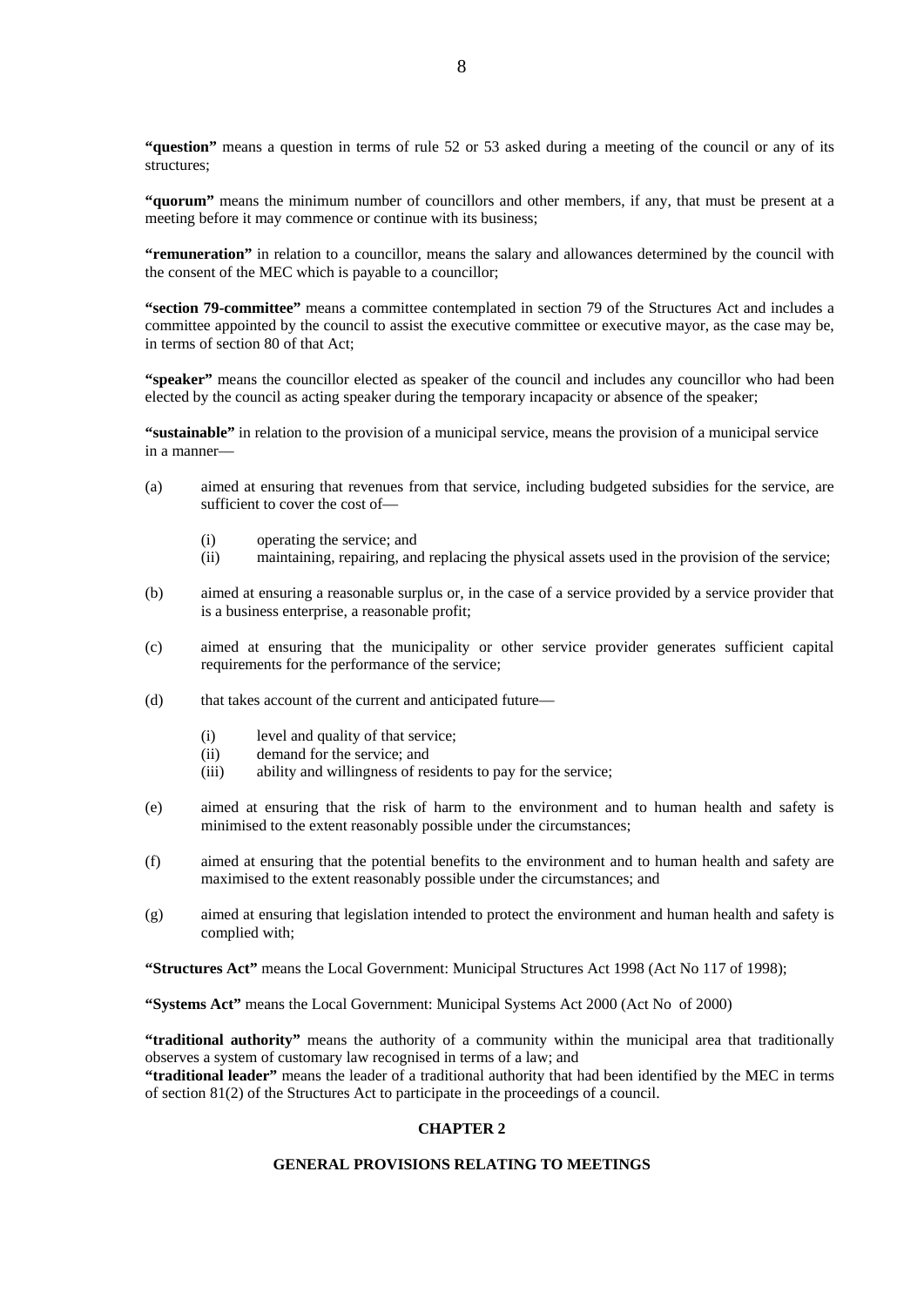**"question"** means a question in terms of rule 52 or 53 asked during a meeting of the council or any of its structures;

**"quorum"** means the minimum number of councillors and other members, if any, that must be present at a meeting before it may commence or continue with its business;

**"remuneration"** in relation to a councillor, means the salary and allowances determined by the council with the consent of the MEC which is payable to a councillor;

**"section 79-committee"** means a committee contemplated in section 79 of the Structures Act and includes a committee appointed by the council to assist the executive committee or executive mayor, as the case may be, in terms of section 80 of that Act;

**"speaker"** means the councillor elected as speaker of the council and includes any councillor who had been elected by the council as acting speaker during the temporary incapacity or absence of the speaker;

**"sustainable"** in relation to the provision of a municipal service, means the provision of a municipal service in a manner—

(a) aimed at ensuring that revenues from that service, including budgeted subsidies for the service, are sufficient to cover the cost of—

  (i) operating the service; and
  (ii) maintaining, repairing, and replacing the physical assets used in the provision of the service;

(b) aimed at ensuring a reasonable surplus or, in the case of a service provided by a service provider that is a business enterprise, a reasonable profit;

(c) aimed at ensuring that the municipality or other service provider generates sufficient capital requirements for the performance of the service;

(d) that takes account of the current and anticipated future—

  (i) level and quality of that service;
  (ii) demand for the service; and
  (iii) ability and willingness of residents to pay for the service;

(e) aimed at ensuring that the risk of harm to the environment and to human health and safety is minimised to the extent reasonably possible under the circumstances;

(f) aimed at ensuring that the potential benefits to the environment and to human health and safety are maximised to the extent reasonably possible under the circumstances; and

(g) aimed at ensuring that legislation intended to protect the environment and human health and safety is complied with;

**"Structures Act"** means the Local Government: Municipal Structures Act 1998 (Act No 117 of 1998);

**"Systems Act"** means the Local Government: Municipal Systems Act 2000 (Act No  of 2000)

**"traditional authority"** means the authority of a community within the municipal area that traditionally observes a system of customary law recognised in terms of a law; and

**"traditional leader"** means the leader of a traditional authority that had been identified by the MEC in terms of section 81(2) of the Structures Act to participate in the proceedings of a council.

## CHAPTER 2

## GENERAL PROVISIONS RELATING TO MEETINGS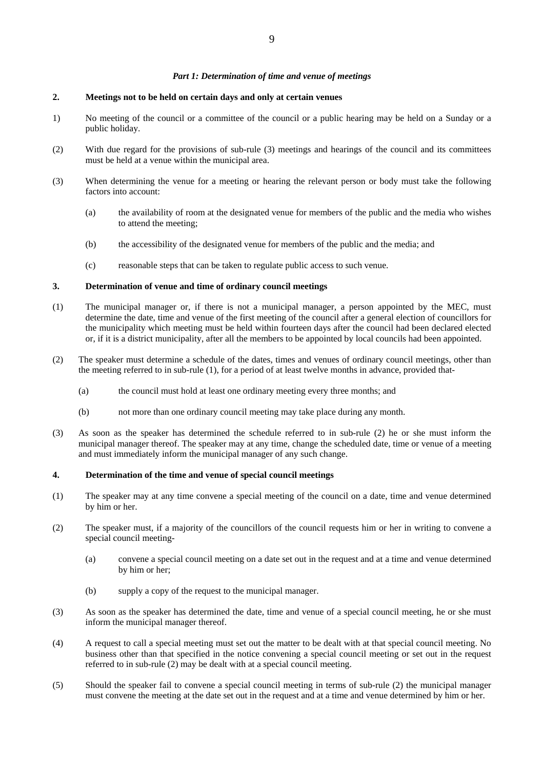*Part 1: Determination of time and venue of meetings*

**2. Meetings not to be held on certain days and only at certain venues**

1) No meeting of the council or a committee of the council or a public hearing may be held on a Sunday or a public holiday.

(2) With due regard for the provisions of sub-rule (3) meetings and hearings of the council and its committees must be held at a venue within the municipal area.

(3) When determining the venue for a meeting or hearing the relevant person or body must take the following factors into account:

(a) the availability of room at the designated venue for members of the public and the media who wishes to attend the meeting;

(b) the accessibility of the designated venue for members of the public and the media; and

(c) reasonable steps that can be taken to regulate public access to such venue.

**3. Determination of venue and time of ordinary council meetings**

(1) The municipal manager or, if there is not a municipal manager, a person appointed by the MEC, must determine the date, time and venue of the first meeting of the council after a general election of councillors for the municipality which meeting must be held within fourteen days after the council had been declared elected or, if it is a district municipality, after all the members to be appointed by local councils had been appointed.

(2) The speaker must determine a schedule of the dates, times and venues of ordinary council meetings, other than the meeting referred to in sub-rule (1), for a period of at least twelve months in advance, provided that-

(a) the council must hold at least one ordinary meeting every three months; and

(b) not more than one ordinary council meeting may take place during any month.

(3) As soon as the speaker has determined the schedule referred to in sub-rule (2) he or she must inform the municipal manager thereof. The speaker may at any time, change the scheduled date, time or venue of a meeting and must immediately inform the municipal manager of any such change.

**4. Determination of the time and venue of special council meetings**

(1) The speaker may at any time convene a special meeting of the council on a date, time and venue determined by him or her.

(2) The speaker must, if a majority of the councillors of the council requests him or her in writing to convene a special council meeting-

(a) convene a special council meeting on a date set out in the request and at a time and venue determined by him or her;

(b) supply a copy of the request to the municipal manager.

(3) As soon as the speaker has determined the date, time and venue of a special council meeting, he or she must inform the municipal manager thereof.

(4) A request to call a special meeting must set out the matter to be dealt with at that special council meeting. No business other than that specified in the notice convening a special council meeting or set out in the request referred to in sub-rule (2) may be dealt with at a special council meeting.

(5) Should the speaker fail to convene a special council meeting in terms of sub-rule (2) the municipal manager must convene the meeting at the date set out in the request and at a time and venue determined by him or her.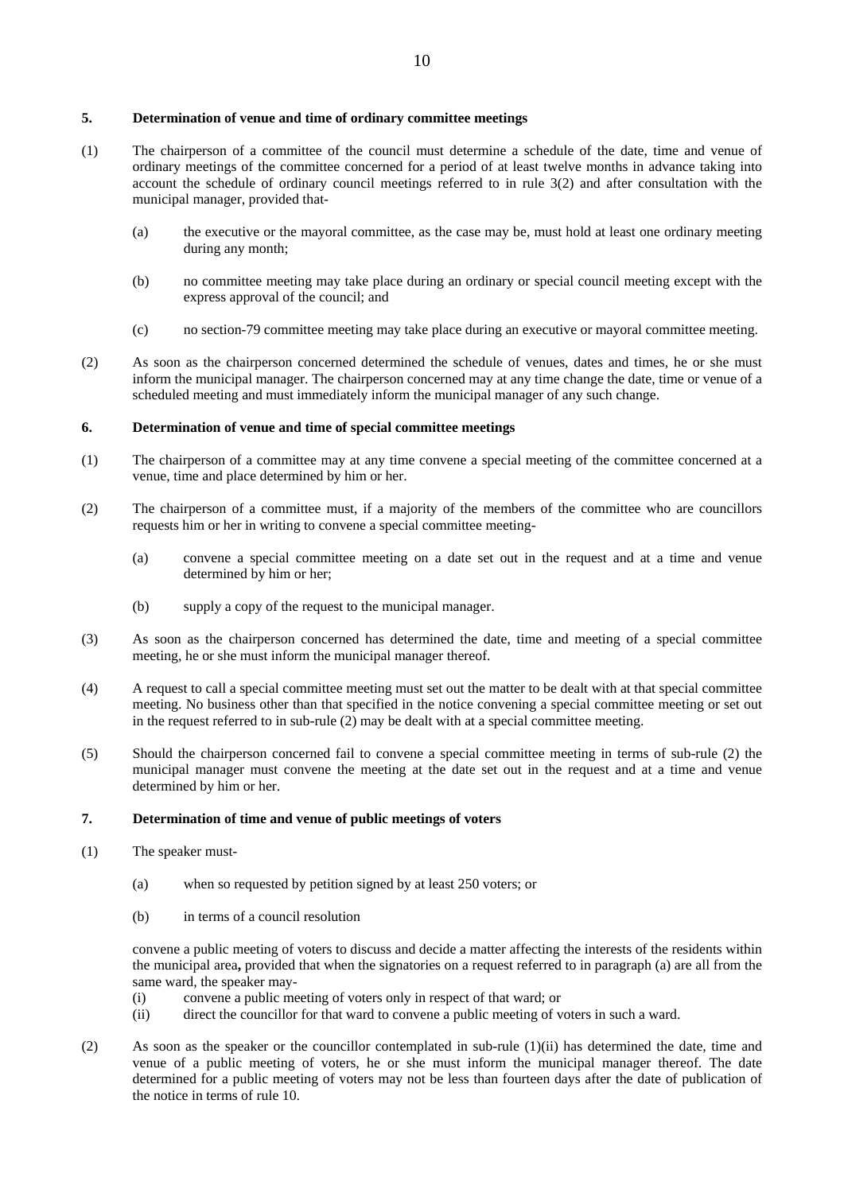## 5. Determination of venue and time of ordinary committee meetings

(1) The chairperson of a committee of the council must determine a schedule of the date, time and venue of ordinary meetings of the committee concerned for a period of at least twelve months in advance taking into account the schedule of ordinary council meetings referred to in rule 3(2) and after consultation with the municipal manager, provided that-

(a) the executive or the mayoral committee, as the case may be, must hold at least one ordinary meeting during any month;

(b) no committee meeting may take place during an ordinary or special council meeting except with the express approval of the council; and

(c) no section-79 committee meeting may take place during an executive or mayoral committee meeting.

(2) As soon as the chairperson concerned determined the schedule of venues, dates and times, he or she must inform the municipal manager. The chairperson concerned may at any time change the date, time or venue of a scheduled meeting and must immediately inform the municipal manager of any such change.

## 6. Determination of venue and time of special committee meetings

(1) The chairperson of a committee may at any time convene a special meeting of the committee concerned at a venue, time and place determined by him or her.

(2) The chairperson of a committee must, if a majority of the members of the committee who are councillors requests him or her in writing to convene a special committee meeting-

(a) convene a special committee meeting on a date set out in the request and at a time and venue determined by him or her;

(b) supply a copy of the request to the municipal manager.

(3) As soon as the chairperson concerned has determined the date, time and meeting of a special committee meeting, he or she must inform the municipal manager thereof.

(4) A request to call a special committee meeting must set out the matter to be dealt with at that special committee meeting. No business other than that specified in the notice convening a special committee meeting or set out in the request referred to in sub-rule (2) may be dealt with at a special committee meeting.

(5) Should the chairperson concerned fail to convene a special committee meeting in terms of sub-rule (2) the municipal manager must convene the meeting at the date set out in the request and at a time and venue determined by him or her.

## 7. Determination of time and venue of public meetings of voters

(1) The speaker must-

(a) when so requested by petition signed by at least 250 voters; or

(b) in terms of a council resolution

convene a public meeting of voters to discuss and decide a matter affecting the interests of the residents within the municipal area**,** provided that when the signatories on a request referred to in paragraph (a) are all from the same ward, the speaker may-

(i) convene a public meeting of voters only in respect of that ward; or
(ii) direct the councillor for that ward to convene a public meeting of voters in such a ward.

(2) As soon as the speaker or the councillor contemplated in sub-rule (1)(ii) has determined the date, time and venue of a public meeting of voters, he or she must inform the municipal manager thereof. The date determined for a public meeting of voters may not be less than fourteen days after the date of publication of the notice in terms of rule 10.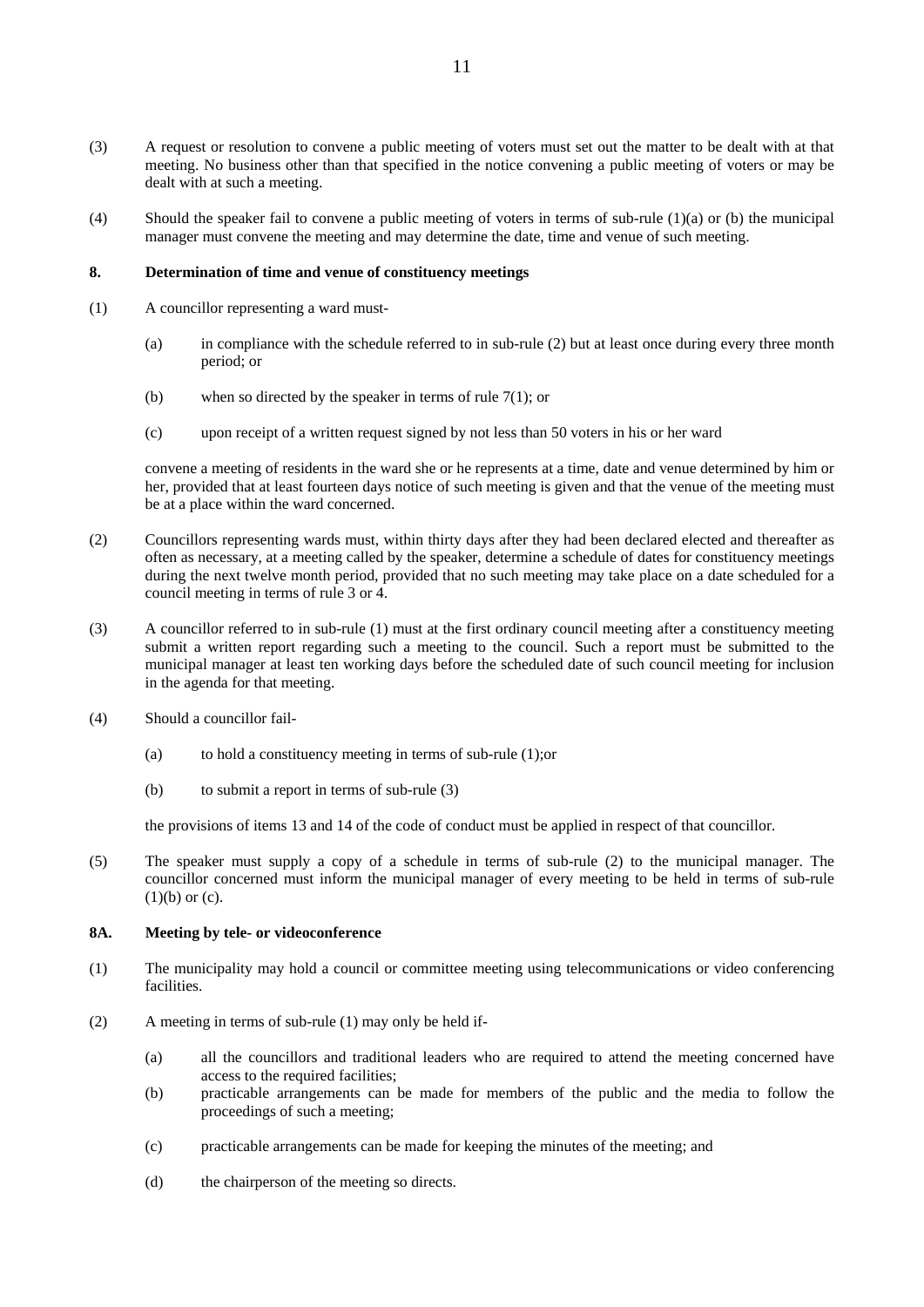(3) A request or resolution to convene a public meeting of voters must set out the matter to be dealt with at that meeting. No business other than that specified in the notice convening a public meeting of voters or may be dealt with at such a meeting.

(4) Should the speaker fail to convene a public meeting of voters in terms of sub-rule (1)(a) or (b) the municipal manager must convene the meeting and may determine the date, time and venue of such meeting.

**8. Determination of time and venue of constituency meetings**

(1) A councillor representing a ward must-

  (a) in compliance with the schedule referred to in sub-rule (2) but at least once during every three month period; or

  (b) when so directed by the speaker in terms of rule 7(1); or

  (c) upon receipt of a written request signed by not less than 50 voters in his or her ward

  convene a meeting of residents in the ward she or he represents at a time, date and venue determined by him or her, provided that at least fourteen days notice of such meeting is given and that the venue of the meeting must be at a place within the ward concerned.

(2) Councillors representing wards must, within thirty days after they had been declared elected and thereafter as often as necessary, at a meeting called by the speaker, determine a schedule of dates for constituency meetings during the next twelve month period, provided that no such meeting may take place on a date scheduled for a council meeting in terms of rule 3 or 4.

(3) A councillor referred to in sub-rule (1) must at the first ordinary council meeting after a constituency meeting submit a written report regarding such a meeting to the council. Such a report must be submitted to the municipal manager at least ten working days before the scheduled date of such council meeting for inclusion in the agenda for that meeting.

(4) Should a councillor fail-

  (a) to hold a constituency meeting in terms of sub-rule (1);or

  (b) to submit a report in terms of sub-rule (3)

  the provisions of items 13 and 14 of the code of conduct must be applied in respect of that councillor.

(5) The speaker must supply a copy of a schedule in terms of sub-rule (2) to the municipal manager. The councillor concerned must inform the municipal manager of every meeting to be held in terms of sub-rule (1)(b) or (c).

**8A. Meeting by tele- or videoconference**

(1) The municipality may hold a council or committee meeting using telecommunications or video conferencing facilities.

(2) A meeting in terms of sub-rule (1) may only be held if-

  (a) all the councillors and traditional leaders who are required to attend the meeting concerned have access to the required facilities;

  (b) practicable arrangements can be made for members of the public and the media to follow the proceedings of such a meeting;

  (c) practicable arrangements can be made for keeping the minutes of the meeting; and

  (d) the chairperson of the meeting so directs.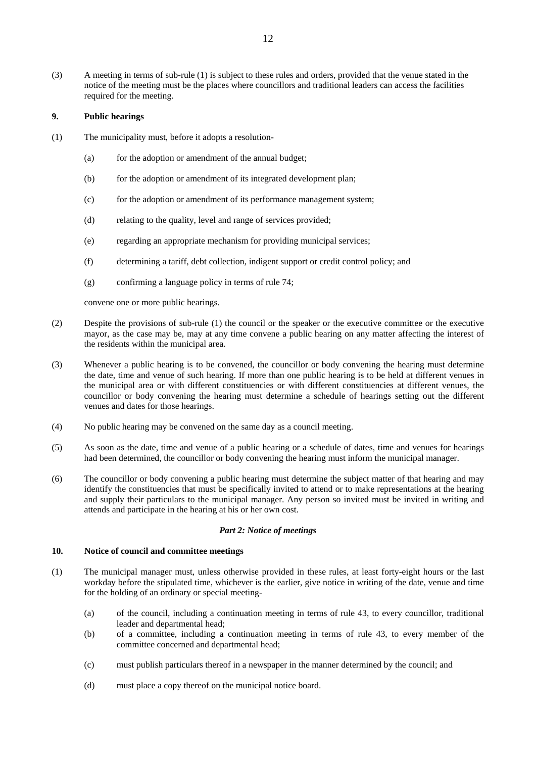(3) A meeting in terms of sub-rule (1) is subject to these rules and orders, provided that the venue stated in the notice of the meeting must be the places where councillors and traditional leaders can access the facilities required for the meeting.

**9. Public hearings**

(1) The municipality must, before it adopts a resolution-

(a) for the adoption or amendment of the annual budget;

(b) for the adoption or amendment of its integrated development plan;

(c) for the adoption or amendment of its performance management system;

(d) relating to the quality, level and range of services provided;

(e) regarding an appropriate mechanism for providing municipal services;

(f) determining a tariff, debt collection, indigent support or credit control policy; and

(g) confirming a language policy in terms of rule 74;

convene one or more public hearings.

(2) Despite the provisions of sub-rule (1) the council or the speaker or the executive committee or the executive mayor, as the case may be, may at any time convene a public hearing on any matter affecting the interest of the residents within the municipal area.

(3) Whenever a public hearing is to be convened, the councillor or body convening the hearing must determine the date, time and venue of such hearing. If more than one public hearing is to be held at different venues in the municipal area or with different constituencies or with different constituencies at different venues, the councillor or body convening the hearing must determine a schedule of hearings setting out the different venues and dates for those hearings.

(4) No public hearing may be convened on the same day as a council meeting.

(5) As soon as the date, time and venue of a public hearing or a schedule of dates, time and venues for hearings had been determined, the councillor or body convening the hearing must inform the municipal manager.

(6) The councillor or body convening a public hearing must determine the subject matter of that hearing and may identify the constituencies that must be specifically invited to attend or to make representations at the hearing and supply their particulars to the municipal manager. Any person so invited must be invited in writing and attends and participate in the hearing at his or her own cost.

***Part 2: Notice of meetings***

**10. Notice of council and committee meetings**

(1) The municipal manager must, unless otherwise provided in these rules, at least forty-eight hours or the last workday before the stipulated time, whichever is the earlier, give notice in writing of the date, venue and time for the holding of an ordinary or special meeting-

(a) of the council, including a continuation meeting in terms of rule 43, to every councillor, traditional leader and departmental head;

(b) of a committee, including a continuation meeting in terms of rule 43, to every member of the committee concerned and departmental head;

(c) must publish particulars thereof in a newspaper in the manner determined by the council; and

(d) must place a copy thereof on the municipal notice board.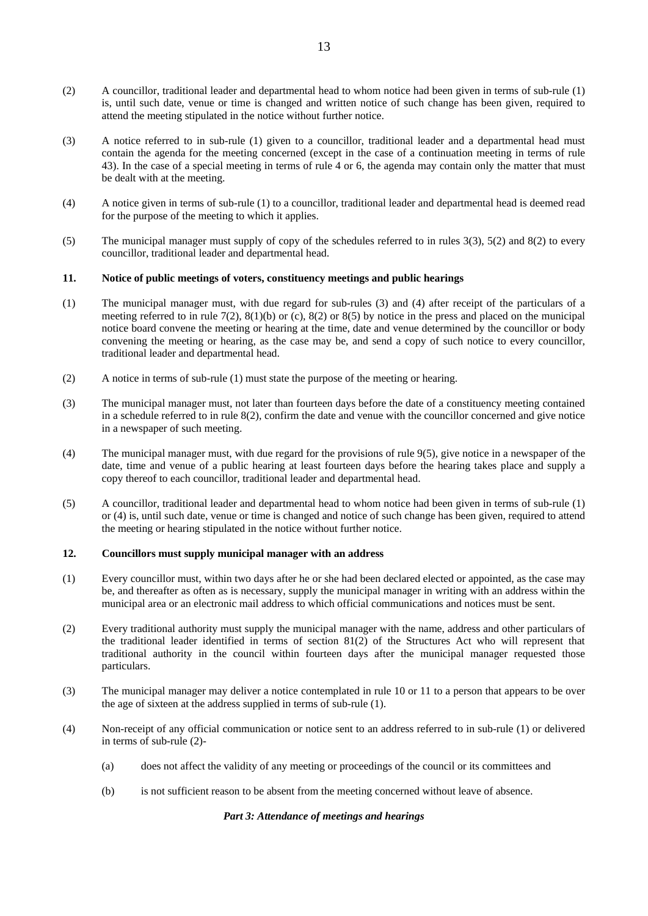(2) A councillor, traditional leader and departmental head to whom notice had been given in terms of sub-rule (1) is, until such date, venue or time is changed and written notice of such change has been given, required to attend the meeting stipulated in the notice without further notice.

(3) A notice referred to in sub-rule (1) given to a councillor, traditional leader and a departmental head must contain the agenda for the meeting concerned (except in the case of a continuation meeting in terms of rule 43). In the case of a special meeting in terms of rule 4 or 6, the agenda may contain only the matter that must be dealt with at the meeting.

(4) A notice given in terms of sub-rule (1) to a councillor, traditional leader and departmental head is deemed read for the purpose of the meeting to which it applies.

(5) The municipal manager must supply of copy of the schedules referred to in rules 3(3), 5(2) and 8(2) to every councillor, traditional leader and departmental head.

**11. Notice of public meetings of voters, constituency meetings and public hearings**

(1) The municipal manager must, with due regard for sub-rules (3) and (4) after receipt of the particulars of a meeting referred to in rule 7(2), 8(1)(b) or (c), 8(2) or 8(5) by notice in the press and placed on the municipal notice board convene the meeting or hearing at the time, date and venue determined by the councillor or body convening the meeting or hearing, as the case may be, and send a copy of such notice to every councillor, traditional leader and departmental head.

(2) A notice in terms of sub-rule (1) must state the purpose of the meeting or hearing.

(3) The municipal manager must, not later than fourteen days before the date of a constituency meeting contained in a schedule referred to in rule 8(2), confirm the date and venue with the councillor concerned and give notice in a newspaper of such meeting.

(4) The municipal manager must, with due regard for the provisions of rule 9(5), give notice in a newspaper of the date, time and venue of a public hearing at least fourteen days before the hearing takes place and supply a copy thereof to each councillor, traditional leader and departmental head.

(5) A councillor, traditional leader and departmental head to whom notice had been given in terms of sub-rule (1) or (4) is, until such date, venue or time is changed and notice of such change has been given, required to attend the meeting or hearing stipulated in the notice without further notice.

**12. Councillors must supply municipal manager with an address**

(1) Every councillor must, within two days after he or she had been declared elected or appointed, as the case may be, and thereafter as often as is necessary, supply the municipal manager in writing with an address within the municipal area or an electronic mail address to which official communications and notices must be sent.

(2) Every traditional authority must supply the municipal manager with the name, address and other particulars of the traditional leader identified in terms of section 81(2) of the Structures Act who will represent that traditional authority in the council within fourteen days after the municipal manager requested those particulars.

(3) The municipal manager may deliver a notice contemplated in rule 10 or 11 to a person that appears to be over the age of sixteen at the address supplied in terms of sub-rule (1).

(4) Non-receipt of any official communication or notice sent to an address referred to in sub-rule (1) or delivered in terms of sub-rule (2)-

  (a) does not affect the validity of any meeting or proceedings of the council or its committees and

  (b) is not sufficient reason to be absent from the meeting concerned without leave of absence.

***Part 3: Attendance of meetings and hearings***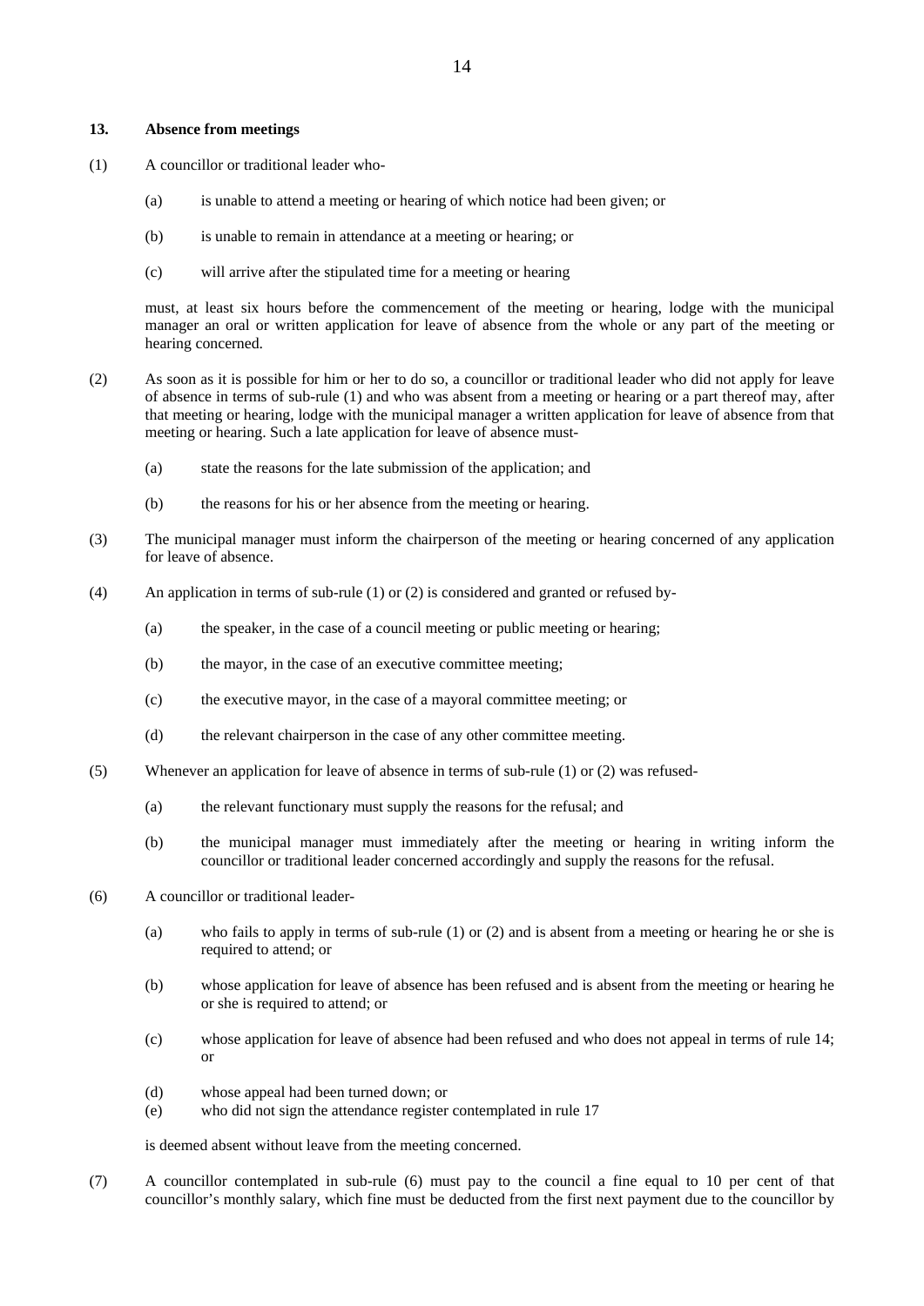### 13. Absence from meetings

(1) A councillor or traditional leader who-

(a) is unable to attend a meeting or hearing of which notice had been given; or

(b) is unable to remain in attendance at a meeting or hearing; or

(c) will arrive after the stipulated time for a meeting or hearing

must, at least six hours before the commencement of the meeting or hearing, lodge with the municipal manager an oral or written application for leave of absence from the whole or any part of the meeting or hearing concerned.

(2) As soon as it is possible for him or her to do so, a councillor or traditional leader who did not apply for leave of absence in terms of sub-rule (1) and who was absent from a meeting or hearing or a part thereof may, after that meeting or hearing, lodge with the municipal manager a written application for leave of absence from that meeting or hearing. Such a late application for leave of absence must-

(a) state the reasons for the late submission of the application; and

(b) the reasons for his or her absence from the meeting or hearing.

(3) The municipal manager must inform the chairperson of the meeting or hearing concerned of any application for leave of absence.

(4) An application in terms of sub-rule (1) or (2) is considered and granted or refused by-

(a) the speaker, in the case of a council meeting or public meeting or hearing;

(b) the mayor, in the case of an executive committee meeting;

(c) the executive mayor, in the case of a mayoral committee meeting; or

(d) the relevant chairperson in the case of any other committee meeting.

(5) Whenever an application for leave of absence in terms of sub-rule (1) or (2) was refused-

(a) the relevant functionary must supply the reasons for the refusal; and

(b) the municipal manager must immediately after the meeting or hearing in writing inform the councillor or traditional leader concerned accordingly and supply the reasons for the refusal.

(6) A councillor or traditional leader-

(a) who fails to apply in terms of sub-rule (1) or (2) and is absent from a meeting or hearing he or she is required to attend; or

(b) whose application for leave of absence has been refused and is absent from the meeting or hearing he or she is required to attend; or

(c) whose application for leave of absence had been refused and who does not appeal in terms of rule 14; or

(d) whose appeal had been turned down; or

(e) who did not sign the attendance register contemplated in rule 17

is deemed absent without leave from the meeting concerned.

(7) A councillor contemplated in sub-rule (6) must pay to the council a fine equal to 10 per cent of that councillor's monthly salary, which fine must be deducted from the first next payment due to the councillor by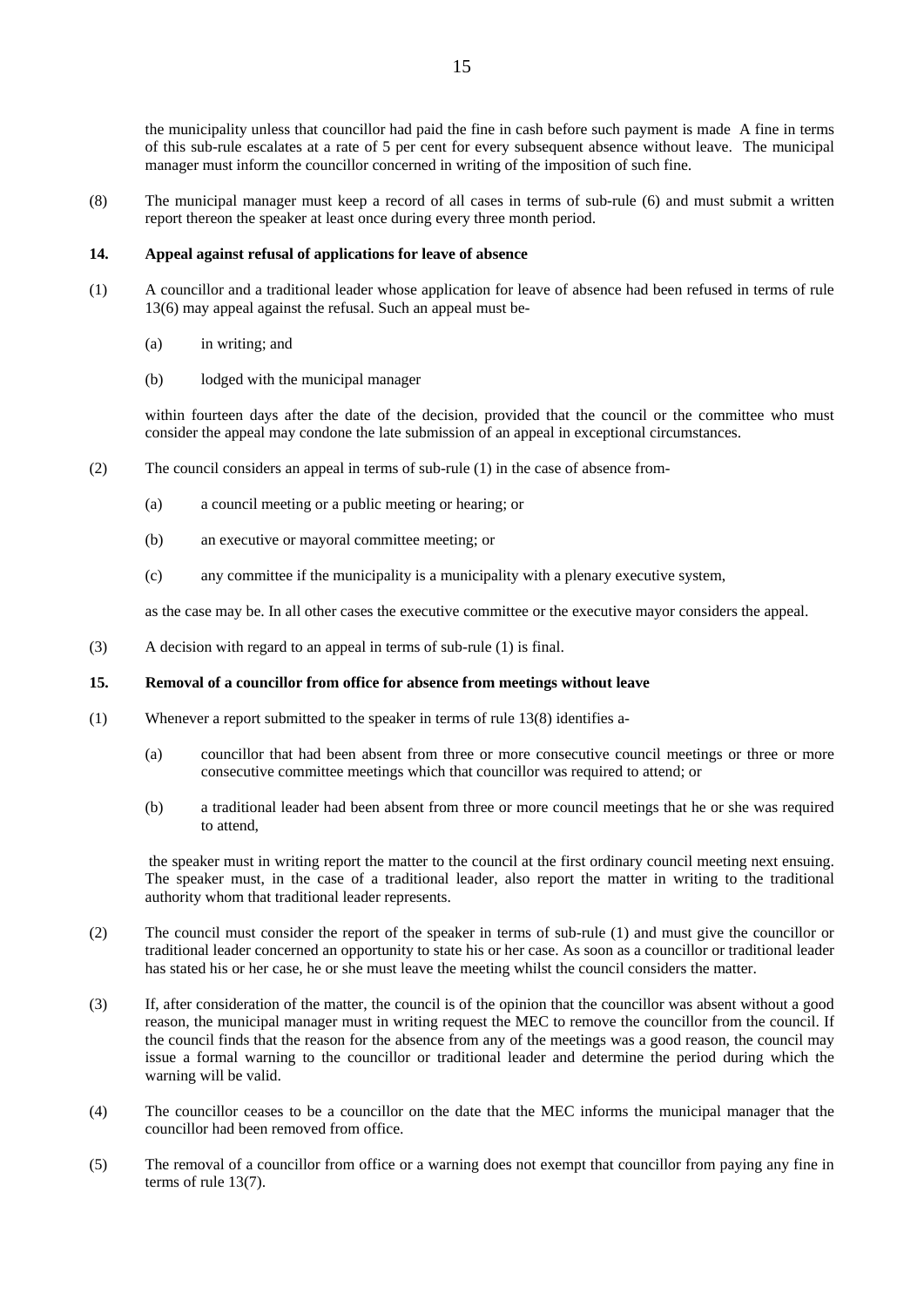the municipality unless that councillor had paid the fine in cash before such payment is made A fine in terms of this sub-rule escalates at a rate of 5 per cent for every subsequent absence without leave. The municipal manager must inform the councillor concerned in writing of the imposition of such fine.

(8) The municipal manager must keep a record of all cases in terms of sub-rule (6) and must submit a written report thereon the speaker at least once during every three month period.

**14. Appeal against refusal of applications for leave of absence**

(1) A councillor and a traditional leader whose application for leave of absence had been refused in terms of rule 13(6) may appeal against the refusal. Such an appeal must be-

(a) in writing; and

(b) lodged with the municipal manager

within fourteen days after the date of the decision, provided that the council or the committee who must consider the appeal may condone the late submission of an appeal in exceptional circumstances.

(2) The council considers an appeal in terms of sub-rule (1) in the case of absence from-

(a) a council meeting or a public meeting or hearing; or

(b) an executive or mayoral committee meeting; or

(c) any committee if the municipality is a municipality with a plenary executive system,

as the case may be. In all other cases the executive committee or the executive mayor considers the appeal.

(3) A decision with regard to an appeal in terms of sub-rule (1) is final.

**15. Removal of a councillor from office for absence from meetings without leave**

(1) Whenever a report submitted to the speaker in terms of rule 13(8) identifies a-

(a) councillor that had been absent from three or more consecutive council meetings or three or more consecutive committee meetings which that councillor was required to attend; or

(b) a traditional leader had been absent from three or more council meetings that he or she was required to attend,

the speaker must in writing report the matter to the council at the first ordinary council meeting next ensuing. The speaker must, in the case of a traditional leader, also report the matter in writing to the traditional authority whom that traditional leader represents.

(2) The council must consider the report of the speaker in terms of sub-rule (1) and must give the councillor or traditional leader concerned an opportunity to state his or her case. As soon as a councillor or traditional leader has stated his or her case, he or she must leave the meeting whilst the council considers the matter.

(3) If, after consideration of the matter, the council is of the opinion that the councillor was absent without a good reason, the municipal manager must in writing request the MEC to remove the councillor from the council. If the council finds that the reason for the absence from any of the meetings was a good reason, the council may issue a formal warning to the councillor or traditional leader and determine the period during which the warning will be valid.

(4) The councillor ceases to be a councillor on the date that the MEC informs the municipal manager that the councillor had been removed from office.

(5) The removal of a councillor from office or a warning does not exempt that councillor from paying any fine in terms of rule 13(7).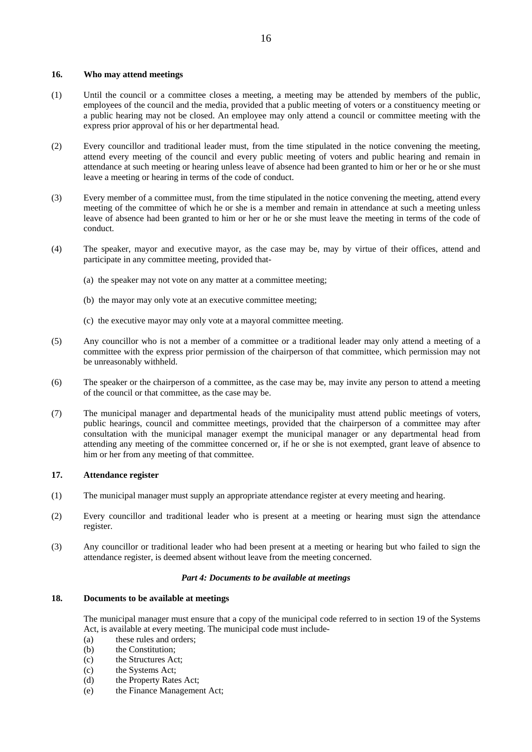### 16. Who may attend meetings

(1) Until the council or a committee closes a meeting, a meeting may be attended by members of the public, employees of the council and the media, provided that a public meeting of voters or a constituency meeting or a public hearing may not be closed. An employee may only attend a council or committee meeting with the express prior approval of his or her departmental head.

(2) Every councillor and traditional leader must, from the time stipulated in the notice convening the meeting, attend every meeting of the council and every public meeting of voters and public hearing and remain in attendance at such meeting or hearing unless leave of absence had been granted to him or her or he or she must leave a meeting or hearing in terms of the code of conduct.

(3) Every member of a committee must, from the time stipulated in the notice convening the meeting, attend every meeting of the committee of which he or she is a member and remain in attendance at such a meeting unless leave of absence had been granted to him or her or he or she must leave the meeting in terms of the code of conduct.

(4) The speaker, mayor and executive mayor, as the case may be, may by virtue of their offices, attend and participate in any committee meeting, provided that-

(a) the speaker may not vote on any matter at a committee meeting;

(b) the mayor may only vote at an executive committee meeting;

(c) the executive mayor may only vote at a mayoral committee meeting.

(5) Any councillor who is not a member of a committee or a traditional leader may only attend a meeting of a committee with the express prior permission of the chairperson of that committee, which permission may not be unreasonably withheld.

(6) The speaker or the chairperson of a committee, as the case may be, may invite any person to attend a meeting of the council or that committee, as the case may be.

(7) The municipal manager and departmental heads of the municipality must attend public meetings of voters, public hearings, council and committee meetings, provided that the chairperson of a committee may after consultation with the municipal manager exempt the municipal manager or any departmental head from attending any meeting of the committee concerned or, if he or she is not exempted, grant leave of absence to him or her from any meeting of that committee.

### 17. Attendance register

(1) The municipal manager must supply an appropriate attendance register at every meeting and hearing.

(2) Every councillor and traditional leader who is present at a meeting or hearing must sign the attendance register.

(3) Any councillor or traditional leader who had been present at a meeting or hearing but who failed to sign the attendance register, is deemed absent without leave from the meeting concerned.

***Part 4: Documents to be available at meetings***

### 18. Documents to be available at meetings

The municipal manager must ensure that a copy of the municipal code referred to in section 19 of the Systems Act, is available at every meeting. The municipal code must include-

(a) these rules and orders;
(b) the Constitution;
(c) the Structures Act;
(c) the Systems Act;
(d) the Property Rates Act;
(e) the Finance Management Act;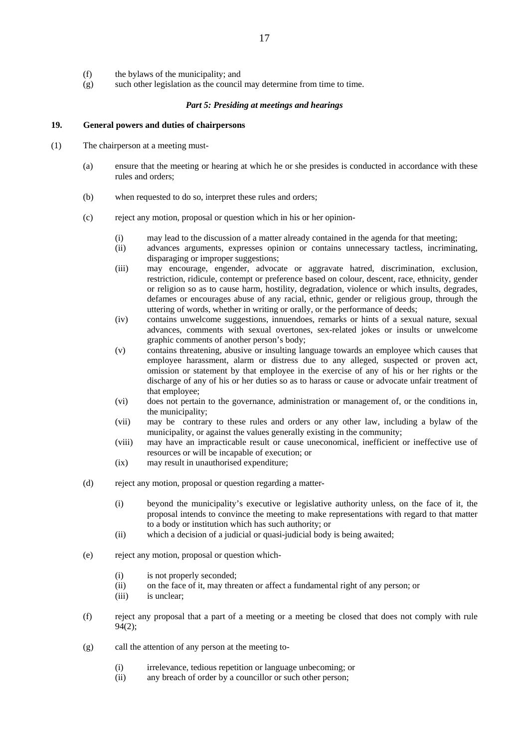(f) the bylaws of the municipality; and

(g) such other legislation as the council may determine from time to time.

### *Part 5: Presiding at meetings and hearings*

**19. General powers and duties of chairpersons**

(1) The chairperson at a meeting must-

(a) ensure that the meeting or hearing at which he or she presides is conducted in accordance with these rules and orders;

(b) when requested to do so, interpret these rules and orders;

(c) reject any motion, proposal or question which in his or her opinion-

(i) may lead to the discussion of a matter already contained in the agenda for that meeting;

(ii) advances arguments, expresses opinion or contains unnecessary tactless, incriminating, disparaging or improper suggestions;

(iii) may encourage, engender, advocate or aggravate hatred, discrimination, exclusion, restriction, ridicule, contempt or preference based on colour, descent, race, ethnicity, gender or religion so as to cause harm, hostility, degradation, violence or which insults, degrades, defames or encourages abuse of any racial, ethnic, gender or religious group, through the uttering of words, whether in writing or orally, or the performance of deeds;

(iv) contains unwelcome suggestions, innuendoes, remarks or hints of a sexual nature, sexual advances, comments with sexual overtones, sex-related jokes or insults or unwelcome graphic comments of another person's body;

(v) contains threatening, abusive or insulting language towards an employee which causes that employee harassment, alarm or distress due to any alleged, suspected or proven act, omission or statement by that employee in the exercise of any of his or her rights or the discharge of any of his or her duties so as to harass or cause or advocate unfair treatment of that employee;

(vi) does not pertain to the governance, administration or management of, or the conditions in, the municipality;

(vii) may be contrary to these rules and orders or any other law, including a bylaw of the municipality, or against the values generally existing in the community;

(viii) may have an impracticable result or cause uneconomical, inefficient or ineffective use of resources or will be incapable of execution; or

(ix) may result in unauthorised expenditure;

(d) reject any motion, proposal or question regarding a matter-

(i) beyond the municipality's executive or legislative authority unless, on the face of it, the proposal intends to convince the meeting to make representations with regard to that matter to a body or institution which has such authority; or

(ii) which a decision of a judicial or quasi-judicial body is being awaited;

(e) reject any motion, proposal or question which-

(i) is not properly seconded;

(ii) on the face of it, may threaten or affect a fundamental right of any person; or

(iii) is unclear;

(f) reject any proposal that a part of a meeting or a meeting be closed that does not comply with rule 94(2);

(g) call the attention of any person at the meeting to-

(i) irrelevance, tedious repetition or language unbecoming; or

(ii) any breach of order by a councillor or such other person;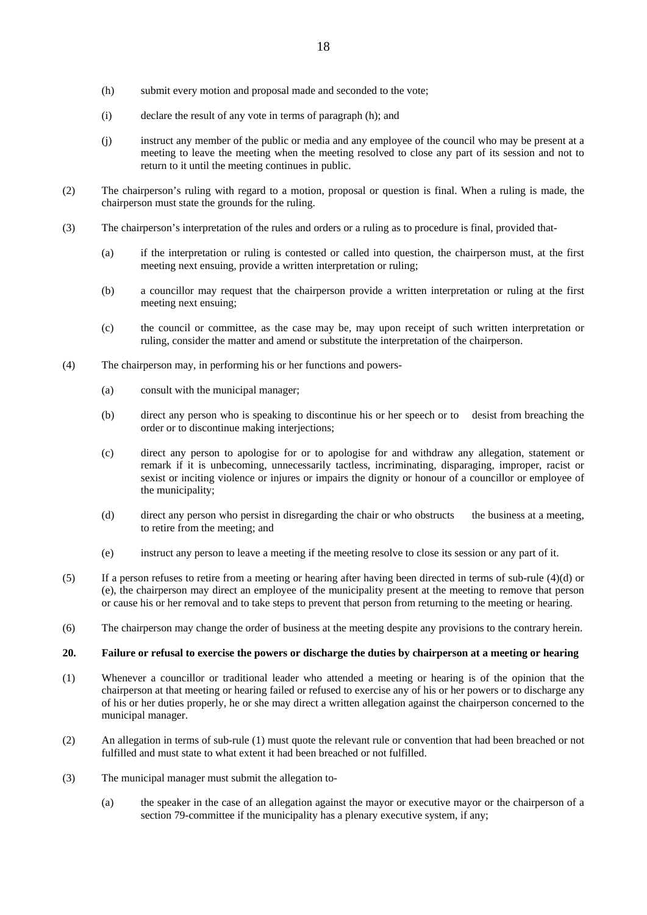(h) submit every motion and proposal made and seconded to the vote;

(i) declare the result of any vote in terms of paragraph (h); and

(j) instruct any member of the public or media and any employee of the council who may be present at a meeting to leave the meeting when the meeting resolved to close any part of its session and not to return to it until the meeting continues in public.

(2) The chairperson's ruling with regard to a motion, proposal or question is final. When a ruling is made, the chairperson must state the grounds for the ruling.

(3) The chairperson's interpretation of the rules and orders or a ruling as to procedure is final, provided that-

(a) if the interpretation or ruling is contested or called into question, the chairperson must, at the first meeting next ensuing, provide a written interpretation or ruling;

(b) a councillor may request that the chairperson provide a written interpretation or ruling at the first meeting next ensuing;

(c) the council or committee, as the case may be, may upon receipt of such written interpretation or ruling, consider the matter and amend or substitute the interpretation of the chairperson.

(4) The chairperson may, in performing his or her functions and powers-

(a) consult with the municipal manager;

(b) direct any person who is speaking to discontinue his or her speech or to desist from breaching the order or to discontinue making interjections;

(c) direct any person to apologise for or to apologise for and withdraw any allegation, statement or remark if it is unbecoming, unnecessarily tactless, incriminating, disparaging, improper, racist or sexist or inciting violence or injures or impairs the dignity or honour of a councillor or employee of the municipality;

(d) direct any person who persist in disregarding the chair or who obstructs the business at a meeting, to retire from the meeting; and

(e) instruct any person to leave a meeting if the meeting resolve to close its session or any part of it.

(5) If a person refuses to retire from a meeting or hearing after having been directed in terms of sub-rule (4)(d) or (e), the chairperson may direct an employee of the municipality present at the meeting to remove that person or cause his or her removal and to take steps to prevent that person from returning to the meeting or hearing.

(6) The chairperson may change the order of business at the meeting despite any provisions to the contrary herein.

**20. Failure or refusal to exercise the powers or discharge the duties by chairperson at a meeting or hearing**

(1) Whenever a councillor or traditional leader who attended a meeting or hearing is of the opinion that the chairperson at that meeting or hearing failed or refused to exercise any of his or her powers or to discharge any of his or her duties properly, he or she may direct a written allegation against the chairperson concerned to the municipal manager.

(2) An allegation in terms of sub-rule (1) must quote the relevant rule or convention that had been breached or not fulfilled and must state to what extent it had been breached or not fulfilled.

(3) The municipal manager must submit the allegation to-

(a) the speaker in the case of an allegation against the mayor or executive mayor or the chairperson of a section 79-committee if the municipality has a plenary executive system, if any;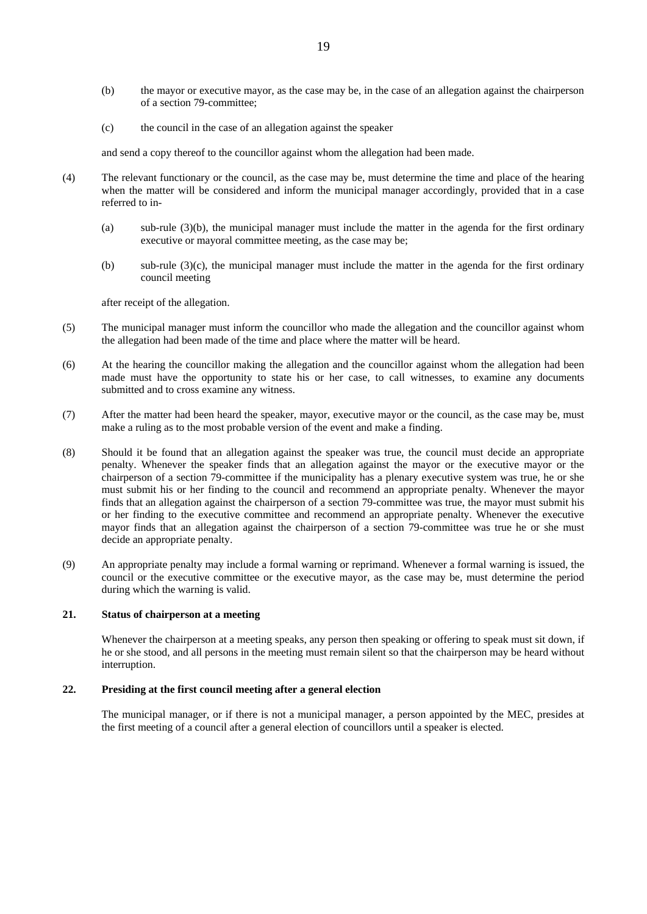(b) the mayor or executive mayor, as the case may be, in the case of an allegation against the chairperson of a section 79-committee;

(c) the council in the case of an allegation against the speaker

and send a copy thereof to the councillor against whom the allegation had been made.

(4) The relevant functionary or the council, as the case may be, must determine the time and place of the hearing when the matter will be considered and inform the municipal manager accordingly, provided that in a case referred to in-

(a) sub-rule (3)(b), the municipal manager must include the matter in the agenda for the first ordinary executive or mayoral committee meeting, as the case may be;

(b) sub-rule (3)(c), the municipal manager must include the matter in the agenda for the first ordinary council meeting

after receipt of the allegation.

(5) The municipal manager must inform the councillor who made the allegation and the councillor against whom the allegation had been made of the time and place where the matter will be heard.

(6) At the hearing the councillor making the allegation and the councillor against whom the allegation had been made must have the opportunity to state his or her case, to call witnesses, to examine any documents submitted and to cross examine any witness.

(7) After the matter had been heard the speaker, mayor, executive mayor or the council, as the case may be, must make a ruling as to the most probable version of the event and make a finding.

(8) Should it be found that an allegation against the speaker was true, the council must decide an appropriate penalty. Whenever the speaker finds that an allegation against the mayor or the executive mayor or the chairperson of a section 79-committee if the municipality has a plenary executive system was true, he or she must submit his or her finding to the council and recommend an appropriate penalty. Whenever the mayor finds that an allegation against the chairperson of a section 79-committee was true, the mayor must submit his or her finding to the executive committee and recommend an appropriate penalty. Whenever the executive mayor finds that an allegation against the chairperson of a section 79-committee was true he or she must decide an appropriate penalty.

(9) An appropriate penalty may include a formal warning or reprimand. Whenever a formal warning is issued, the council or the executive committee or the executive mayor, as the case may be, must determine the period during which the warning is valid.

**21. Status of chairperson at a meeting**

Whenever the chairperson at a meeting speaks, any person then speaking or offering to speak must sit down, if he or she stood, and all persons in the meeting must remain silent so that the chairperson may be heard without interruption.

**22. Presiding at the first council meeting after a general election**

The municipal manager, or if there is not a municipal manager, a person appointed by the MEC, presides at the first meeting of a council after a general election of councillors until a speaker is elected.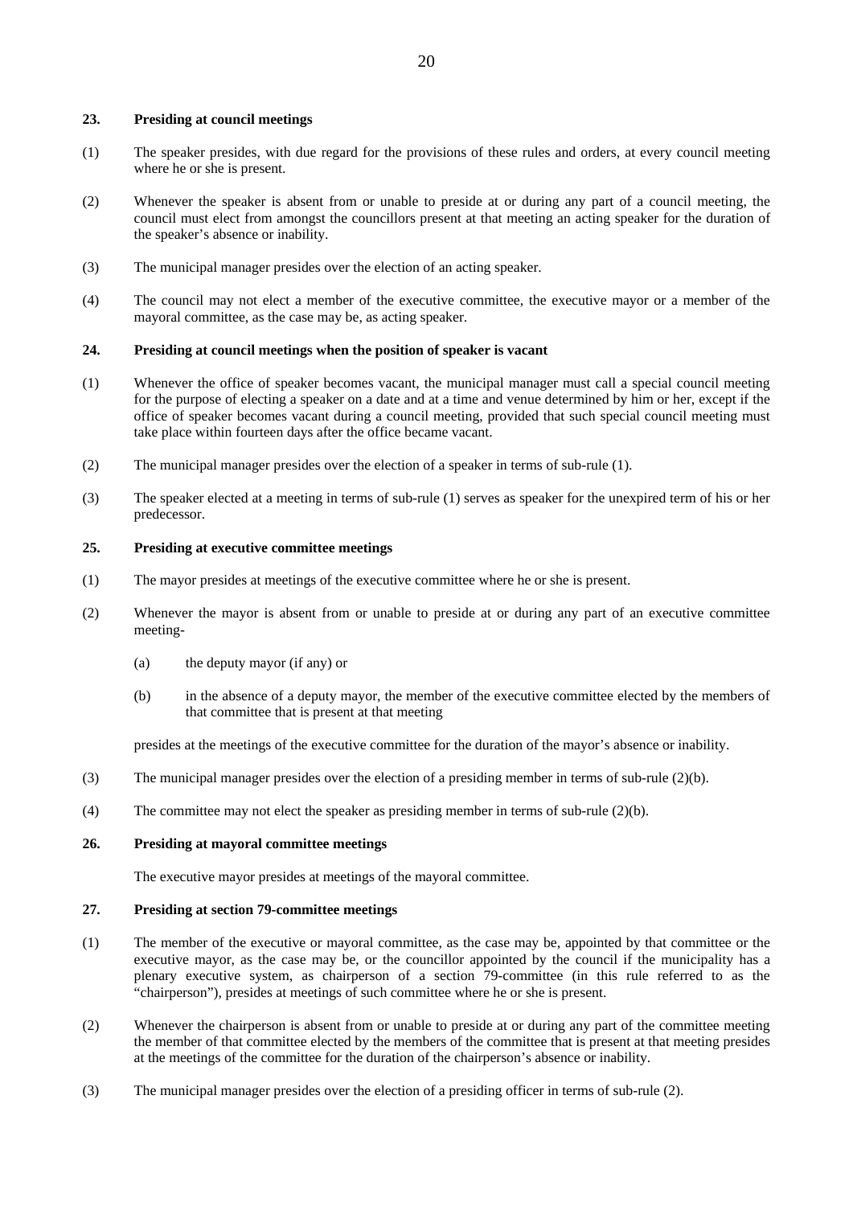### 23. Presiding at council meetings

(1) The speaker presides, with due regard for the provisions of these rules and orders, at every council meeting where he or she is present.

(2) Whenever the speaker is absent from or unable to preside at or during any part of a council meeting, the council must elect from amongst the councillors present at that meeting an acting speaker for the duration of the speaker's absence or inability.

(3) The municipal manager presides over the election of an acting speaker.

(4) The council may not elect a member of the executive committee, the executive mayor or a member of the mayoral committee, as the case may be, as acting speaker.

### 24. Presiding at council meetings when the position of speaker is vacant

(1) Whenever the office of speaker becomes vacant, the municipal manager must call a special council meeting for the purpose of electing a speaker on a date and at a time and venue determined by him or her, except if the office of speaker becomes vacant during a council meeting, provided that such special council meeting must take place within fourteen days after the office became vacant.

(2) The municipal manager presides over the election of a speaker in terms of sub-rule (1).

(3) The speaker elected at a meeting in terms of sub-rule (1) serves as speaker for the unexpired term of his or her predecessor.

### 25. Presiding at executive committee meetings

(1) The mayor presides at meetings of the executive committee where he or she is present.

(2) Whenever the mayor is absent from or unable to preside at or during any part of an executive committee meeting-

  (a) the deputy mayor (if any) or

  (b) in the absence of a deputy mayor, the member of the executive committee elected by the members of that committee that is present at that meeting

presides at the meetings of the executive committee for the duration of the mayor's absence or inability.

(3) The municipal manager presides over the election of a presiding member in terms of sub-rule (2)(b).

(4) The committee may not elect the speaker as presiding member in terms of sub-rule (2)(b).

### 26. Presiding at mayoral committee meetings

The executive mayor presides at meetings of the mayoral committee.

### 27. Presiding at section 79-committee meetings

(1) The member of the executive or mayoral committee, as the case may be, appointed by that committee or the executive mayor, as the case may be, or the councillor appointed by the council if the municipality has a plenary executive system, as chairperson of a section 79-committee (in this rule referred to as the "chairperson"), presides at meetings of such committee where he or she is present.

(2) Whenever the chairperson is absent from or unable to preside at or during any part of the committee meeting the member of that committee elected by the members of the committee that is present at that meeting presides at the meetings of the committee for the duration of the chairperson's absence or inability.

(3) The municipal manager presides over the election of a presiding officer in terms of sub-rule (2).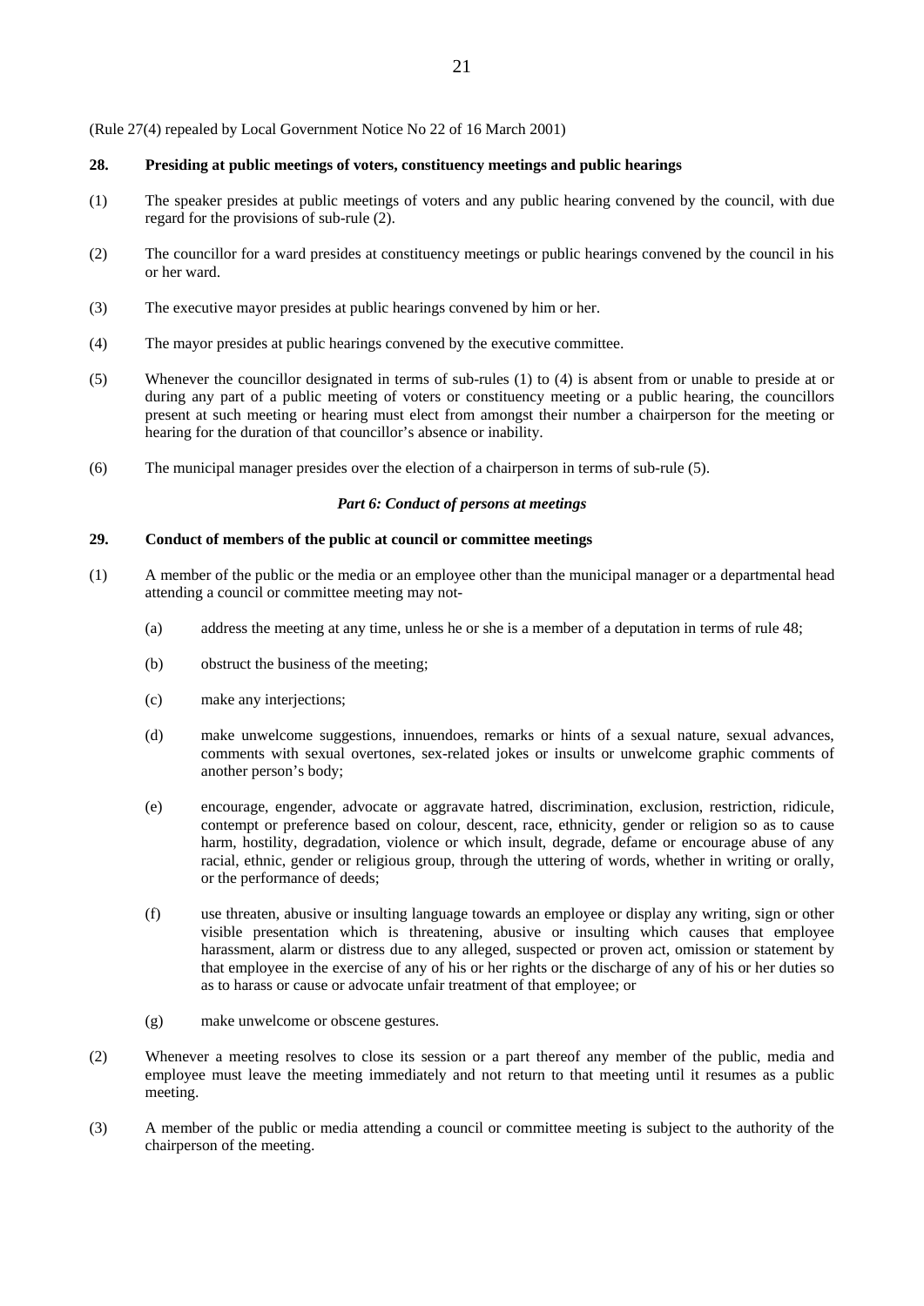(Rule 27(4) repealed by Local Government Notice No 22 of 16 March 2001)

**28. Presiding at public meetings of voters, constituency meetings and public hearings**

(1) The speaker presides at public meetings of voters and any public hearing convened by the council, with due regard for the provisions of sub-rule (2).

(2) The councillor for a ward presides at constituency meetings or public hearings convened by the council in his or her ward.

(3) The executive mayor presides at public hearings convened by him or her.

(4) The mayor presides at public hearings convened by the executive committee.

(5) Whenever the councillor designated in terms of sub-rules (1) to (4) is absent from or unable to preside at or during any part of a public meeting of voters or constituency meeting or a public hearing, the councillors present at such meeting or hearing must elect from amongst their number a chairperson for the meeting or hearing for the duration of that councillor's absence or inability.

(6) The municipal manager presides over the election of a chairperson in terms of sub-rule (5).

***Part 6: Conduct of persons at meetings***

**29. Conduct of members of the public at council or committee meetings**

(1) A member of the public or the media or an employee other than the municipal manager or a departmental head attending a council or committee meeting may not-

(a) address the meeting at any time, unless he or she is a member of a deputation in terms of rule 48;

(b) obstruct the business of the meeting;

(c) make any interjections;

(d) make unwelcome suggestions, innuendoes, remarks or hints of a sexual nature, sexual advances, comments with sexual overtones, sex-related jokes or insults or unwelcome graphic comments of another person's body;

(e) encourage, engender, advocate or aggravate hatred, discrimination, exclusion, restriction, ridicule, contempt or preference based on colour, descent, race, ethnicity, gender or religion so as to cause harm, hostility, degradation, violence or which insult, degrade, defame or encourage abuse of any racial, ethnic, gender or religious group, through the uttering of words, whether in writing or orally, or the performance of deeds;

(f) use threaten, abusive or insulting language towards an employee or display any writing, sign or other visible presentation which is threatening, abusive or insulting which causes that employee harassment, alarm or distress due to any alleged, suspected or proven act, omission or statement by that employee in the exercise of any of his or her rights or the discharge of any of his or her duties so as to harass or cause or advocate unfair treatment of that employee; or

(g) make unwelcome or obscene gestures.

(2) Whenever a meeting resolves to close its session or a part thereof any member of the public, media and employee must leave the meeting immediately and not return to that meeting until it resumes as a public meeting.

(3) A member of the public or media attending a council or committee meeting is subject to the authority of the chairperson of the meeting.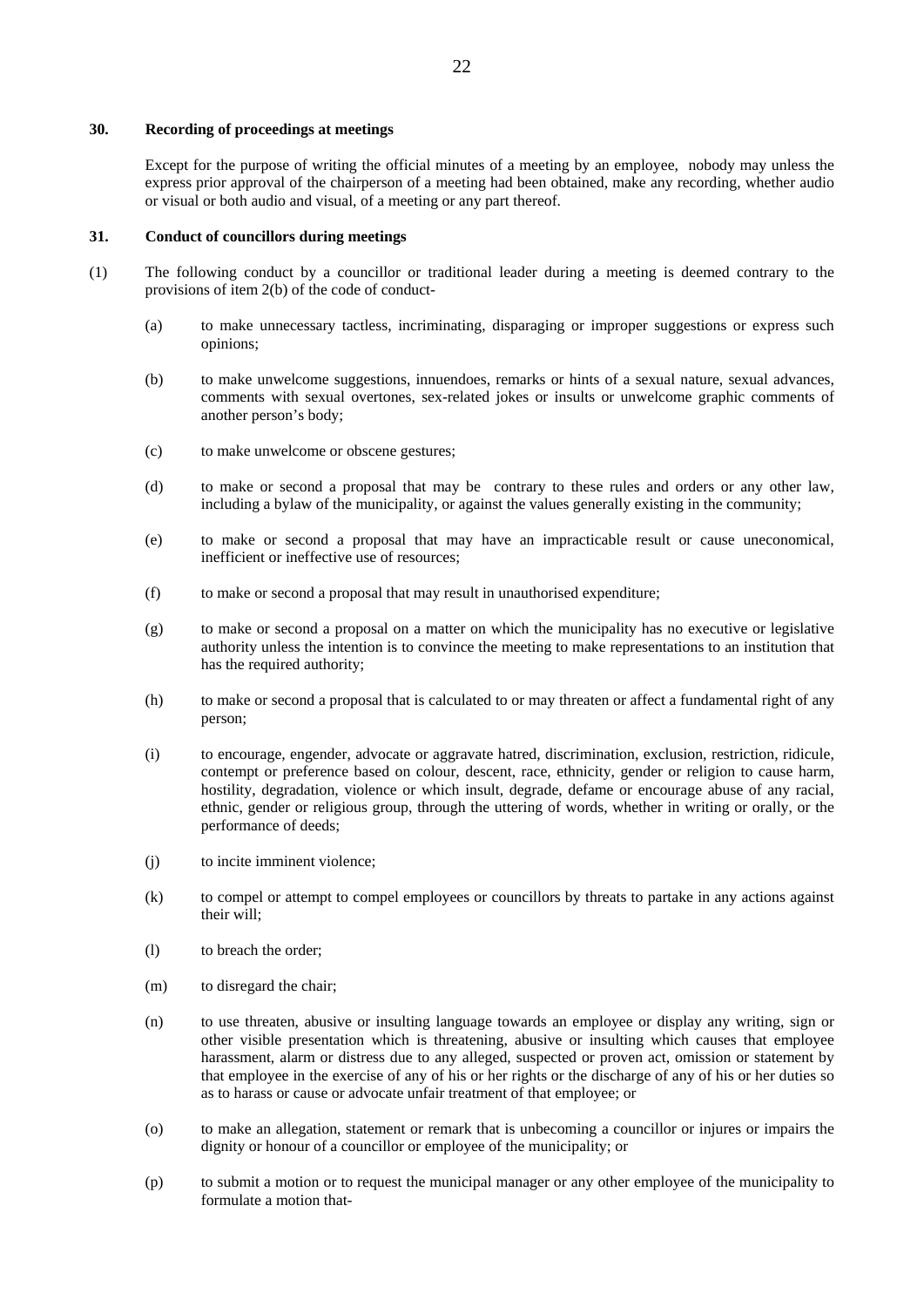### 30. Recording of proceedings at meetings

Except for the purpose of writing the official minutes of a meeting by an employee, nobody may unless the express prior approval of the chairperson of a meeting had been obtained, make any recording, whether audio or visual or both audio and visual, of a meeting or any part thereof.

### 31. Conduct of councillors during meetings

(1) The following conduct by a councillor or traditional leader during a meeting is deemed contrary to the provisions of item 2(b) of the code of conduct-

(a) to make unnecessary tactless, incriminating, disparaging or improper suggestions or express such opinions;

(b) to make unwelcome suggestions, innuendoes, remarks or hints of a sexual nature, sexual advances, comments with sexual overtones, sex-related jokes or insults or unwelcome graphic comments of another person's body;

(c) to make unwelcome or obscene gestures;

(d) to make or second a proposal that may be contrary to these rules and orders or any other law, including a bylaw of the municipality, or against the values generally existing in the community;

(e) to make or second a proposal that may have an impracticable result or cause uneconomical, inefficient or ineffective use of resources;

(f) to make or second a proposal that may result in unauthorised expenditure;

(g) to make or second a proposal on a matter on which the municipality has no executive or legislative authority unless the intention is to convince the meeting to make representations to an institution that has the required authority;

(h) to make or second a proposal that is calculated to or may threaten or affect a fundamental right of any person;

(i) to encourage, engender, advocate or aggravate hatred, discrimination, exclusion, restriction, ridicule, contempt or preference based on colour, descent, race, ethnicity, gender or religion to cause harm, hostility, degradation, violence or which insult, degrade, defame or encourage abuse of any racial, ethnic, gender or religious group, through the uttering of words, whether in writing or orally, or the performance of deeds;

(j) to incite imminent violence;

(k) to compel or attempt to compel employees or councillors by threats to partake in any actions against their will;

(l) to breach the order;

(m) to disregard the chair;

(n) to use threaten, abusive or insulting language towards an employee or display any writing, sign or other visible presentation which is threatening, abusive or insulting which causes that employee harassment, alarm or distress due to any alleged, suspected or proven act, omission or statement by that employee in the exercise of any of his or her rights or the discharge of any of his or her duties so as to harass or cause or advocate unfair treatment of that employee; or

(o) to make an allegation, statement or remark that is unbecoming a councillor or injures or impairs the dignity or honour of a councillor or employee of the municipality; or

(p) to submit a motion or to request the municipal manager or any other employee of the municipality to formulate a motion that-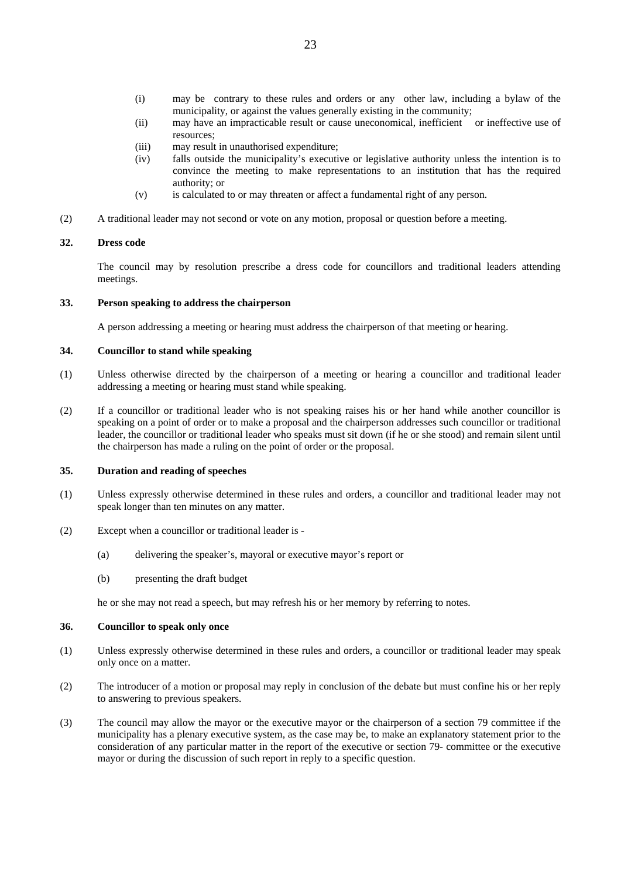(i) may be contrary to these rules and orders or any other law, including a bylaw of the municipality, or against the values generally existing in the community;
(ii) may have an impracticable result or cause uneconomical, inefficient or ineffective use of resources;
(iii) may result in unauthorised expenditure;
(iv) falls outside the municipality's executive or legislative authority unless the intention is to convince the meeting to make representations to an institution that has the required authority; or
(v) is calculated to or may threaten or affect a fundamental right of any person.

(2) A traditional leader may not second or vote on any motion, proposal or question before a meeting.

**32. Dress code**

The council may by resolution prescribe a dress code for councillors and traditional leaders attending meetings.

**33. Person speaking to address the chairperson**

A person addressing a meeting or hearing must address the chairperson of that meeting or hearing.

**34. Councillor to stand while speaking**

(1) Unless otherwise directed by the chairperson of a meeting or hearing a councillor and traditional leader addressing a meeting or hearing must stand while speaking.

(2) If a councillor or traditional leader who is not speaking raises his or her hand while another councillor is speaking on a point of order or to make a proposal and the chairperson addresses such councillor or traditional leader, the councillor or traditional leader who speaks must sit down (if he or she stood) and remain silent until the chairperson has made a ruling on the point of order or the proposal.

**35. Duration and reading of speeches**

(1) Unless expressly otherwise determined in these rules and orders, a councillor and traditional leader may not speak longer than ten minutes on any matter.

(2) Except when a councillor or traditional leader is -

(a) delivering the speaker's, mayoral or executive mayor's report or

(b) presenting the draft budget

he or she may not read a speech, but may refresh his or her memory by referring to notes.

**36. Councillor to speak only once**

(1) Unless expressly otherwise determined in these rules and orders, a councillor or traditional leader may speak only once on a matter.

(2) The introducer of a motion or proposal may reply in conclusion of the debate but must confine his or her reply to answering to previous speakers.

(3) The council may allow the mayor or the executive mayor or the chairperson of a section 79 committee if the municipality has a plenary executive system, as the case may be, to make an explanatory statement prior to the consideration of any particular matter in the report of the executive or section 79- committee or the executive mayor or during the discussion of such report in reply to a specific question.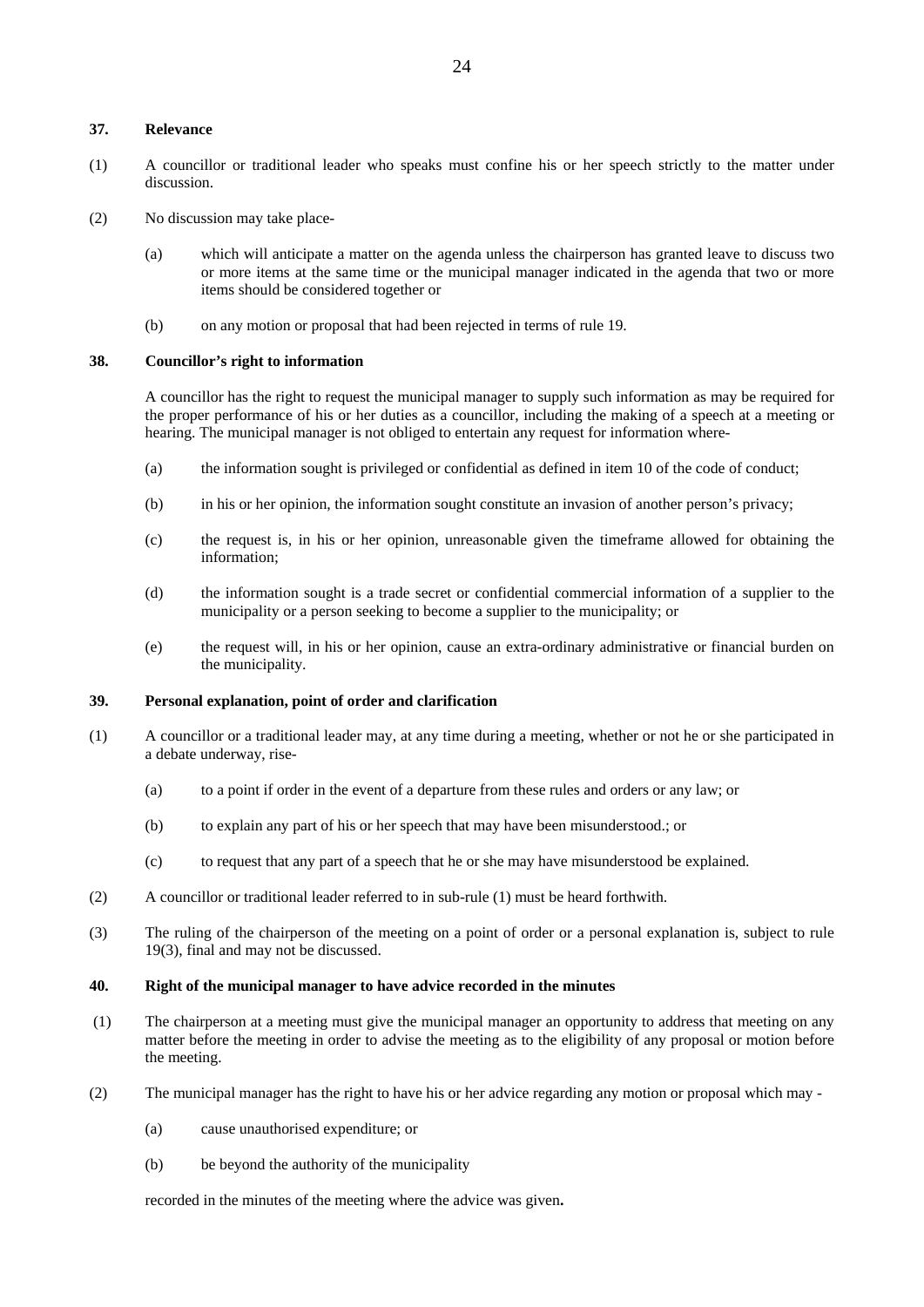### 37. Relevance

(1) A councillor or traditional leader who speaks must confine his or her speech strictly to the matter under discussion.

(2) No discussion may take place-

(a) which will anticipate a matter on the agenda unless the chairperson has granted leave to discuss two or more items at the same time or the municipal manager indicated in the agenda that two or more items should be considered together or

(b) on any motion or proposal that had been rejected in terms of rule 19.

### 38. Councillor's right to information

A councillor has the right to request the municipal manager to supply such information as may be required for the proper performance of his or her duties as a councillor, including the making of a speech at a meeting or hearing. The municipal manager is not obliged to entertain any request for information where-

(a) the information sought is privileged or confidential as defined in item 10 of the code of conduct;

(b) in his or her opinion, the information sought constitute an invasion of another person's privacy;

(c) the request is, in his or her opinion, unreasonable given the timeframe allowed for obtaining the information;

(d) the information sought is a trade secret or confidential commercial information of a supplier to the municipality or a person seeking to become a supplier to the municipality; or

(e) the request will, in his or her opinion, cause an extra-ordinary administrative or financial burden on the municipality.

### 39. Personal explanation, point of order and clarification

(1) A councillor or a traditional leader may, at any time during a meeting, whether or not he or she participated in a debate underway, rise-

(a) to a point if order in the event of a departure from these rules and orders or any law; or

(b) to explain any part of his or her speech that may have been misunderstood.; or

(c) to request that any part of a speech that he or she may have misunderstood be explained.

(2) A councillor or traditional leader referred to in sub-rule (1) must be heard forthwith.

(3) The ruling of the chairperson of the meeting on a point of order or a personal explanation is, subject to rule 19(3), final and may not be discussed.

### 40. Right of the municipal manager to have advice recorded in the minutes

(1) The chairperson at a meeting must give the municipal manager an opportunity to address that meeting on any matter before the meeting in order to advise the meeting as to the eligibility of any proposal or motion before the meeting.

(2) The municipal manager has the right to have his or her advice regarding any motion or proposal which may -

(a) cause unauthorised expenditure; or

(b) be beyond the authority of the municipality

recorded in the minutes of the meeting where the advice was given**.**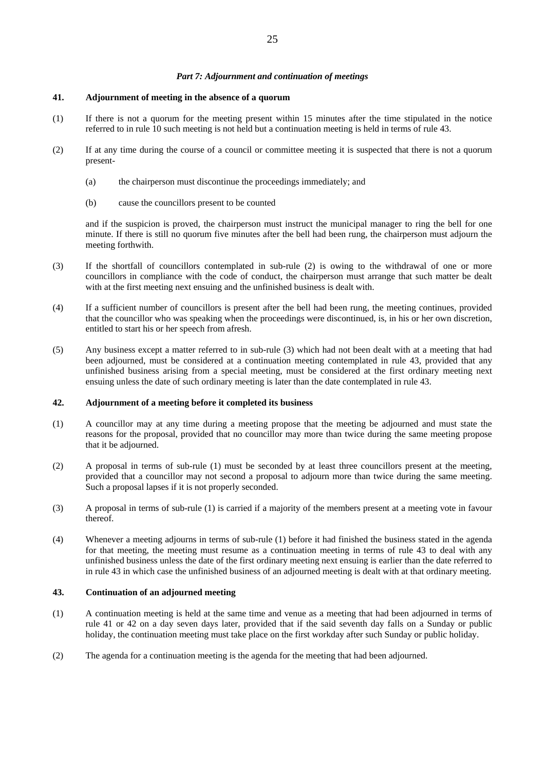## *Part 7: Adjournment and continuation of meetings*

### 41. Adjournment of meeting in the absence of a quorum

(1) If there is not a quorum for the meeting present within 15 minutes after the time stipulated in the notice referred to in rule 10 such meeting is not held but a continuation meeting is held in terms of rule 43.

(2) If at any time during the course of a council or committee meeting it is suspected that there is not a quorum present-

- (a) the chairperson must discontinue the proceedings immediately; and
- (b) cause the councillors present to be counted

and if the suspicion is proved, the chairperson must instruct the municipal manager to ring the bell for one minute. If there is still no quorum five minutes after the bell had been rung, the chairperson must adjourn the meeting forthwith.

(3) If the shortfall of councillors contemplated in sub-rule (2) is owing to the withdrawal of one or more councillors in compliance with the code of conduct, the chairperson must arrange that such matter be dealt with at the first meeting next ensuing and the unfinished business is dealt with.

(4) If a sufficient number of councillors is present after the bell had been rung, the meeting continues, provided that the councillor who was speaking when the proceedings were discontinued, is, in his or her own discretion, entitled to start his or her speech from afresh.

(5) Any business except a matter referred to in sub-rule (3) which had not been dealt with at a meeting that had been adjourned, must be considered at a continuation meeting contemplated in rule 43, provided that any unfinished business arising from a special meeting, must be considered at the first ordinary meeting next ensuing unless the date of such ordinary meeting is later than the date contemplated in rule 43.

### 42. Adjournment of a meeting before it completed its business

(1) A councillor may at any time during a meeting propose that the meeting be adjourned and must state the reasons for the proposal, provided that no councillor may more than twice during the same meeting propose that it be adjourned.

(2) A proposal in terms of sub-rule (1) must be seconded by at least three councillors present at the meeting, provided that a councillor may not second a proposal to adjourn more than twice during the same meeting. Such a proposal lapses if it is not properly seconded.

(3) A proposal in terms of sub-rule (1) is carried if a majority of the members present at a meeting vote in favour thereof.

(4) Whenever a meeting adjourns in terms of sub-rule (1) before it had finished the business stated in the agenda for that meeting, the meeting must resume as a continuation meeting in terms of rule 43 to deal with any unfinished business unless the date of the first ordinary meeting next ensuing is earlier than the date referred to in rule 43 in which case the unfinished business of an adjourned meeting is dealt with at that ordinary meeting.

### 43. Continuation of an adjourned meeting

(1) A continuation meeting is held at the same time and venue as a meeting that had been adjourned in terms of rule 41 or 42 on a day seven days later, provided that if the said seventh day falls on a Sunday or public holiday, the continuation meeting must take place on the first workday after such Sunday or public holiday.

(2) The agenda for a continuation meeting is the agenda for the meeting that had been adjourned.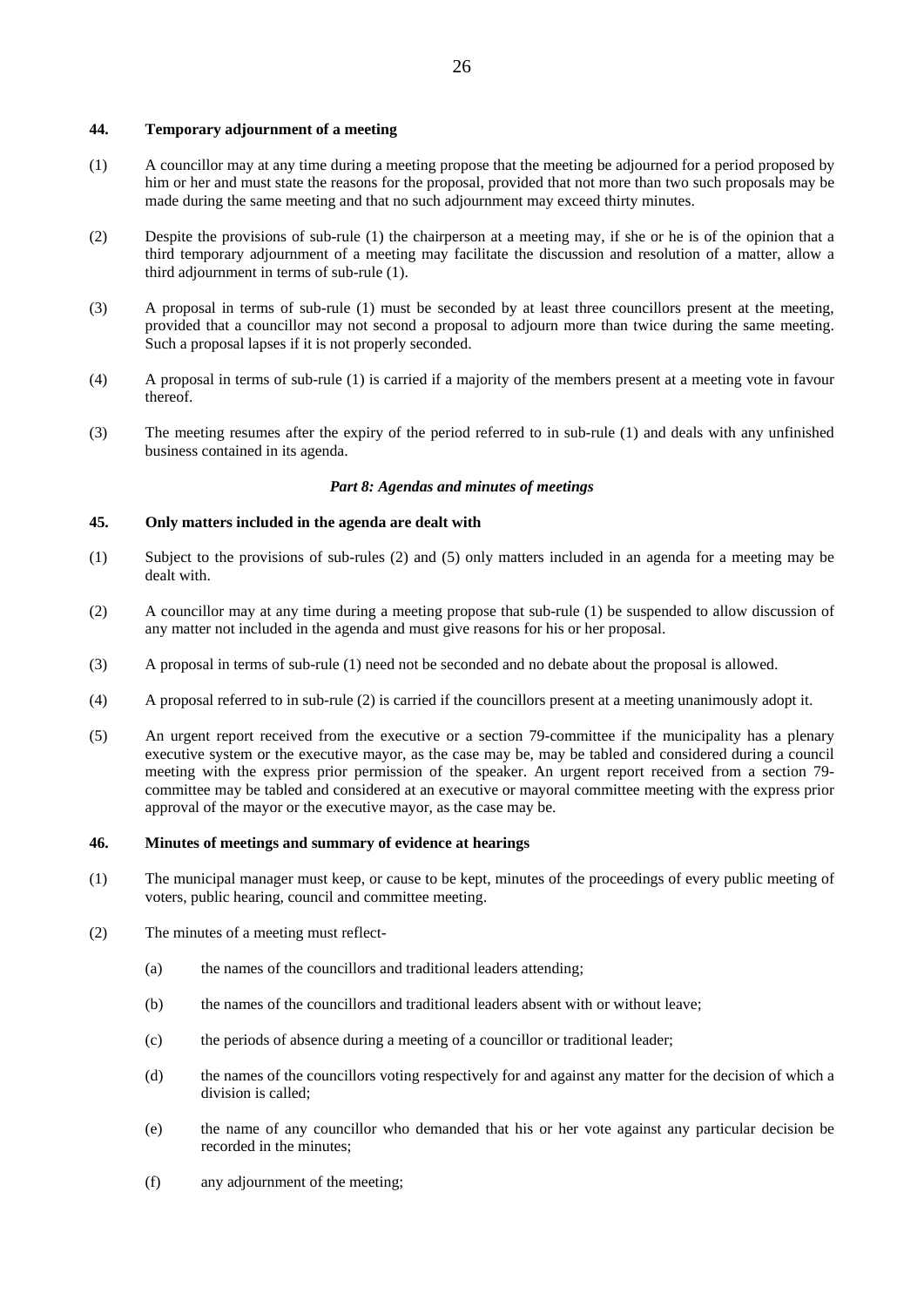**44. Temporary adjournment of a meeting**

(1) A councillor may at any time during a meeting propose that the meeting be adjourned for a period proposed by him or her and must state the reasons for the proposal, provided that not more than two such proposals may be made during the same meeting and that no such adjournment may exceed thirty minutes.

(2) Despite the provisions of sub-rule (1) the chairperson at a meeting may, if she or he is of the opinion that a third temporary adjournment of a meeting may facilitate the discussion and resolution of a matter, allow a third adjournment in terms of sub-rule (1).

(3) A proposal in terms of sub-rule (1) must be seconded by at least three councillors present at the meeting, provided that a councillor may not second a proposal to adjourn more than twice during the same meeting. Such a proposal lapses if it is not properly seconded.

(4) A proposal in terms of sub-rule (1) is carried if a majority of the members present at a meeting vote in favour thereof.

(3) The meeting resumes after the expiry of the period referred to in sub-rule (1) and deals with any unfinished business contained in its agenda.

***Part 8: Agendas and minutes of meetings***

**45. Only matters included in the agenda are dealt with**

(1) Subject to the provisions of sub-rules (2) and (5) only matters included in an agenda for a meeting may be dealt with.

(2) A councillor may at any time during a meeting propose that sub-rule (1) be suspended to allow discussion of any matter not included in the agenda and must give reasons for his or her proposal.

(3) A proposal in terms of sub-rule (1) need not be seconded and no debate about the proposal is allowed.

(4) A proposal referred to in sub-rule (2) is carried if the councillors present at a meeting unanimously adopt it.

(5) An urgent report received from the executive or a section 79-committee if the municipality has a plenary executive system or the executive mayor, as the case may be, may be tabled and considered during a council meeting with the express prior permission of the speaker. An urgent report received from a section 79-committee may be tabled and considered at an executive or mayoral committee meeting with the express prior approval of the mayor or the executive mayor, as the case may be.

**46. Minutes of meetings and summary of evidence at hearings**

(1) The municipal manager must keep, or cause to be kept, minutes of the proceedings of every public meeting of voters, public hearing, council and committee meeting.

(2) The minutes of a meeting must reflect-

(a) the names of the councillors and traditional leaders attending;

(b) the names of the councillors and traditional leaders absent with or without leave;

(c) the periods of absence during a meeting of a councillor or traditional leader;

(d) the names of the councillors voting respectively for and against any matter for the decision of which a division is called;

(e) the name of any councillor who demanded that his or her vote against any particular decision be recorded in the minutes;

(f) any adjournment of the meeting;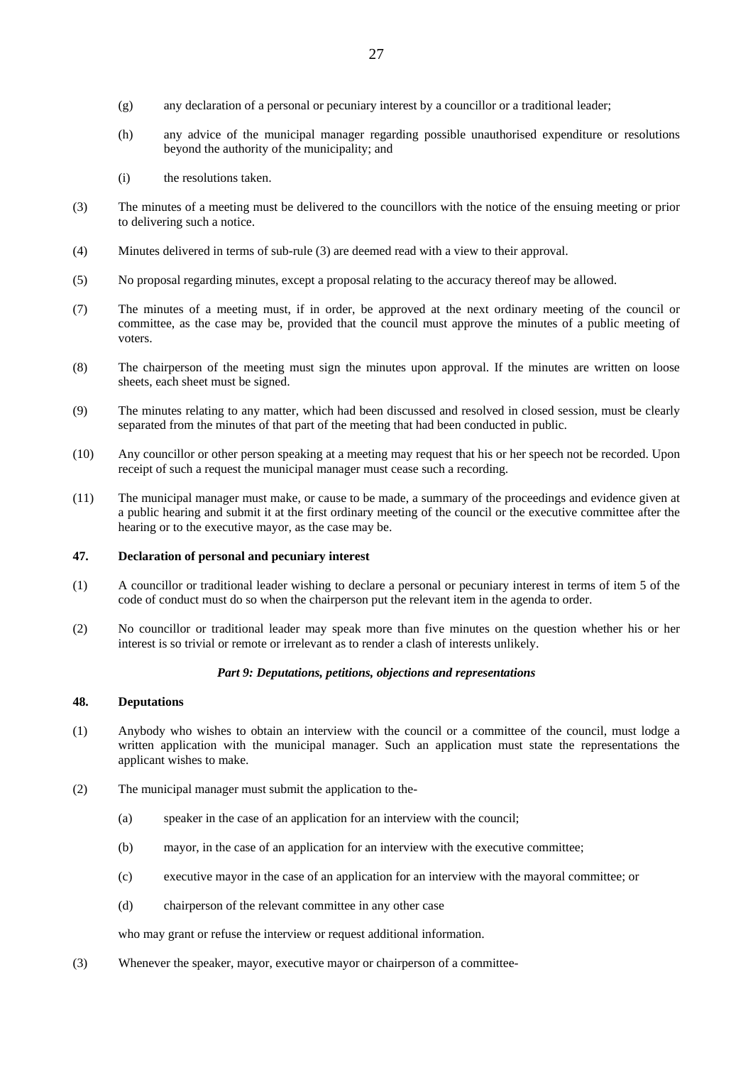(g) any declaration of a personal or pecuniary interest by a councillor or a traditional leader;

(h) any advice of the municipal manager regarding possible unauthorised expenditure or resolutions beyond the authority of the municipality; and

(i) the resolutions taken.

(3) The minutes of a meeting must be delivered to the councillors with the notice of the ensuing meeting or prior to delivering such a notice.

(4) Minutes delivered in terms of sub-rule (3) are deemed read with a view to their approval.

(5) No proposal regarding minutes, except a proposal relating to the accuracy thereof may be allowed.

(7) The minutes of a meeting must, if in order, be approved at the next ordinary meeting of the council or committee, as the case may be, provided that the council must approve the minutes of a public meeting of voters.

(8) The chairperson of the meeting must sign the minutes upon approval. If the minutes are written on loose sheets, each sheet must be signed.

(9) The minutes relating to any matter, which had been discussed and resolved in closed session, must be clearly separated from the minutes of that part of the meeting that had been conducted in public.

(10) Any councillor or other person speaking at a meeting may request that his or her speech not be recorded. Upon receipt of such a request the municipal manager must cease such a recording.

(11) The municipal manager must make, or cause to be made, a summary of the proceedings and evidence given at a public hearing and submit it at the first ordinary meeting of the council or the executive committee after the hearing or to the executive mayor, as the case may be.

**47. Declaration of personal and pecuniary interest**

(1) A councillor or traditional leader wishing to declare a personal or pecuniary interest in terms of item 5 of the code of conduct must do so when the chairperson put the relevant item in the agenda to order.

(2) No councillor or traditional leader may speak more than five minutes on the question whether his or her interest is so trivial or remote or irrelevant as to render a clash of interests unlikely.

***Part 9: Deputations, petitions, objections and representations***

**48. Deputations**

(1) Anybody who wishes to obtain an interview with the council or a committee of the council, must lodge a written application with the municipal manager. Such an application must state the representations the applicant wishes to make.

(2) The municipal manager must submit the application to the-

(a) speaker in the case of an application for an interview with the council;

(b) mayor, in the case of an application for an interview with the executive committee;

(c) executive mayor in the case of an application for an interview with the mayoral committee; or

(d) chairperson of the relevant committee in any other case

who may grant or refuse the interview or request additional information.

(3) Whenever the speaker, mayor, executive mayor or chairperson of a committee-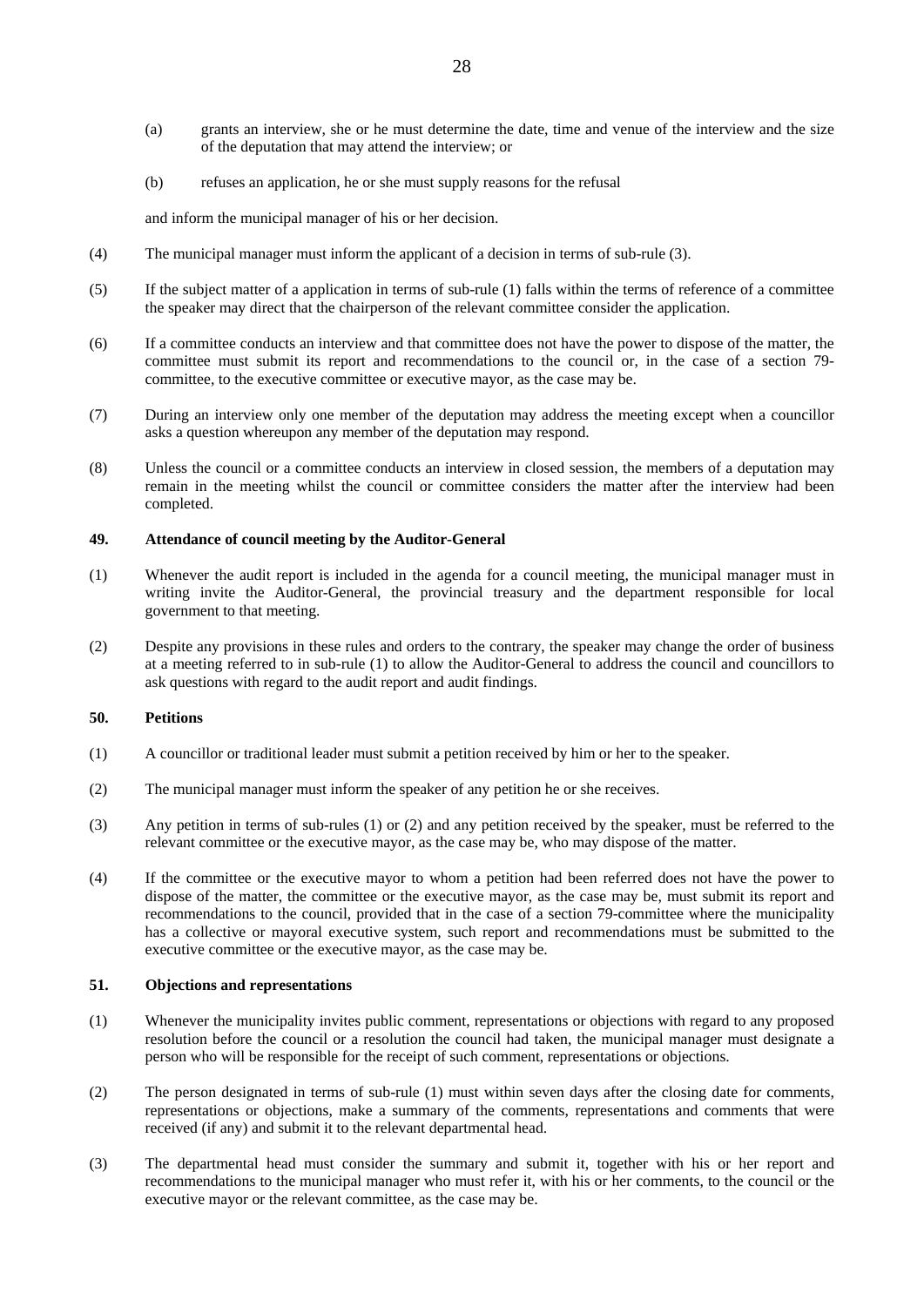(a) grants an interview, she or he must determine the date, time and venue of the interview and the size of the deputation that may attend the interview; or

(b) refuses an application, he or she must supply reasons for the refusal

and inform the municipal manager of his or her decision.

(4) The municipal manager must inform the applicant of a decision in terms of sub-rule (3).

(5) If the subject matter of a application in terms of sub-rule (1) falls within the terms of reference of a committee the speaker may direct that the chairperson of the relevant committee consider the application.

(6) If a committee conducts an interview and that committee does not have the power to dispose of the matter, the committee must submit its report and recommendations to the council or, in the case of a section 79-committee, to the executive committee or executive mayor, as the case may be.

(7) During an interview only one member of the deputation may address the meeting except when a councillor asks a question whereupon any member of the deputation may respond.

(8) Unless the council or a committee conducts an interview in closed session, the members of a deputation may remain in the meeting whilst the council or committee considers the matter after the interview had been completed.

**49. Attendance of council meeting by the Auditor-General**

(1) Whenever the audit report is included in the agenda for a council meeting, the municipal manager must in writing invite the Auditor-General, the provincial treasury and the department responsible for local government to that meeting.

(2) Despite any provisions in these rules and orders to the contrary, the speaker may change the order of business at a meeting referred to in sub-rule (1) to allow the Auditor-General to address the council and councillors to ask questions with regard to the audit report and audit findings.

**50. Petitions**

(1) A councillor or traditional leader must submit a petition received by him or her to the speaker.

(2) The municipal manager must inform the speaker of any petition he or she receives.

(3) Any petition in terms of sub-rules (1) or (2) and any petition received by the speaker, must be referred to the relevant committee or the executive mayor, as the case may be, who may dispose of the matter.

(4) If the committee or the executive mayor to whom a petition had been referred does not have the power to dispose of the matter, the committee or the executive mayor, as the case may be, must submit its report and recommendations to the council, provided that in the case of a section 79-committee where the municipality has a collective or mayoral executive system, such report and recommendations must be submitted to the executive committee or the executive mayor, as the case may be.

**51. Objections and representations**

(1) Whenever the municipality invites public comment, representations or objections with regard to any proposed resolution before the council or a resolution the council had taken, the municipal manager must designate a person who will be responsible for the receipt of such comment, representations or objections.

(2) The person designated in terms of sub-rule (1) must within seven days after the closing date for comments, representations or objections, make a summary of the comments, representations and comments that were received (if any) and submit it to the relevant departmental head.

(3) The departmental head must consider the summary and submit it, together with his or her report and recommendations to the municipal manager who must refer it, with his or her comments, to the council or the executive mayor or the relevant committee, as the case may be.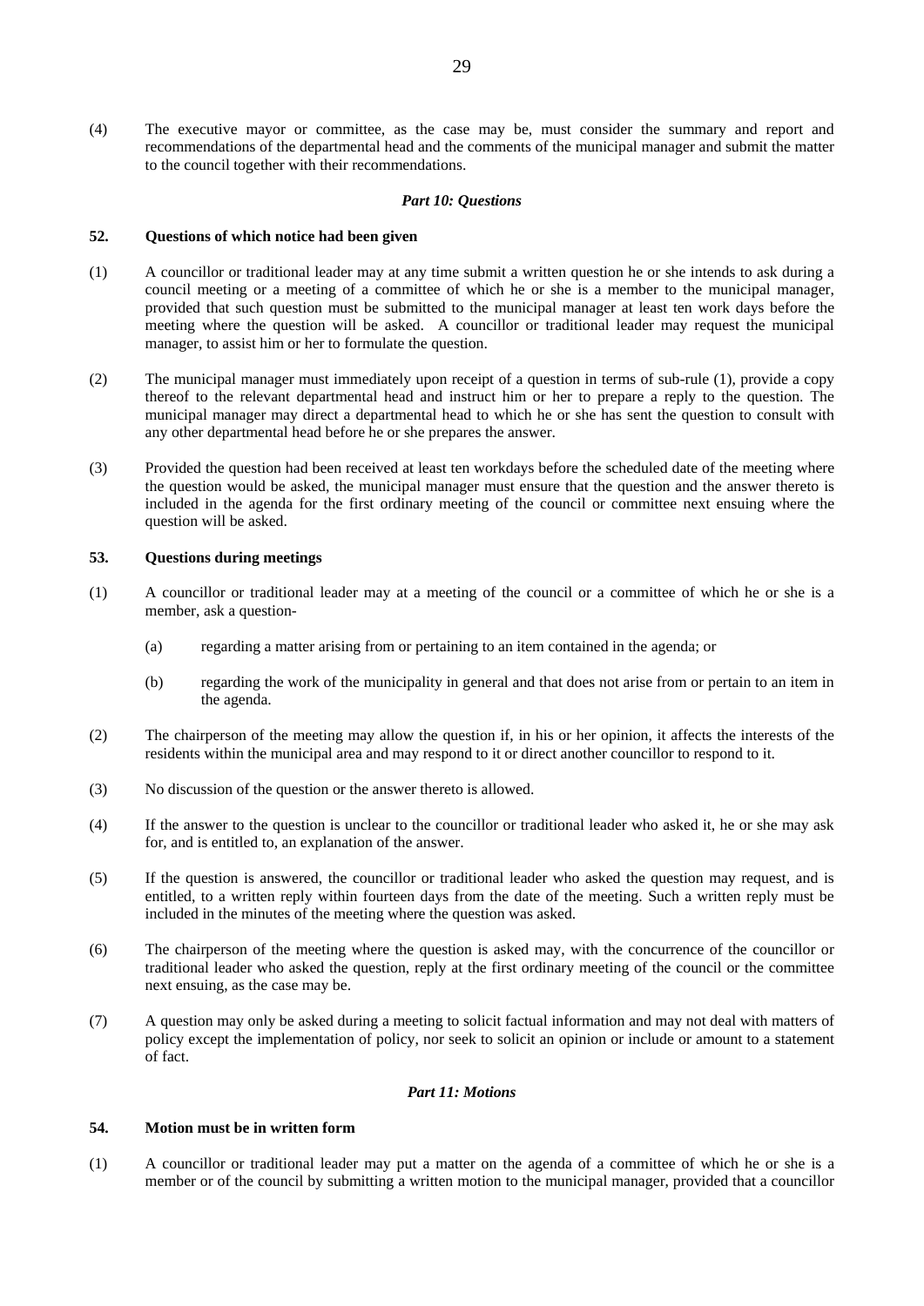(4) The executive mayor or committee, as the case may be, must consider the summary and report and recommendations of the departmental head and the comments of the municipal manager and submit the matter to the council together with their recommendations.

***Part 10: Questions***

**52. Questions of which notice had been given**

(1) A councillor or traditional leader may at any time submit a written question he or she intends to ask during a council meeting or a meeting of a committee of which he or she is a member to the municipal manager, provided that such question must be submitted to the municipal manager at least ten work days before the meeting where the question will be asked. A councillor or traditional leader may request the municipal manager, to assist him or her to formulate the question.

(2) The municipal manager must immediately upon receipt of a question in terms of sub-rule (1), provide a copy thereof to the relevant departmental head and instruct him or her to prepare a reply to the question. The municipal manager may direct a departmental head to which he or she has sent the question to consult with any other departmental head before he or she prepares the answer.

(3) Provided the question had been received at least ten workdays before the scheduled date of the meeting where the question would be asked, the municipal manager must ensure that the question and the answer thereto is included in the agenda for the first ordinary meeting of the council or committee next ensuing where the question will be asked.

**53. Questions during meetings**

(1) A councillor or traditional leader may at a meeting of the council or a committee of which he or she is a member, ask a question-

 (a) regarding a matter arising from or pertaining to an item contained in the agenda; or

 (b) regarding the work of the municipality in general and that does not arise from or pertain to an item in the agenda.

(2) The chairperson of the meeting may allow the question if, in his or her opinion, it affects the interests of the residents within the municipal area and may respond to it or direct another councillor to respond to it.

(3) No discussion of the question or the answer thereto is allowed.

(4) If the answer to the question is unclear to the councillor or traditional leader who asked it, he or she may ask for, and is entitled to, an explanation of the answer.

(5) If the question is answered, the councillor or traditional leader who asked the question may request, and is entitled, to a written reply within fourteen days from the date of the meeting. Such a written reply must be included in the minutes of the meeting where the question was asked.

(6) The chairperson of the meeting where the question is asked may, with the concurrence of the councillor or traditional leader who asked the question, reply at the first ordinary meeting of the council or the committee next ensuing, as the case may be.

(7) A question may only be asked during a meeting to solicit factual information and may not deal with matters of policy except the implementation of policy, nor seek to solicit an opinion or include or amount to a statement of fact.

***Part 11: Motions***

**54. Motion must be in written form**

(1) A councillor or traditional leader may put a matter on the agenda of a committee of which he or she is a member or of the council by submitting a written motion to the municipal manager, provided that a councillor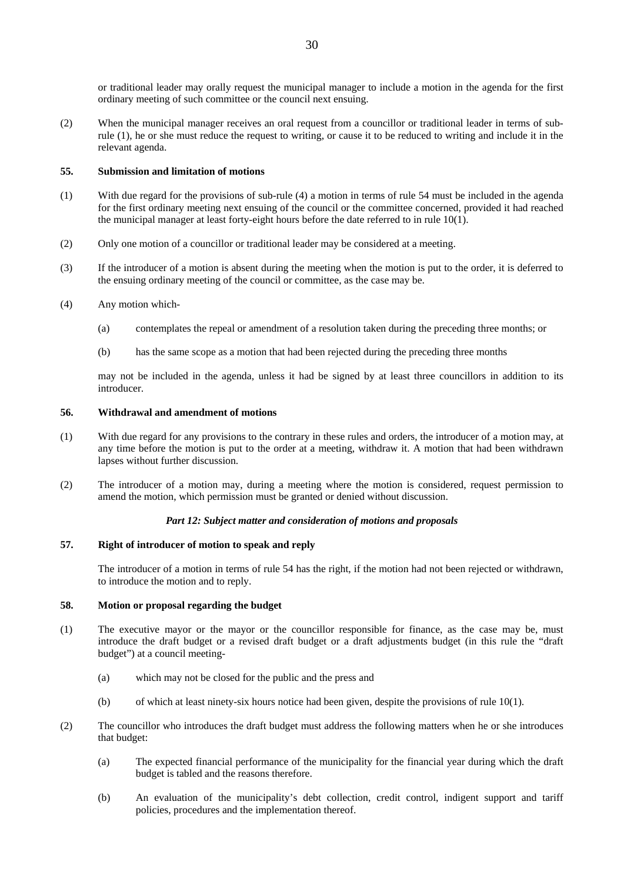or traditional leader may orally request the municipal manager to include a motion in the agenda for the first ordinary meeting of such committee or the council next ensuing.

(2) When the municipal manager receives an oral request from a councillor or traditional leader in terms of sub-rule (1), he or she must reduce the request to writing, or cause it to be reduced to writing and include it in the relevant agenda.

**55. Submission and limitation of motions**

(1) With due regard for the provisions of sub-rule (4) a motion in terms of rule 54 must be included in the agenda for the first ordinary meeting next ensuing of the council or the committee concerned, provided it had reached the municipal manager at least forty-eight hours before the date referred to in rule 10(1).

(2) Only one motion of a councillor or traditional leader may be considered at a meeting.

(3) If the introducer of a motion is absent during the meeting when the motion is put to the order, it is deferred to the ensuing ordinary meeting of the council or committee, as the case may be.

(4) Any motion which-

(a) contemplates the repeal or amendment of a resolution taken during the preceding three months; or

(b) has the same scope as a motion that had been rejected during the preceding three months

may not be included in the agenda, unless it had be signed by at least three councillors in addition to its introducer.

**56. Withdrawal and amendment of motions**

(1) With due regard for any provisions to the contrary in these rules and orders, the introducer of a motion may, at any time before the motion is put to the order at a meeting, withdraw it. A motion that had been withdrawn lapses without further discussion.

(2) The introducer of a motion may, during a meeting where the motion is considered, request permission to amend the motion, which permission must be granted or denied without discussion.

***Part 12: Subject matter and consideration of motions and proposals***

**57. Right of introducer of motion to speak and reply**

The introducer of a motion in terms of rule 54 has the right, if the motion had not been rejected or withdrawn, to introduce the motion and to reply.

**58. Motion or proposal regarding the budget**

(1) The executive mayor or the mayor or the councillor responsible for finance, as the case may be, must introduce the draft budget or a revised draft budget or a draft adjustments budget (in this rule the "draft budget") at a council meeting-

(a) which may not be closed for the public and the press and

(b) of which at least ninety-six hours notice had been given, despite the provisions of rule 10(1).

(2) The councillor who introduces the draft budget must address the following matters when he or she introduces that budget:

(a) The expected financial performance of the municipality for the financial year during which the draft budget is tabled and the reasons therefore.

(b) An evaluation of the municipality's debt collection, credit control, indigent support and tariff policies, procedures and the implementation thereof.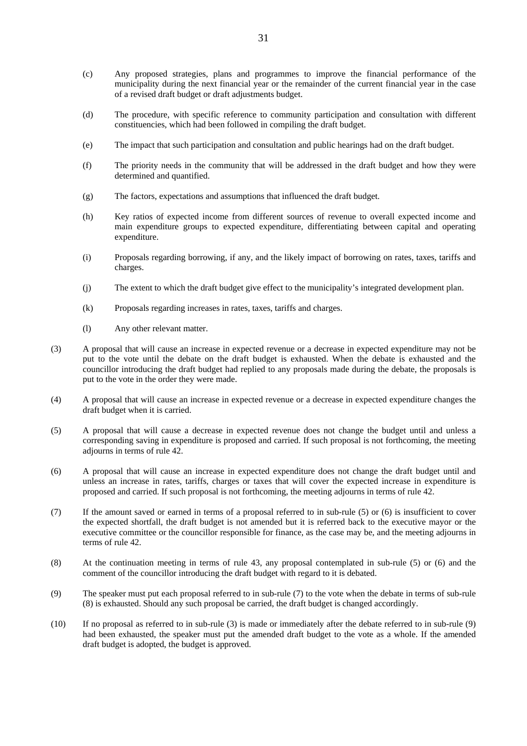(c) Any proposed strategies, plans and programmes to improve the financial performance of the municipality during the next financial year or the remainder of the current financial year in the case of a revised draft budget or draft adjustments budget.

(d) The procedure, with specific reference to community participation and consultation with different constituencies, which had been followed in compiling the draft budget.

(e) The impact that such participation and consultation and public hearings had on the draft budget.

(f) The priority needs in the community that will be addressed in the draft budget and how they were determined and quantified.

(g) The factors, expectations and assumptions that influenced the draft budget.

(h) Key ratios of expected income from different sources of revenue to overall expected income and main expenditure groups to expected expenditure, differentiating between capital and operating expenditure.

(i) Proposals regarding borrowing, if any, and the likely impact of borrowing on rates, taxes, tariffs and charges.

(j) The extent to which the draft budget give effect to the municipality's integrated development plan.

(k) Proposals regarding increases in rates, taxes, tariffs and charges.

(l) Any other relevant matter.

(3) A proposal that will cause an increase in expected revenue or a decrease in expected expenditure may not be put to the vote until the debate on the draft budget is exhausted. When the debate is exhausted and the councillor introducing the draft budget had replied to any proposals made during the debate, the proposals is put to the vote in the order they were made.

(4) A proposal that will cause an increase in expected revenue or a decrease in expected expenditure changes the draft budget when it is carried.

(5) A proposal that will cause a decrease in expected revenue does not change the budget until and unless a corresponding saving in expenditure is proposed and carried. If such proposal is not forthcoming, the meeting adjourns in terms of rule 42.

(6) A proposal that will cause an increase in expected expenditure does not change the draft budget until and unless an increase in rates, tariffs, charges or taxes that will cover the expected increase in expenditure is proposed and carried. If such proposal is not forthcoming, the meeting adjourns in terms of rule 42.

(7) If the amount saved or earned in terms of a proposal referred to in sub-rule (5) or (6) is insufficient to cover the expected shortfall, the draft budget is not amended but it is referred back to the executive mayor or the executive committee or the councillor responsible for finance, as the case may be, and the meeting adjourns in terms of rule 42.

(8) At the continuation meeting in terms of rule 43, any proposal contemplated in sub-rule (5) or (6) and the comment of the councillor introducing the draft budget with regard to it is debated.

(9) The speaker must put each proposal referred to in sub-rule (7) to the vote when the debate in terms of sub-rule (8) is exhausted. Should any such proposal be carried, the draft budget is changed accordingly.

(10) If no proposal as referred to in sub-rule (3) is made or immediately after the debate referred to in sub-rule (9) had been exhausted, the speaker must put the amended draft budget to the vote as a whole. If the amended draft budget is adopted, the budget is approved.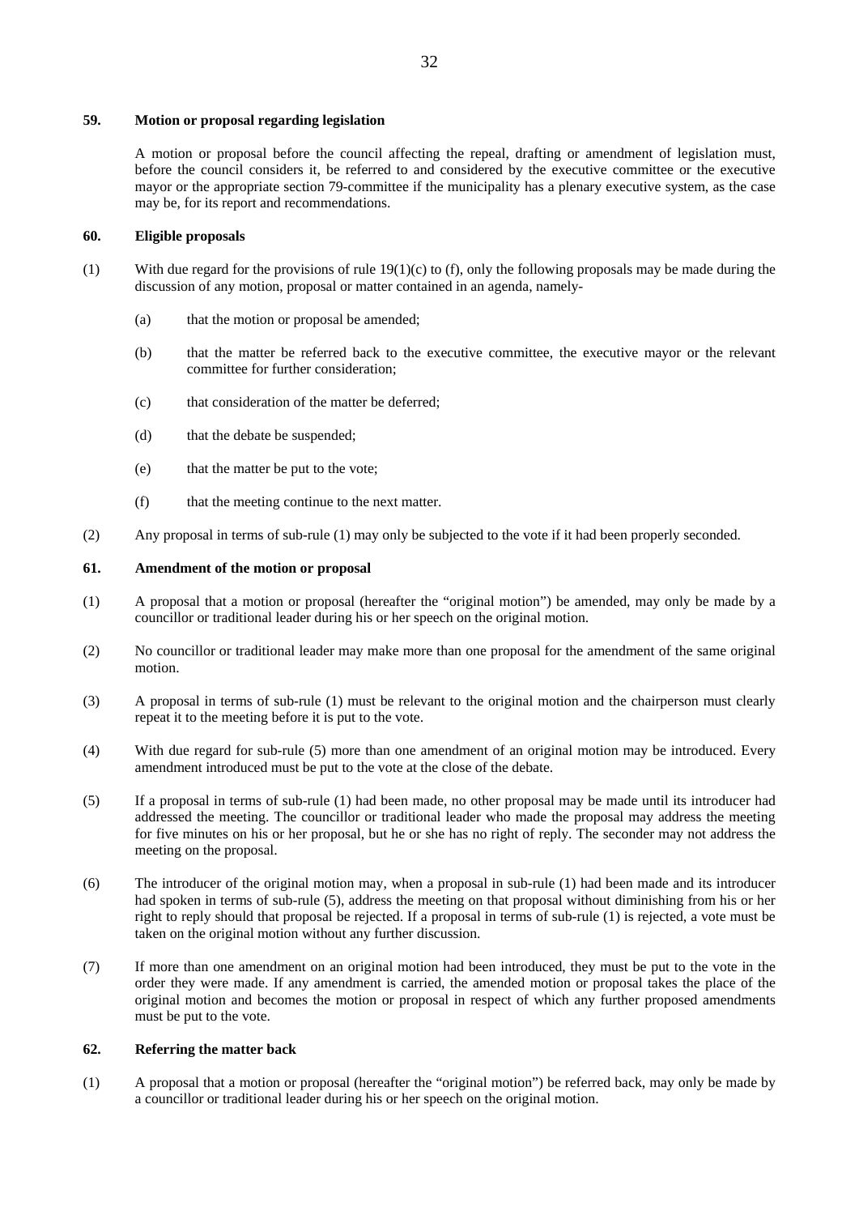### 59. Motion or proposal regarding legislation

A motion or proposal before the council affecting the repeal, drafting or amendment of legislation must, before the council considers it, be referred to and considered by the executive committee or the executive mayor or the appropriate section 79-committee if the municipality has a plenary executive system, as the case may be, for its report and recommendations.

### 60. Eligible proposals

(1) With due regard for the provisions of rule 19(1)(c) to (f), only the following proposals may be made during the discussion of any motion, proposal or matter contained in an agenda, namely-

- (a) that the motion or proposal be amended;
- (b) that the matter be referred back to the executive committee, the executive mayor or the relevant committee for further consideration;
- (c) that consideration of the matter be deferred;
- (d) that the debate be suspended;
- (e) that the matter be put to the vote;
- (f) that the meeting continue to the next matter.

(2) Any proposal in terms of sub-rule (1) may only be subjected to the vote if it had been properly seconded.

### 61. Amendment of the motion or proposal

(1) A proposal that a motion or proposal (hereafter the "original motion") be amended, may only be made by a councillor or traditional leader during his or her speech on the original motion.

(2) No councillor or traditional leader may make more than one proposal for the amendment of the same original motion.

(3) A proposal in terms of sub-rule (1) must be relevant to the original motion and the chairperson must clearly repeat it to the meeting before it is put to the vote.

(4) With due regard for sub-rule (5) more than one amendment of an original motion may be introduced. Every amendment introduced must be put to the vote at the close of the debate.

(5) If a proposal in terms of sub-rule (1) had been made, no other proposal may be made until its introducer had addressed the meeting. The councillor or traditional leader who made the proposal may address the meeting for five minutes on his or her proposal, but he or she has no right of reply. The seconder may not address the meeting on the proposal.

(6) The introducer of the original motion may, when a proposal in sub-rule (1) had been made and its introducer had spoken in terms of sub-rule (5), address the meeting on that proposal without diminishing from his or her right to reply should that proposal be rejected. If a proposal in terms of sub-rule (1) is rejected, a vote must be taken on the original motion without any further discussion.

(7) If more than one amendment on an original motion had been introduced, they must be put to the vote in the order they were made. If any amendment is carried, the amended motion or proposal takes the place of the original motion and becomes the motion or proposal in respect of which any further proposed amendments must be put to the vote.

### 62. Referring the matter back

(1) A proposal that a motion or proposal (hereafter the "original motion") be referred back, may only be made by a councillor or traditional leader during his or her speech on the original motion.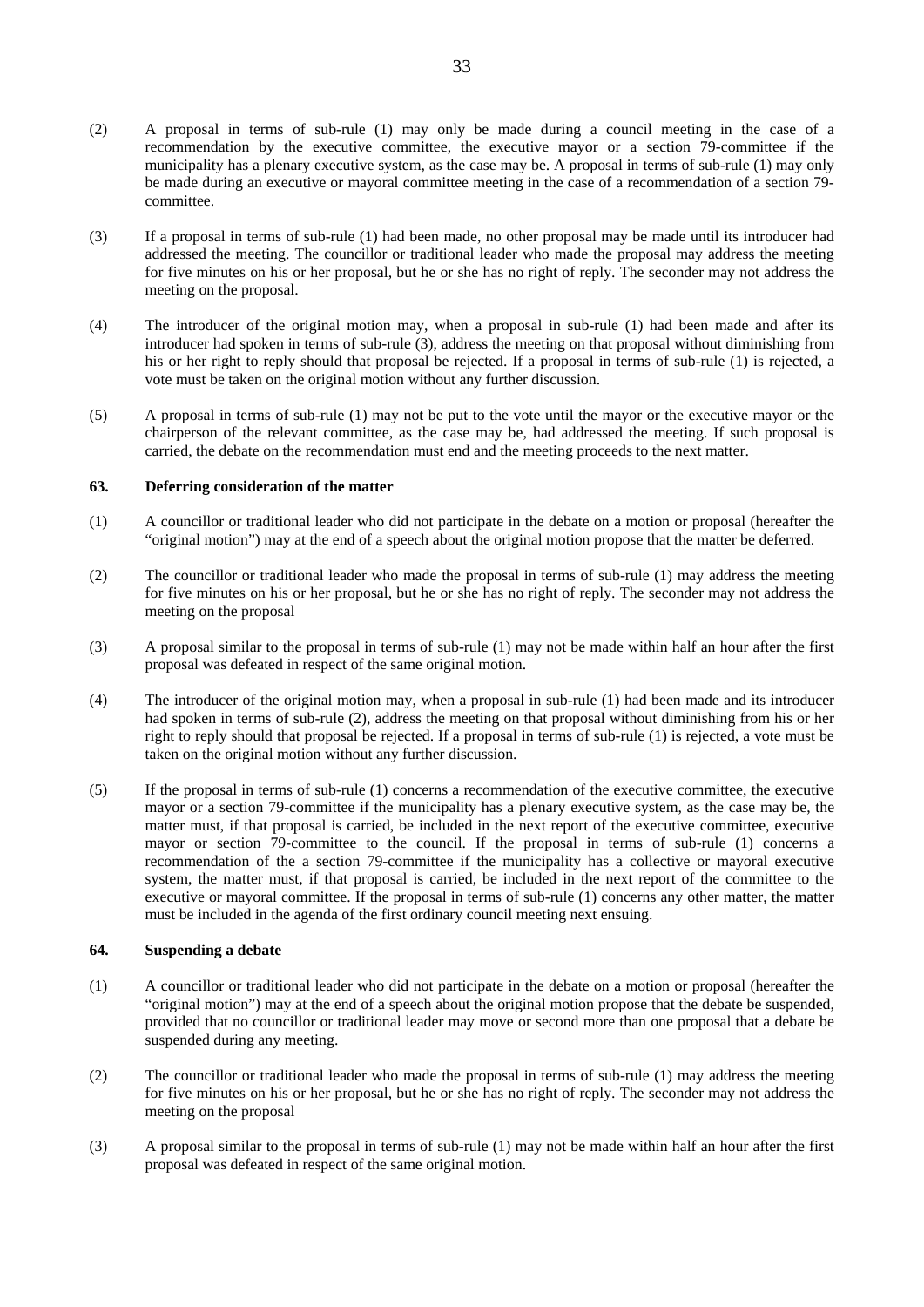(2) A proposal in terms of sub-rule (1) may only be made during a council meeting in the case of a recommendation by the executive committee, the executive mayor or a section 79-committee if the municipality has a plenary executive system, as the case may be. A proposal in terms of sub-rule (1) may only be made during an executive or mayoral committee meeting in the case of a recommendation of a section 79-committee.

(3) If a proposal in terms of sub-rule (1) had been made, no other proposal may be made until its introducer had addressed the meeting. The councillor or traditional leader who made the proposal may address the meeting for five minutes on his or her proposal, but he or she has no right of reply. The seconder may not address the meeting on the proposal.

(4) The introducer of the original motion may, when a proposal in sub-rule (1) had been made and after its introducer had spoken in terms of sub-rule (3), address the meeting on that proposal without diminishing from his or her right to reply should that proposal be rejected. If a proposal in terms of sub-rule (1) is rejected, a vote must be taken on the original motion without any further discussion.

(5) A proposal in terms of sub-rule (1) may not be put to the vote until the mayor or the executive mayor or the chairperson of the relevant committee, as the case may be, had addressed the meeting. If such proposal is carried, the debate on the recommendation must end and the meeting proceeds to the next matter.

**63. Deferring consideration of the matter**

(1) A councillor or traditional leader who did not participate in the debate on a motion or proposal (hereafter the "original motion") may at the end of a speech about the original motion propose that the matter be deferred.

(2) The councillor or traditional leader who made the proposal in terms of sub-rule (1) may address the meeting for five minutes on his or her proposal, but he or she has no right of reply. The seconder may not address the meeting on the proposal

(3) A proposal similar to the proposal in terms of sub-rule (1) may not be made within half an hour after the first proposal was defeated in respect of the same original motion.

(4) The introducer of the original motion may, when a proposal in sub-rule (1) had been made and its introducer had spoken in terms of sub-rule (2), address the meeting on that proposal without diminishing from his or her right to reply should that proposal be rejected. If a proposal in terms of sub-rule (1) is rejected, a vote must be taken on the original motion without any further discussion.

(5) If the proposal in terms of sub-rule (1) concerns a recommendation of the executive committee, the executive mayor or a section 79-committee if the municipality has a plenary executive system, as the case may be, the matter must, if that proposal is carried, be included in the next report of the executive committee, executive mayor or section 79-committee to the council. If the proposal in terms of sub-rule (1) concerns a recommendation of the a section 79-committee if the municipality has a collective or mayoral executive system, the matter must, if that proposal is carried, be included in the next report of the committee to the executive or mayoral committee. If the proposal in terms of sub-rule (1) concerns any other matter, the matter must be included in the agenda of the first ordinary council meeting next ensuing.

**64. Suspending a debate**

(1) A councillor or traditional leader who did not participate in the debate on a motion or proposal (hereafter the "original motion") may at the end of a speech about the original motion propose that the debate be suspended, provided that no councillor or traditional leader may move or second more than one proposal that a debate be suspended during any meeting.

(2) The councillor or traditional leader who made the proposal in terms of sub-rule (1) may address the meeting for five minutes on his or her proposal, but he or she has no right of reply. The seconder may not address the meeting on the proposal

(3) A proposal similar to the proposal in terms of sub-rule (1) may not be made within half an hour after the first proposal was defeated in respect of the same original motion.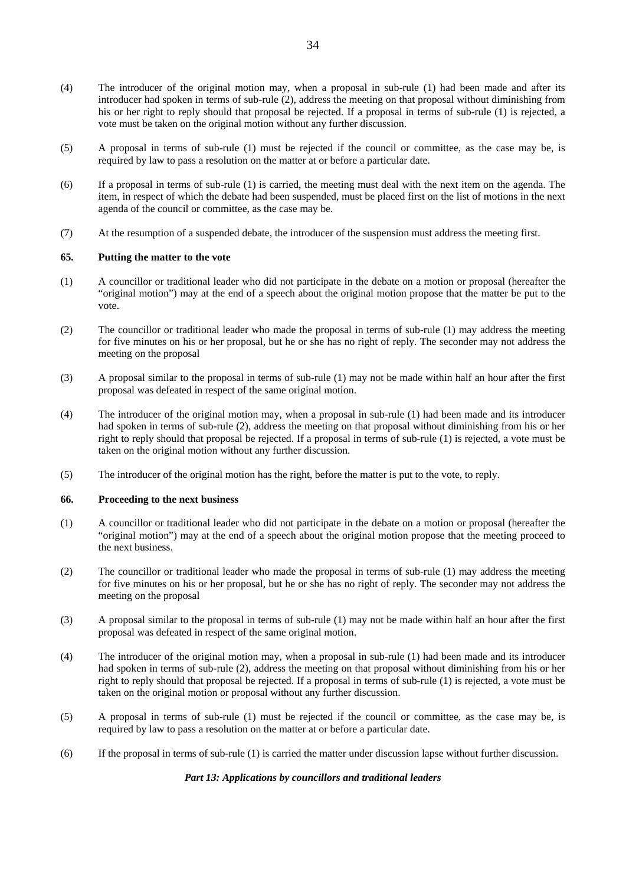(4) The introducer of the original motion may, when a proposal in sub-rule (1) had been made and after its introducer had spoken in terms of sub-rule (2), address the meeting on that proposal without diminishing from his or her right to reply should that proposal be rejected. If a proposal in terms of sub-rule (1) is rejected, a vote must be taken on the original motion without any further discussion.

(5) A proposal in terms of sub-rule (1) must be rejected if the council or committee, as the case may be, is required by law to pass a resolution on the matter at or before a particular date.

(6) If a proposal in terms of sub-rule (1) is carried, the meeting must deal with the next item on the agenda. The item, in respect of which the debate had been suspended, must be placed first on the list of motions in the next agenda of the council or committee, as the case may be.

(7) At the resumption of a suspended debate, the introducer of the suspension must address the meeting first.

### 65. Putting the matter to the vote

(1) A councillor or traditional leader who did not participate in the debate on a motion or proposal (hereafter the "original motion") may at the end of a speech about the original motion propose that the matter be put to the vote.

(2) The councillor or traditional leader who made the proposal in terms of sub-rule (1) may address the meeting for five minutes on his or her proposal, but he or she has no right of reply. The seconder may not address the meeting on the proposal

(3) A proposal similar to the proposal in terms of sub-rule (1) may not be made within half an hour after the first proposal was defeated in respect of the same original motion.

(4) The introducer of the original motion may, when a proposal in sub-rule (1) had been made and its introducer had spoken in terms of sub-rule (2), address the meeting on that proposal without diminishing from his or her right to reply should that proposal be rejected. If a proposal in terms of sub-rule (1) is rejected, a vote must be taken on the original motion without any further discussion.

(5) The introducer of the original motion has the right, before the matter is put to the vote, to reply.

### 66. Proceeding to the next business

(1) A councillor or traditional leader who did not participate in the debate on a motion or proposal (hereafter the "original motion") may at the end of a speech about the original motion propose that the meeting proceed to the next business.

(2) The councillor or traditional leader who made the proposal in terms of sub-rule (1) may address the meeting for five minutes on his or her proposal, but he or she has no right of reply. The seconder may not address the meeting on the proposal

(3) A proposal similar to the proposal in terms of sub-rule (1) may not be made within half an hour after the first proposal was defeated in respect of the same original motion.

(4) The introducer of the original motion may, when a proposal in sub-rule (1) had been made and its introducer had spoken in terms of sub-rule (2), address the meeting on that proposal without diminishing from his or her right to reply should that proposal be rejected. If a proposal in terms of sub-rule (1) is rejected, a vote must be taken on the original motion or proposal without any further discussion.

(5) A proposal in terms of sub-rule (1) must be rejected if the council or committee, as the case may be, is required by law to pass a resolution on the matter at or before a particular date.

(6) If the proposal in terms of sub-rule (1) is carried the matter under discussion lapse without further discussion.

## *Part 13: Applications by councillors and traditional leaders*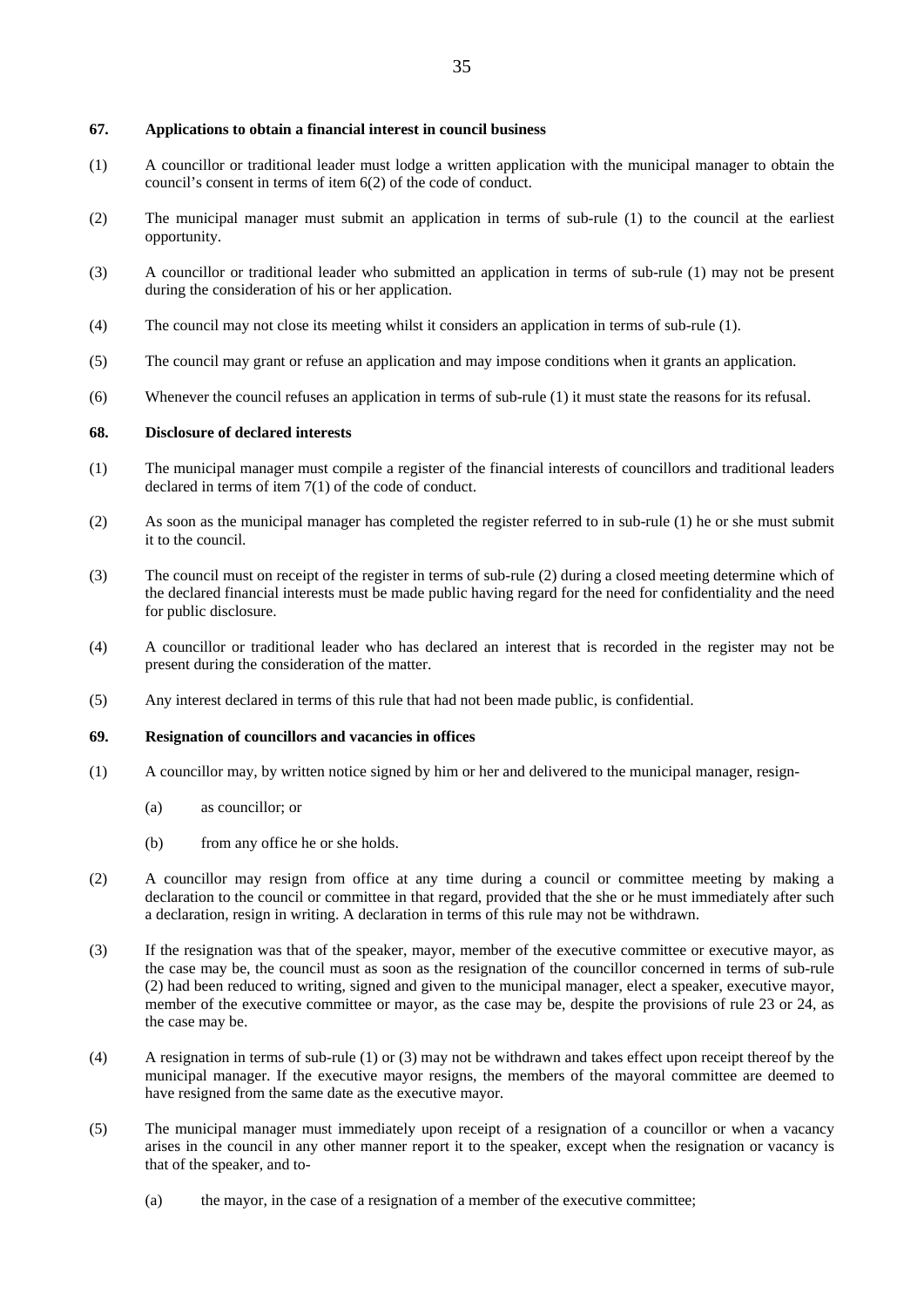### 67. Applications to obtain a financial interest in council business

(1) A councillor or traditional leader must lodge a written application with the municipal manager to obtain the council's consent in terms of item 6(2) of the code of conduct.

(2) The municipal manager must submit an application in terms of sub-rule (1) to the council at the earliest opportunity.

(3) A councillor or traditional leader who submitted an application in terms of sub-rule (1) may not be present during the consideration of his or her application.

(4) The council may not close its meeting whilst it considers an application in terms of sub-rule (1).

(5) The council may grant or refuse an application and may impose conditions when it grants an application.

(6) Whenever the council refuses an application in terms of sub-rule (1) it must state the reasons for its refusal.

### 68. Disclosure of declared interests

(1) The municipal manager must compile a register of the financial interests of councillors and traditional leaders declared in terms of item 7(1) of the code of conduct.

(2) As soon as the municipal manager has completed the register referred to in sub-rule (1) he or she must submit it to the council.

(3) The council must on receipt of the register in terms of sub-rule (2) during a closed meeting determine which of the declared financial interests must be made public having regard for the need for confidentiality and the need for public disclosure.

(4) A councillor or traditional leader who has declared an interest that is recorded in the register may not be present during the consideration of the matter.

(5) Any interest declared in terms of this rule that had not been made public, is confidential.

### 69. Resignation of councillors and vacancies in offices

(1) A councillor may, by written notice signed by him or her and delivered to the municipal manager, resign-

   (a) as councillor; or

   (b) from any office he or she holds.

(2) A councillor may resign from office at any time during a council or committee meeting by making a declaration to the council or committee in that regard, provided that the she or he must immediately after such a declaration, resign in writing. A declaration in terms of this rule may not be withdrawn.

(3) If the resignation was that of the speaker, mayor, member of the executive committee or executive mayor, as the case may be, the council must as soon as the resignation of the councillor concerned in terms of sub-rule (2) had been reduced to writing, signed and given to the municipal manager, elect a speaker, executive mayor, member of the executive committee or mayor, as the case may be, despite the provisions of rule 23 or 24, as the case may be.

(4) A resignation in terms of sub-rule (1) or (3) may not be withdrawn and takes effect upon receipt thereof by the municipal manager. If the executive mayor resigns, the members of the mayoral committee are deemed to have resigned from the same date as the executive mayor.

(5) The municipal manager must immediately upon receipt of a resignation of a councillor or when a vacancy arises in the council in any other manner report it to the speaker, except when the resignation or vacancy is that of the speaker, and to-

   (a) the mayor, in the case of a resignation of a member of the executive committee;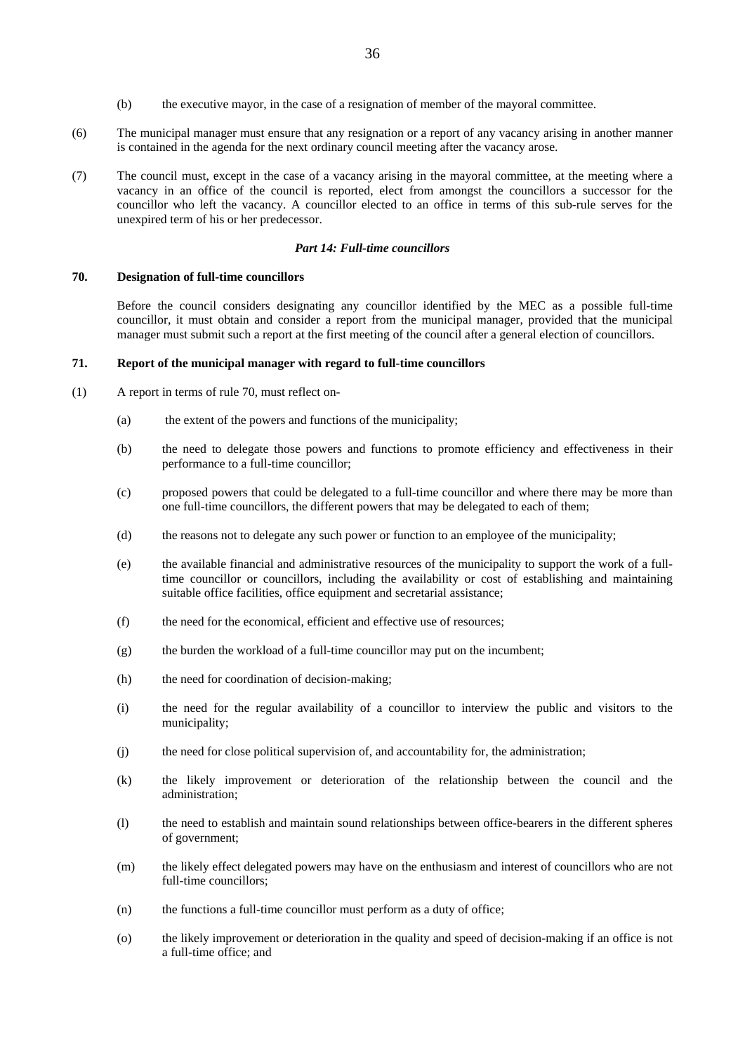(b) the executive mayor, in the case of a resignation of member of the mayoral committee.

(6) The municipal manager must ensure that any resignation or a report of any vacancy arising in another manner is contained in the agenda for the next ordinary council meeting after the vacancy arose.

(7) The council must, except in the case of a vacancy arising in the mayoral committee, at the meeting where a vacancy in an office of the council is reported, elect from amongst the councillors a successor for the councillor who left the vacancy. A councillor elected to an office in terms of this sub-rule serves for the unexpired term of his or her predecessor.

***Part 14: Full-time councillors***

**70. Designation of full-time councillors**

Before the council considers designating any councillor identified by the MEC as a possible full-time councillor, it must obtain and consider a report from the municipal manager, provided that the municipal manager must submit such a report at the first meeting of the council after a general election of councillors.

**71. Report of the municipal manager with regard to full-time councillors**

(1) A report in terms of rule 70, must reflect on-

(a) the extent of the powers and functions of the municipality;

(b) the need to delegate those powers and functions to promote efficiency and effectiveness in their performance to a full-time councillor;

(c) proposed powers that could be delegated to a full-time councillor and where there may be more than one full-time councillors, the different powers that may be delegated to each of them;

(d) the reasons not to delegate any such power or function to an employee of the municipality;

(e) the available financial and administrative resources of the municipality to support the work of a full-time councillor or councillors, including the availability or cost of establishing and maintaining suitable office facilities, office equipment and secretarial assistance;

(f) the need for the economical, efficient and effective use of resources;

(g) the burden the workload of a full-time councillor may put on the incumbent;

(h) the need for coordination of decision-making;

(i) the need for the regular availability of a councillor to interview the public and visitors to the municipality;

(j) the need for close political supervision of, and accountability for, the administration;

(k) the likely improvement or deterioration of the relationship between the council and the administration;

(l) the need to establish and maintain sound relationships between office-bearers in the different spheres of government;

(m) the likely effect delegated powers may have on the enthusiasm and interest of councillors who are not full-time councillors;

(n) the functions a full-time councillor must perform as a duty of office;

(o) the likely improvement or deterioration in the quality and speed of decision-making if an office is not a full-time office; and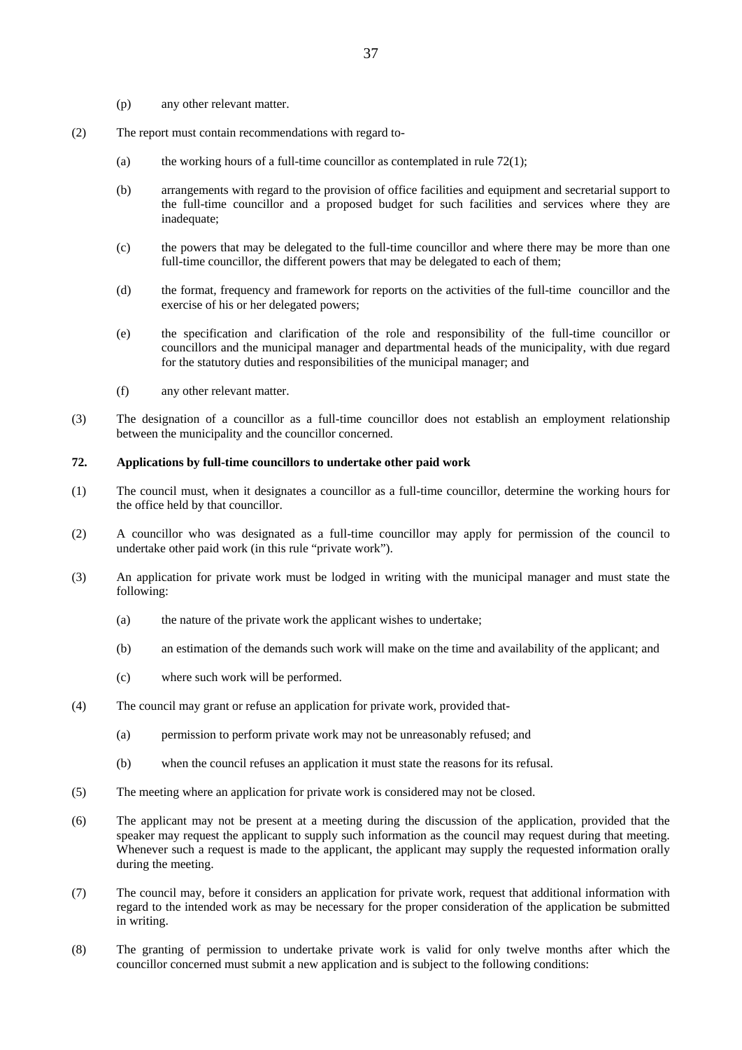(p) any other relevant matter.

(2) The report must contain recommendations with regard to-

(a) the working hours of a full-time councillor as contemplated in rule 72(1);

(b) arrangements with regard to the provision of office facilities and equipment and secretarial support to the full-time councillor and a proposed budget for such facilities and services where they are inadequate;

(c) the powers that may be delegated to the full-time councillor and where there may be more than one full-time councillor, the different powers that may be delegated to each of them;

(d) the format, frequency and framework for reports on the activities of the full-time councillor and the exercise of his or her delegated powers;

(e) the specification and clarification of the role and responsibility of the full-time councillor or councillors and the municipal manager and departmental heads of the municipality, with due regard for the statutory duties and responsibilities of the municipal manager; and

(f) any other relevant matter.

(3) The designation of a councillor as a full-time councillor does not establish an employment relationship between the municipality and the councillor concerned.

**72. Applications by full-time councillors to undertake other paid work**

(1) The council must, when it designates a councillor as a full-time councillor, determine the working hours for the office held by that councillor.

(2) A councillor who was designated as a full-time councillor may apply for permission of the council to undertake other paid work (in this rule "private work").

(3) An application for private work must be lodged in writing with the municipal manager and must state the following:

(a) the nature of the private work the applicant wishes to undertake;

(b) an estimation of the demands such work will make on the time and availability of the applicant; and

(c) where such work will be performed.

(4) The council may grant or refuse an application for private work, provided that-

(a) permission to perform private work may not be unreasonably refused; and

(b) when the council refuses an application it must state the reasons for its refusal.

(5) The meeting where an application for private work is considered may not be closed.

(6) The applicant may not be present at a meeting during the discussion of the application, provided that the speaker may request the applicant to supply such information as the council may request during that meeting. Whenever such a request is made to the applicant, the applicant may supply the requested information orally during the meeting.

(7) The council may, before it considers an application for private work, request that additional information with regard to the intended work as may be necessary for the proper consideration of the application be submitted in writing.

(8) The granting of permission to undertake private work is valid for only twelve months after which the councillor concerned must submit a new application and is subject to the following conditions: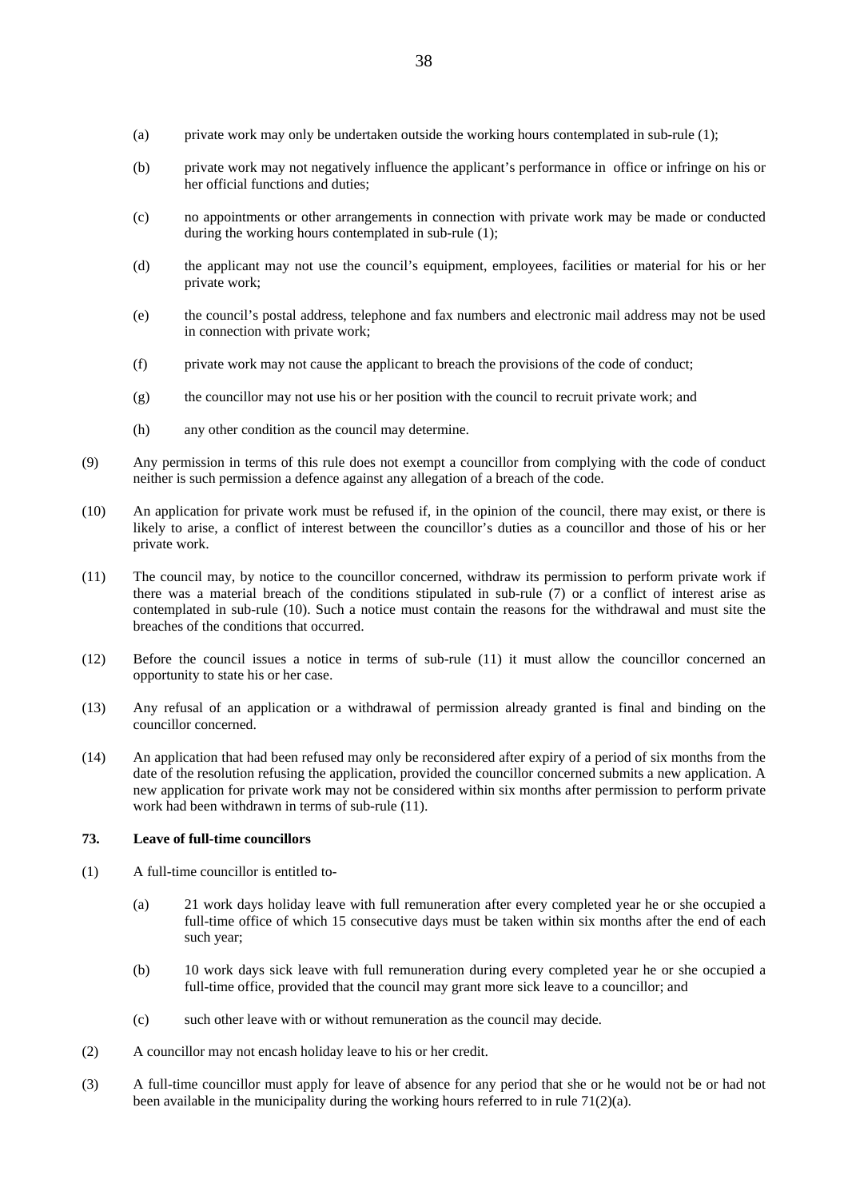(a) private work may only be undertaken outside the working hours contemplated in sub-rule (1);

(b) private work may not negatively influence the applicant's performance in office or infringe on his or her official functions and duties;

(c) no appointments or other arrangements in connection with private work may be made or conducted during the working hours contemplated in sub-rule (1);

(d) the applicant may not use the council's equipment, employees, facilities or material for his or her private work;

(e) the council's postal address, telephone and fax numbers and electronic mail address may not be used in connection with private work;

(f) private work may not cause the applicant to breach the provisions of the code of conduct;

(g) the councillor may not use his or her position with the council to recruit private work; and

(h) any other condition as the council may determine.

(9) Any permission in terms of this rule does not exempt a councillor from complying with the code of conduct neither is such permission a defence against any allegation of a breach of the code.

(10) An application for private work must be refused if, in the opinion of the council, there may exist, or there is likely to arise, a conflict of interest between the councillor's duties as a councillor and those of his or her private work.

(11) The council may, by notice to the councillor concerned, withdraw its permission to perform private work if there was a material breach of the conditions stipulated in sub-rule (7) or a conflict of interest arise as contemplated in sub-rule (10). Such a notice must contain the reasons for the withdrawal and must site the breaches of the conditions that occurred.

(12) Before the council issues a notice in terms of sub-rule (11) it must allow the councillor concerned an opportunity to state his or her case.

(13) Any refusal of an application or a withdrawal of permission already granted is final and binding on the councillor concerned.

(14) An application that had been refused may only be reconsidered after expiry of a period of six months from the date of the resolution refusing the application, provided the councillor concerned submits a new application. A new application for private work may not be considered within six months after permission to perform private work had been withdrawn in terms of sub-rule (11).

**73. Leave of full-time councillors**

(1) A full-time councillor is entitled to-

(a) 21 work days holiday leave with full remuneration after every completed year he or she occupied a full-time office of which 15 consecutive days must be taken within six months after the end of each such year;

(b) 10 work days sick leave with full remuneration during every completed year he or she occupied a full-time office, provided that the council may grant more sick leave to a councillor; and

(c) such other leave with or without remuneration as the council may decide.

(2) A councillor may not encash holiday leave to his or her credit.

(3) A full-time councillor must apply for leave of absence for any period that she or he would not be or had not been available in the municipality during the working hours referred to in rule 71(2)(a).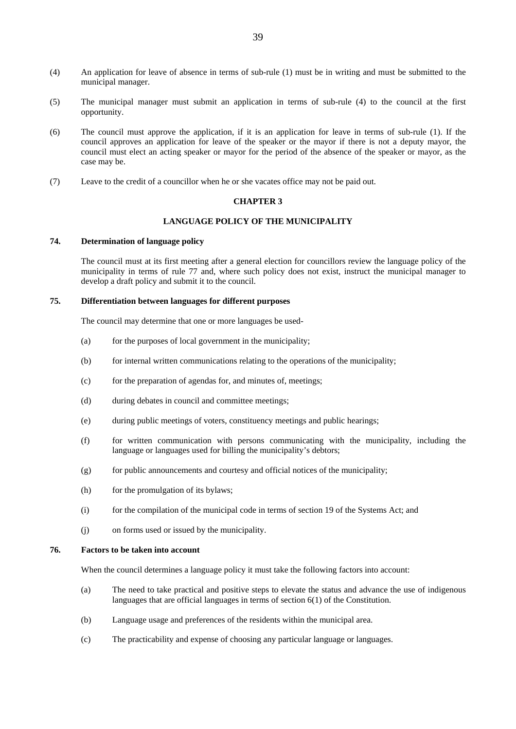(4) An application for leave of absence in terms of sub-rule (1) must be in writing and must be submitted to the municipal manager.

(5) The municipal manager must submit an application in terms of sub-rule (4) to the council at the first opportunity.

(6) The council must approve the application, if it is an application for leave in terms of sub-rule (1). If the council approves an application for leave of the speaker or the mayor if there is not a deputy mayor, the council must elect an acting speaker or mayor for the period of the absence of the speaker or mayor, as the case may be.

(7) Leave to the credit of a councillor when he or she vacates office may not be paid out.

## CHAPTER 3

## LANGUAGE POLICY OF THE MUNICIPALITY

### 74. Determination of language policy

The council must at its first meeting after a general election for councillors review the language policy of the municipality in terms of rule 77 and, where such policy does not exist, instruct the municipal manager to develop a draft policy and submit it to the council.

### 75. Differentiation between languages for different purposes

The council may determine that one or more languages be used-

(a) for the purposes of local government in the municipality;

(b) for internal written communications relating to the operations of the municipality;

(c) for the preparation of agendas for, and minutes of, meetings;

(d) during debates in council and committee meetings;

(e) during public meetings of voters, constituency meetings and public hearings;

(f) for written communication with persons communicating with the municipality, including the language or languages used for billing the municipality's debtors;

(g) for public announcements and courtesy and official notices of the municipality;

(h) for the promulgation of its bylaws;

(i) for the compilation of the municipal code in terms of section 19 of the Systems Act; and

(j) on forms used or issued by the municipality.

### 76. Factors to be taken into account

When the council determines a language policy it must take the following factors into account:

(a) The need to take practical and positive steps to elevate the status and advance the use of indigenous languages that are official languages in terms of section 6(1) of the Constitution.

(b) Language usage and preferences of the residents within the municipal area.

(c) The practicability and expense of choosing any particular language or languages.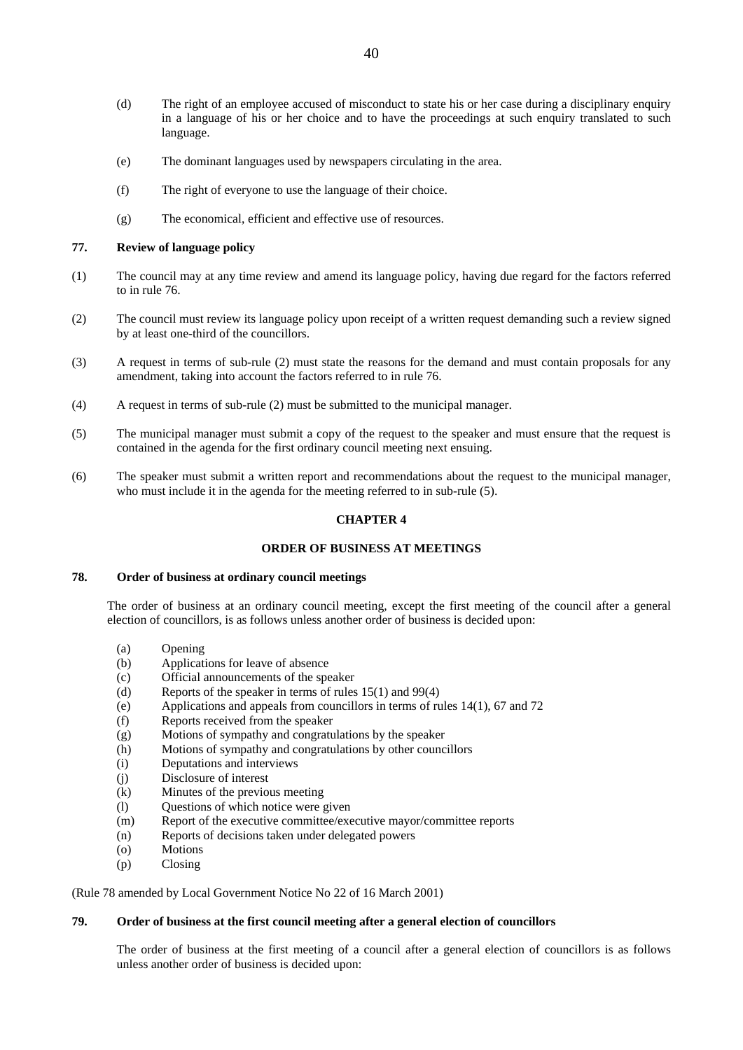(d) The right of an employee accused of misconduct to state his or her case during a disciplinary enquiry in a language of his or her choice and to have the proceedings at such enquiry translated to such language.

(e) The dominant languages used by newspapers circulating in the area.

(f) The right of everyone to use the language of their choice.

(g) The economical, efficient and effective use of resources.

### 77. Review of language policy

(1) The council may at any time review and amend its language policy, having due regard for the factors referred to in rule 76.

(2) The council must review its language policy upon receipt of a written request demanding such a review signed by at least one-third of the councillors.

(3) A request in terms of sub-rule (2) must state the reasons for the demand and must contain proposals for any amendment, taking into account the factors referred to in rule 76.

(4) A request in terms of sub-rule (2) must be submitted to the municipal manager.

(5) The municipal manager must submit a copy of the request to the speaker and must ensure that the request is contained in the agenda for the first ordinary council meeting next ensuing.

(6) The speaker must submit a written report and recommendations about the request to the municipal manager, who must include it in the agenda for the meeting referred to in sub-rule (5).

## CHAPTER 4

## ORDER OF BUSINESS AT MEETINGS

### 78. Order of business at ordinary council meetings

The order of business at an ordinary council meeting, except the first meeting of the council after a general election of councillors, is as follows unless another order of business is decided upon:

(a) Opening
(b) Applications for leave of absence
(c) Official announcements of the speaker
(d) Reports of the speaker in terms of rules 15(1) and 99(4)
(e) Applications and appeals from councillors in terms of rules 14(1), 67 and 72
(f) Reports received from the speaker
(g) Motions of sympathy and congratulations by the speaker
(h) Motions of sympathy and congratulations by other councillors
(i) Deputations and interviews
(j) Disclosure of interest
(k) Minutes of the previous meeting
(l) Questions of which notice were given
(m) Report of the executive committee/executive mayor/committee reports
(n) Reports of decisions taken under delegated powers
(o) Motions
(p) Closing

(Rule 78 amended by Local Government Notice No 22 of 16 March 2001)

### 79. Order of business at the first council meeting after a general election of councillors

The order of business at the first meeting of a council after a general election of councillors is as follows unless another order of business is decided upon: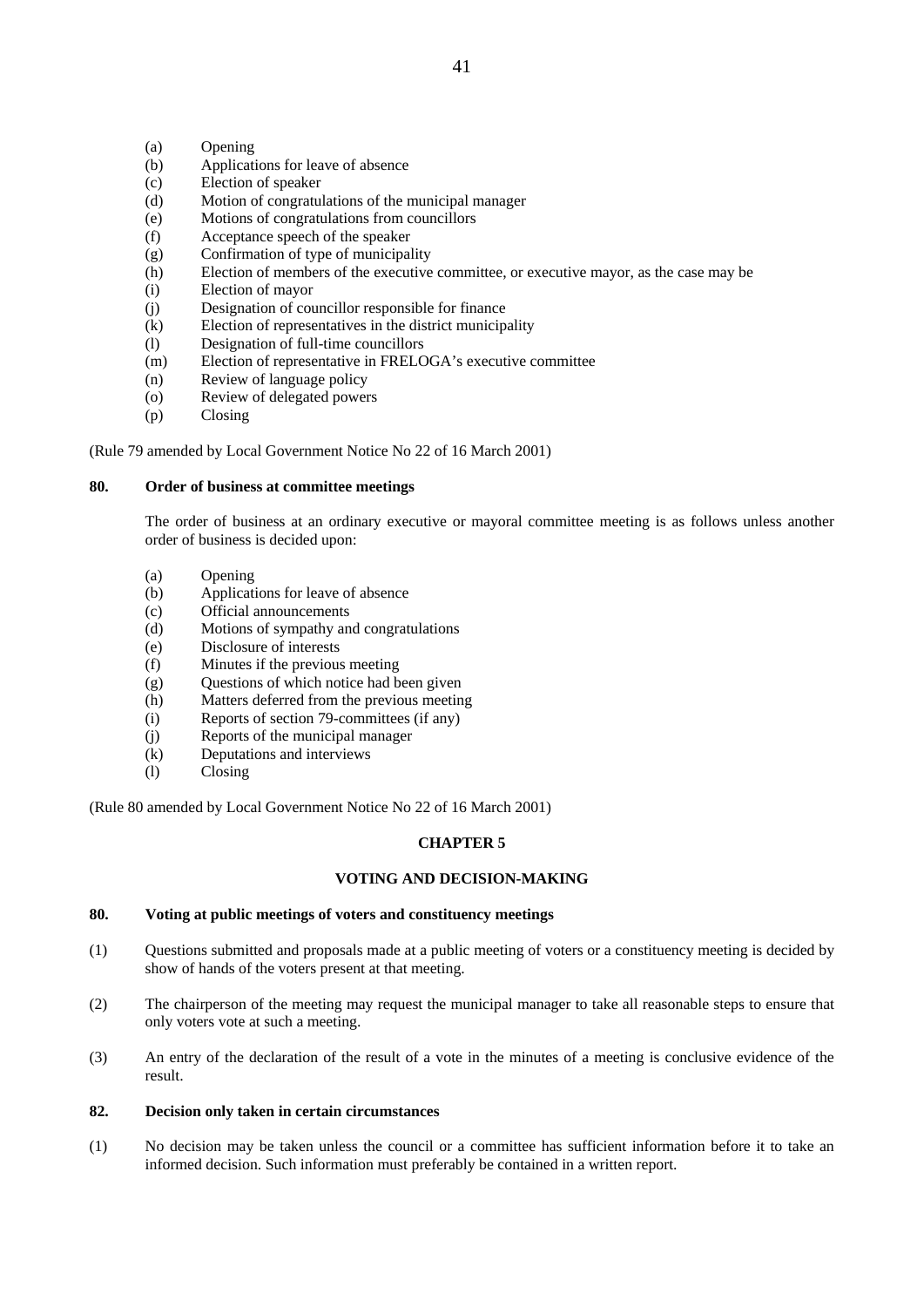(a) Opening
(b) Applications for leave of absence
(c) Election of speaker
(d) Motion of congratulations of the municipal manager
(e) Motions of congratulations from councillors
(f) Acceptance speech of the speaker
(g) Confirmation of type of municipality
(h) Election of members of the executive committee, or executive mayor, as the case may be
(i) Election of mayor
(j) Designation of councillor responsible for finance
(k) Election of representatives in the district municipality
(l) Designation of full-time councillors
(m) Election of representative in FRELOGA's executive committee
(n) Review of language policy
(o) Review of delegated powers
(p) Closing

(Rule 79 amended by Local Government Notice No 22 of 16 March 2001)

### 80. Order of business at committee meetings

The order of business at an ordinary executive or mayoral committee meeting is as follows unless another order of business is decided upon:

(a) Opening
(b) Applications for leave of absence
(c) Official announcements
(d) Motions of sympathy and congratulations
(e) Disclosure of interests
(f) Minutes if the previous meeting
(g) Questions of which notice had been given
(h) Matters deferred from the previous meeting
(i) Reports of section 79-committees (if any)
(j) Reports of the municipal manager
(k) Deputations and interviews
(l) Closing

(Rule 80 amended by Local Government Notice No 22 of 16 March 2001)

## CHAPTER 5

## VOTING AND DECISION-MAKING

### 80. Voting at public meetings of voters and constituency meetings

(1) Questions submitted and proposals made at a public meeting of voters or a constituency meeting is decided by show of hands of the voters present at that meeting.

(2) The chairperson of the meeting may request the municipal manager to take all reasonable steps to ensure that only voters vote at such a meeting.

(3) An entry of the declaration of the result of a vote in the minutes of a meeting is conclusive evidence of the result.

### 82. Decision only taken in certain circumstances

(1) No decision may be taken unless the council or a committee has sufficient information before it to take an informed decision. Such information must preferably be contained in a written report.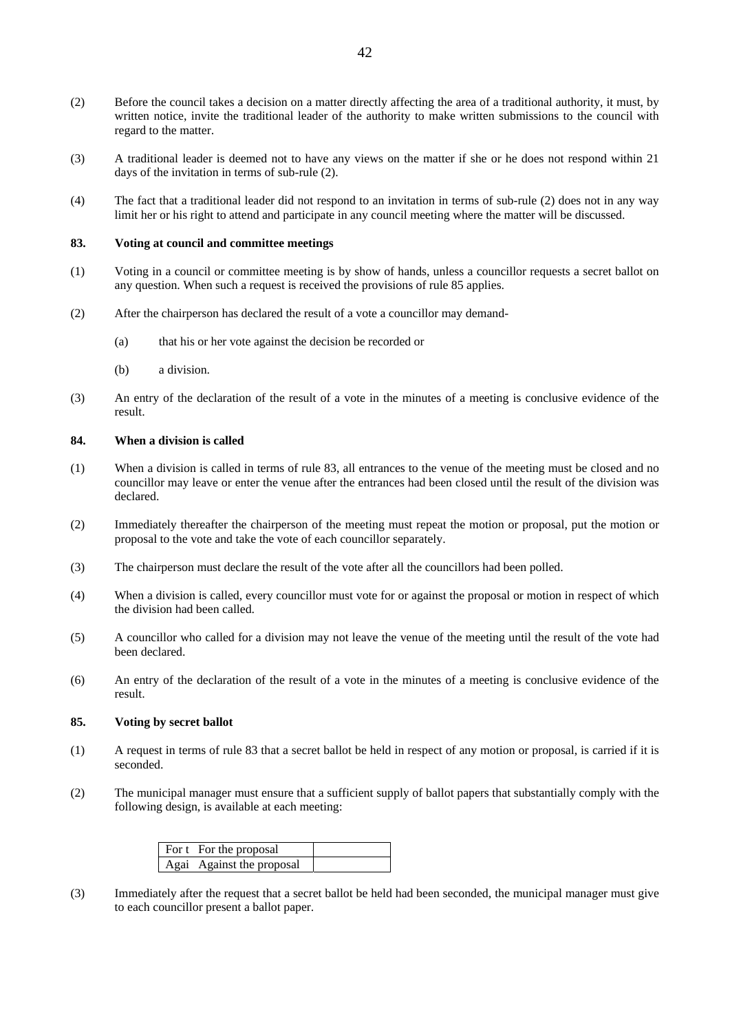(2) Before the council takes a decision on a matter directly affecting the area of a traditional authority, it must, by written notice, invite the traditional leader of the authority to make written submissions to the council with regard to the matter.

(3) A traditional leader is deemed not to have any views on the matter if she or he does not respond within 21 days of the invitation in terms of sub-rule (2).

(4) The fact that a traditional leader did not respond to an invitation in terms of sub-rule (2) does not in any way limit her or his right to attend and participate in any council meeting where the matter will be discussed.

### 83. Voting at council and committee meetings

(1) Voting in a council or committee meeting is by show of hands, unless a councillor requests a secret ballot on any question. When such a request is received the provisions of rule 85 applies.

(2) After the chairperson has declared the result of a vote a councillor may demand-

   (a) that his or her vote against the decision be recorded or

   (b) a division.

(3) An entry of the declaration of the result of a vote in the minutes of a meeting is conclusive evidence of the result.

### 84. When a division is called

(1) When a division is called in terms of rule 83, all entrances to the venue of the meeting must be closed and no councillor may leave or enter the venue after the entrances had been closed until the result of the division was declared.

(2) Immediately thereafter the chairperson of the meeting must repeat the motion or proposal, put the motion or proposal to the vote and take the vote of each councillor separately.

(3) The chairperson must declare the result of the vote after all the councillors had been polled.

(4) When a division is called, every councillor must vote for or against the proposal or motion in respect of which the division had been called.

(5) A councillor who called for a division may not leave the venue of the meeting until the result of the vote had been declared.

(6) An entry of the declaration of the result of a vote in the minutes of a meeting is conclusive evidence of the result.

### 85. Voting by secret ballot

(1) A request in terms of rule 83 that a secret ballot be held in respect of any motion or proposal, is carried if it is seconded.

(2) The municipal manager must ensure that a sufficient supply of ballot papers that substantially comply with the following design, is available at each meeting:

| For t For the proposal | |
|---|---|
| Agai Against the proposal | |

(3) Immediately after the request that a secret ballot be held had been seconded, the municipal manager must give to each councillor present a ballot paper.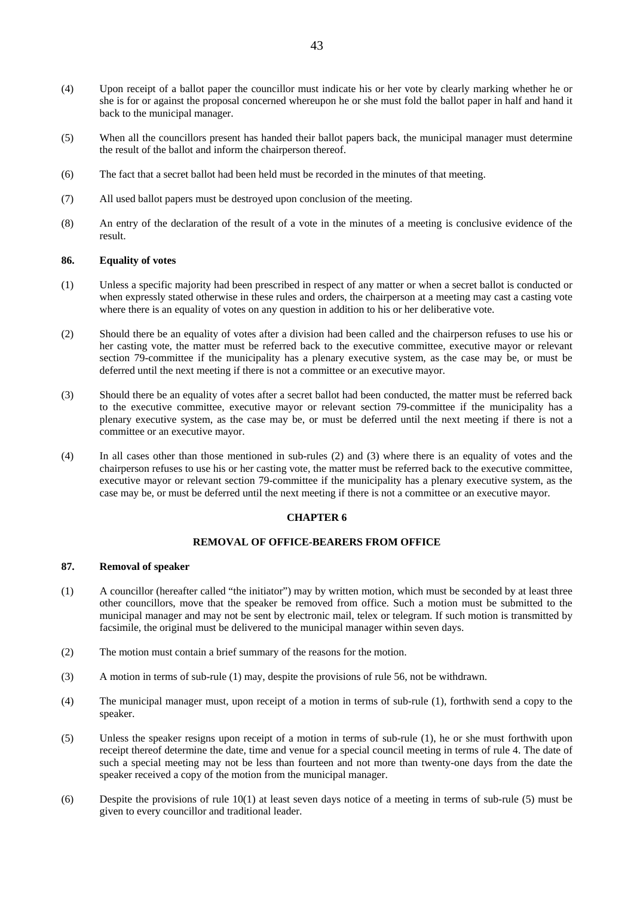(4) Upon receipt of a ballot paper the councillor must indicate his or her vote by clearly marking whether he or she is for or against the proposal concerned whereupon he or she must fold the ballot paper in half and hand it back to the municipal manager.

(5) When all the councillors present has handed their ballot papers back, the municipal manager must determine the result of the ballot and inform the chairperson thereof.

(6) The fact that a secret ballot had been held must be recorded in the minutes of that meeting.

(7) All used ballot papers must be destroyed upon conclusion of the meeting.

(8) An entry of the declaration of the result of a vote in the minutes of a meeting is conclusive evidence of the result.

### 86. Equality of votes

(1) Unless a specific majority had been prescribed in respect of any matter or when a secret ballot is conducted or when expressly stated otherwise in these rules and orders, the chairperson at a meeting may cast a casting vote where there is an equality of votes on any question in addition to his or her deliberative vote.

(2) Should there be an equality of votes after a division had been called and the chairperson refuses to use his or her casting vote, the matter must be referred back to the executive committee, executive mayor or relevant section 79-committee if the municipality has a plenary executive system, as the case may be, or must be deferred until the next meeting if there is not a committee or an executive mayor.

(3) Should there be an equality of votes after a secret ballot had been conducted, the matter must be referred back to the executive committee, executive mayor or relevant section 79-committee if the municipality has a plenary executive system, as the case may be, or must be deferred until the next meeting if there is not a committee or an executive mayor.

(4) In all cases other than those mentioned in sub-rules (2) and (3) where there is an equality of votes and the chairperson refuses to use his or her casting vote, the matter must be referred back to the executive committee, executive mayor or relevant section 79-committee if the municipality has a plenary executive system, as the case may be, or must be deferred until the next meeting if there is not a committee or an executive mayor.

## CHAPTER 6

## REMOVAL OF OFFICE-BEARERS FROM OFFICE

### 87. Removal of speaker

(1) A councillor (hereafter called "the initiator") may by written motion, which must be seconded by at least three other councillors, move that the speaker be removed from office. Such a motion must be submitted to the municipal manager and may not be sent by electronic mail, telex or telegram. If such motion is transmitted by facsimile, the original must be delivered to the municipal manager within seven days.

(2) The motion must contain a brief summary of the reasons for the motion.

(3) A motion in terms of sub-rule (1) may, despite the provisions of rule 56, not be withdrawn.

(4) The municipal manager must, upon receipt of a motion in terms of sub-rule (1), forthwith send a copy to the speaker.

(5) Unless the speaker resigns upon receipt of a motion in terms of sub-rule (1), he or she must forthwith upon receipt thereof determine the date, time and venue for a special council meeting in terms of rule 4. The date of such a special meeting may not be less than fourteen and not more than twenty-one days from the date the speaker received a copy of the motion from the municipal manager.

(6) Despite the provisions of rule 10(1) at least seven days notice of a meeting in terms of sub-rule (5) must be given to every councillor and traditional leader.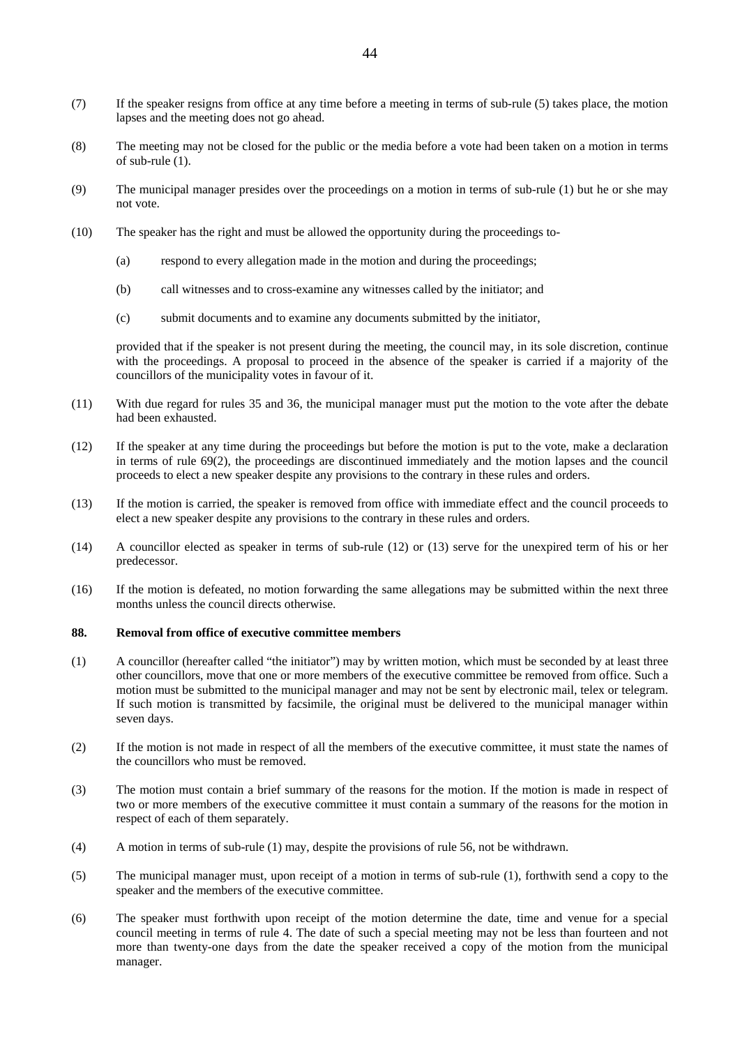(7) If the speaker resigns from office at any time before a meeting in terms of sub-rule (5) takes place, the motion lapses and the meeting does not go ahead.

(8) The meeting may not be closed for the public or the media before a vote had been taken on a motion in terms of sub-rule (1).

(9) The municipal manager presides over the proceedings on a motion in terms of sub-rule (1) but he or she may not vote.

(10) The speaker has the right and must be allowed the opportunity during the proceedings to-

(a) respond to every allegation made in the motion and during the proceedings;

(b) call witnesses and to cross-examine any witnesses called by the initiator; and

(c) submit documents and to examine any documents submitted by the initiator,

provided that if the speaker is not present during the meeting, the council may, in its sole discretion, continue with the proceedings. A proposal to proceed in the absence of the speaker is carried if a majority of the councillors of the municipality votes in favour of it.

(11) With due regard for rules 35 and 36, the municipal manager must put the motion to the vote after the debate had been exhausted.

(12) If the speaker at any time during the proceedings but before the motion is put to the vote, make a declaration in terms of rule 69(2), the proceedings are discontinued immediately and the motion lapses and the council proceeds to elect a new speaker despite any provisions to the contrary in these rules and orders.

(13) If the motion is carried, the speaker is removed from office with immediate effect and the council proceeds to elect a new speaker despite any provisions to the contrary in these rules and orders.

(14) A councillor elected as speaker in terms of sub-rule (12) or (13) serve for the unexpired term of his or her predecessor.

(16) If the motion is defeated, no motion forwarding the same allegations may be submitted within the next three months unless the council directs otherwise.

**88. Removal from office of executive committee members**

(1) A councillor (hereafter called "the initiator") may by written motion, which must be seconded by at least three other councillors, move that one or more members of the executive committee be removed from office. Such a motion must be submitted to the municipal manager and may not be sent by electronic mail, telex or telegram. If such motion is transmitted by facsimile, the original must be delivered to the municipal manager within seven days.

(2) If the motion is not made in respect of all the members of the executive committee, it must state the names of the councillors who must be removed.

(3) The motion must contain a brief summary of the reasons for the motion. If the motion is made in respect of two or more members of the executive committee it must contain a summary of the reasons for the motion in respect of each of them separately.

(4) A motion in terms of sub-rule (1) may, despite the provisions of rule 56, not be withdrawn.

(5) The municipal manager must, upon receipt of a motion in terms of sub-rule (1), forthwith send a copy to the speaker and the members of the executive committee.

(6) The speaker must forthwith upon receipt of the motion determine the date, time and venue for a special council meeting in terms of rule 4. The date of such a special meeting may not be less than fourteen and not more than twenty-one days from the date the speaker received a copy of the motion from the municipal manager.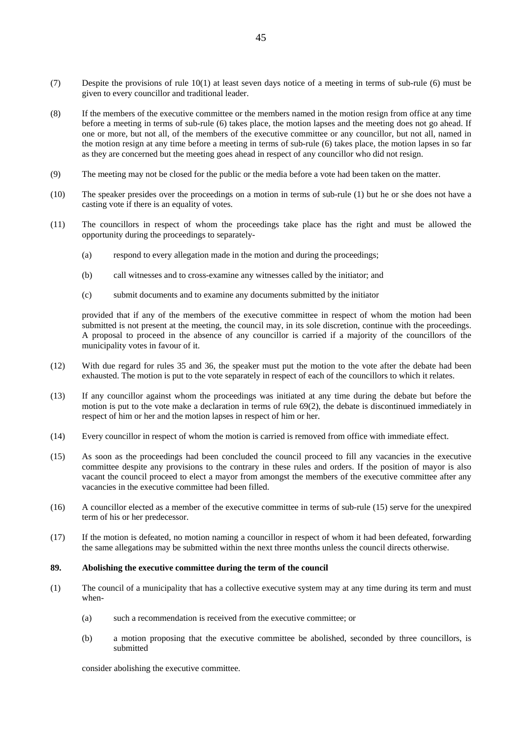(7) Despite the provisions of rule 10(1) at least seven days notice of a meeting in terms of sub-rule (6) must be given to every councillor and traditional leader.

(8) If the members of the executive committee or the members named in the motion resign from office at any time before a meeting in terms of sub-rule (6) takes place, the motion lapses and the meeting does not go ahead. If one or more, but not all, of the members of the executive committee or any councillor, but not all, named in the motion resign at any time before a meeting in terms of sub-rule (6) takes place, the motion lapses in so far as they are concerned but the meeting goes ahead in respect of any councillor who did not resign.

(9) The meeting may not be closed for the public or the media before a vote had been taken on the matter.

(10) The speaker presides over the proceedings on a motion in terms of sub-rule (1) but he or she does not have a casting vote if there is an equality of votes.

(11) The councillors in respect of whom the proceedings take place has the right and must be allowed the opportunity during the proceedings to separately-

   (a) respond to every allegation made in the motion and during the proceedings;

   (b) call witnesses and to cross-examine any witnesses called by the initiator; and

   (c) submit documents and to examine any documents submitted by the initiator

   provided that if any of the members of the executive committee in respect of whom the motion had been submitted is not present at the meeting, the council may, in its sole discretion, continue with the proceedings. A proposal to proceed in the absence of any councillor is carried if a majority of the councillors of the municipality votes in favour of it.

(12) With due regard for rules 35 and 36, the speaker must put the motion to the vote after the debate had been exhausted. The motion is put to the vote separately in respect of each of the councillors to which it relates.

(13) If any councillor against whom the proceedings was initiated at any time during the debate but before the motion is put to the vote make a declaration in terms of rule 69(2), the debate is discontinued immediately in respect of him or her and the motion lapses in respect of him or her.

(14) Every councillor in respect of whom the motion is carried is removed from office with immediate effect.

(15) As soon as the proceedings had been concluded the council proceed to fill any vacancies in the executive committee despite any provisions to the contrary in these rules and orders. If the position of mayor is also vacant the council proceed to elect a mayor from amongst the members of the executive committee after any vacancies in the executive committee had been filled.

(16) A councillor elected as a member of the executive committee in terms of sub-rule (15) serve for the unexpired term of his or her predecessor.

(17) If the motion is defeated, no motion naming a councillor in respect of whom it had been defeated, forwarding the same allegations may be submitted within the next three months unless the council directs otherwise.

**89. Abolishing the executive committee during the term of the council**

(1) The council of a municipality that has a collective executive system may at any time during its term and must when-

   (a) such a recommendation is received from the executive committee; or

   (b) a motion proposing that the executive committee be abolished, seconded by three councillors, is submitted

   consider abolishing the executive committee.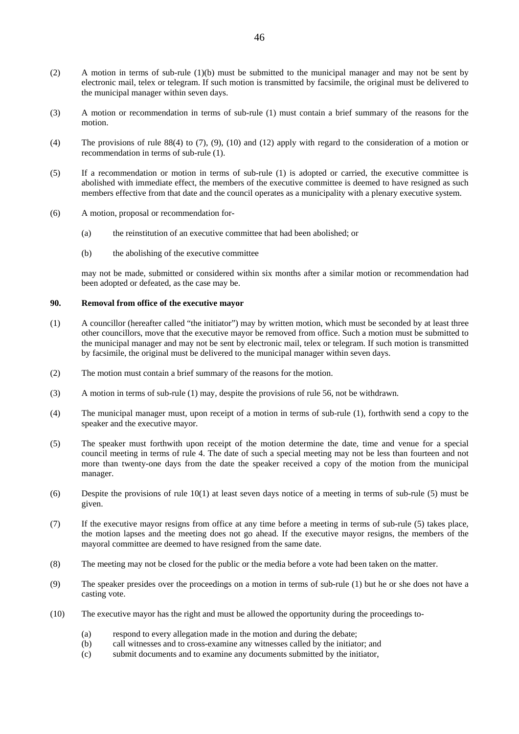(2) A motion in terms of sub-rule (1)(b) must be submitted to the municipal manager and may not be sent by electronic mail, telex or telegram. If such motion is transmitted by facsimile, the original must be delivered to the municipal manager within seven days.

(3) A motion or recommendation in terms of sub-rule (1) must contain a brief summary of the reasons for the motion.

(4) The provisions of rule 88(4) to (7), (9), (10) and (12) apply with regard to the consideration of a motion or recommendation in terms of sub-rule (1).

(5) If a recommendation or motion in terms of sub-rule (1) is adopted or carried, the executive committee is abolished with immediate effect, the members of the executive committee is deemed to have resigned as such members effective from that date and the council operates as a municipality with a plenary executive system.

(6) A motion, proposal or recommendation for-

  (a) the reinstitution of an executive committee that had been abolished; or

  (b) the abolishing of the executive committee

may not be made, submitted or considered within six months after a similar motion or recommendation had been adopted or defeated, as the case may be.

**90. Removal from office of the executive mayor**

(1) A councillor (hereafter called "the initiator") may by written motion, which must be seconded by at least three other councillors, move that the executive mayor be removed from office. Such a motion must be submitted to the municipal manager and may not be sent by electronic mail, telex or telegram. If such motion is transmitted by facsimile, the original must be delivered to the municipal manager within seven days.

(2) The motion must contain a brief summary of the reasons for the motion.

(3) A motion in terms of sub-rule (1) may, despite the provisions of rule 56, not be withdrawn.

(4) The municipal manager must, upon receipt of a motion in terms of sub-rule (1), forthwith send a copy to the speaker and the executive mayor.

(5) The speaker must forthwith upon receipt of the motion determine the date, time and venue for a special council meeting in terms of rule 4. The date of such a special meeting may not be less than fourteen and not more than twenty-one days from the date the speaker received a copy of the motion from the municipal manager.

(6) Despite the provisions of rule 10(1) at least seven days notice of a meeting in terms of sub-rule (5) must be given.

(7) If the executive mayor resigns from office at any time before a meeting in terms of sub-rule (5) takes place, the motion lapses and the meeting does not go ahead. If the executive mayor resigns, the members of the mayoral committee are deemed to have resigned from the same date.

(8) The meeting may not be closed for the public or the media before a vote had been taken on the matter.

(9) The speaker presides over the proceedings on a motion in terms of sub-rule (1) but he or she does not have a casting vote.

(10) The executive mayor has the right and must be allowed the opportunity during the proceedings to-

  (a) respond to every allegation made in the motion and during the debate;
  (b) call witnesses and to cross-examine any witnesses called by the initiator; and
  (c) submit documents and to examine any documents submitted by the initiator,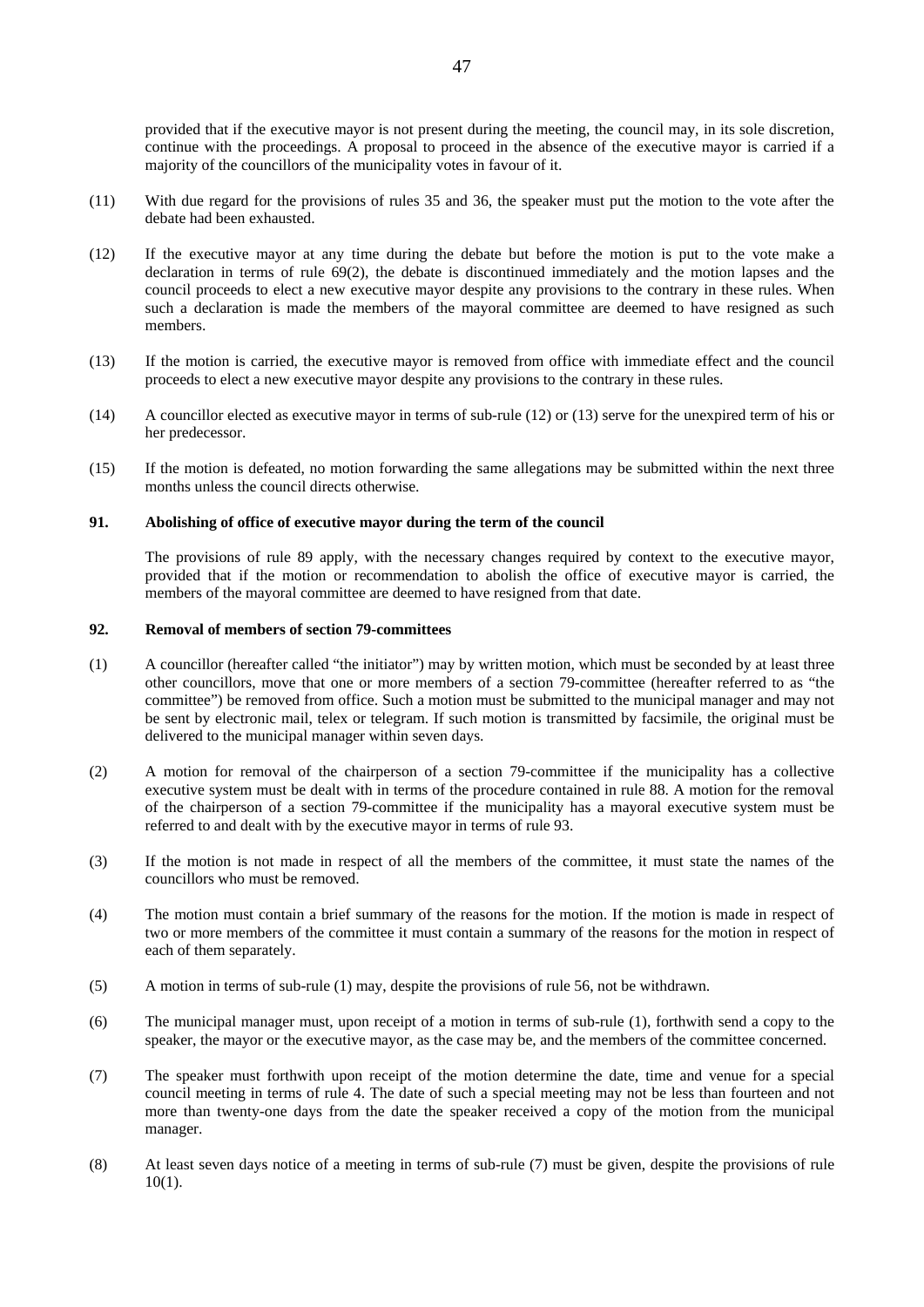provided that if the executive mayor is not present during the meeting, the council may, in its sole discretion, continue with the proceedings. A proposal to proceed in the absence of the executive mayor is carried if a majority of the councillors of the municipality votes in favour of it.

(11) With due regard for the provisions of rules 35 and 36, the speaker must put the motion to the vote after the debate had been exhausted.

(12) If the executive mayor at any time during the debate but before the motion is put to the vote make a declaration in terms of rule 69(2), the debate is discontinued immediately and the motion lapses and the council proceeds to elect a new executive mayor despite any provisions to the contrary in these rules. When such a declaration is made the members of the mayoral committee are deemed to have resigned as such members.

(13) If the motion is carried, the executive mayor is removed from office with immediate effect and the council proceeds to elect a new executive mayor despite any provisions to the contrary in these rules.

(14) A councillor elected as executive mayor in terms of sub-rule (12) or (13) serve for the unexpired term of his or her predecessor.

(15) If the motion is defeated, no motion forwarding the same allegations may be submitted within the next three months unless the council directs otherwise.

### 91. Abolishing of office of executive mayor during the term of the council

The provisions of rule 89 apply, with the necessary changes required by context to the executive mayor, provided that if the motion or recommendation to abolish the office of executive mayor is carried, the members of the mayoral committee are deemed to have resigned from that date.

### 92. Removal of members of section 79-committees

(1) A councillor (hereafter called "the initiator") may by written motion, which must be seconded by at least three other councillors, move that one or more members of a section 79-committee (hereafter referred to as "the committee") be removed from office. Such a motion must be submitted to the municipal manager and may not be sent by electronic mail, telex or telegram. If such motion is transmitted by facsimile, the original must be delivered to the municipal manager within seven days.

(2) A motion for removal of the chairperson of a section 79-committee if the municipality has a collective executive system must be dealt with in terms of the procedure contained in rule 88. A motion for the removal of the chairperson of a section 79-committee if the municipality has a mayoral executive system must be referred to and dealt with by the executive mayor in terms of rule 93.

(3) If the motion is not made in respect of all the members of the committee, it must state the names of the councillors who must be removed.

(4) The motion must contain a brief summary of the reasons for the motion. If the motion is made in respect of two or more members of the committee it must contain a summary of the reasons for the motion in respect of each of them separately.

(5) A motion in terms of sub-rule (1) may, despite the provisions of rule 56, not be withdrawn.

(6) The municipal manager must, upon receipt of a motion in terms of sub-rule (1), forthwith send a copy to the speaker, the mayor or the executive mayor, as the case may be, and the members of the committee concerned.

(7) The speaker must forthwith upon receipt of the motion determine the date, time and venue for a special council meeting in terms of rule 4. The date of such a special meeting may not be less than fourteen and not more than twenty-one days from the date the speaker received a copy of the motion from the municipal manager.

(8) At least seven days notice of a meeting in terms of sub-rule (7) must be given, despite the provisions of rule 10(1).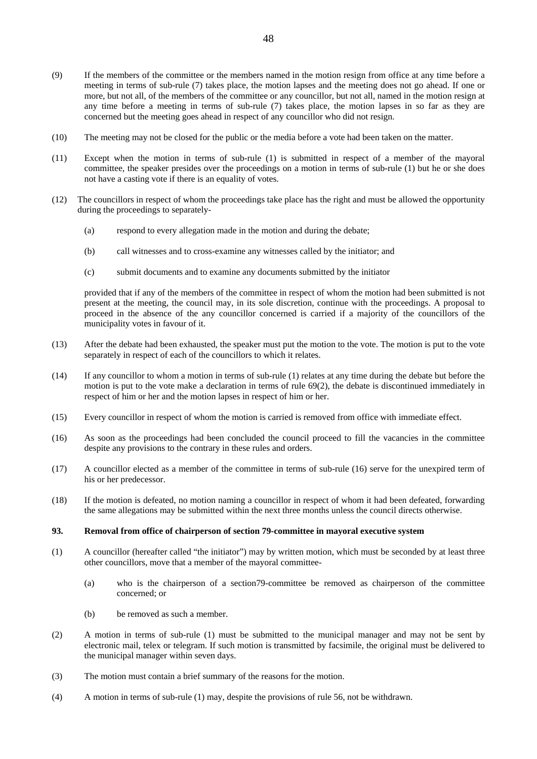(9) If the members of the committee or the members named in the motion resign from office at any time before a meeting in terms of sub-rule (7) takes place, the motion lapses and the meeting does not go ahead. If one or more, but not all, of the members of the committee or any councillor, but not all, named in the motion resign at any time before a meeting in terms of sub-rule (7) takes place, the motion lapses in so far as they are concerned but the meeting goes ahead in respect of any councillor who did not resign.

(10) The meeting may not be closed for the public or the media before a vote had been taken on the matter.

(11) Except when the motion in terms of sub-rule (1) is submitted in respect of a member of the mayoral committee, the speaker presides over the proceedings on a motion in terms of sub-rule (1) but he or she does not have a casting vote if there is an equality of votes.

(12) The councillors in respect of whom the proceedings take place has the right and must be allowed the opportunity during the proceedings to separately-

(a) respond to every allegation made in the motion and during the debate;

(b) call witnesses and to cross-examine any witnesses called by the initiator; and

(c) submit documents and to examine any documents submitted by the initiator

provided that if any of the members of the committee in respect of whom the motion had been submitted is not present at the meeting, the council may, in its sole discretion, continue with the proceedings. A proposal to proceed in the absence of the any councillor concerned is carried if a majority of the councillors of the municipality votes in favour of it.

(13) After the debate had been exhausted, the speaker must put the motion to the vote. The motion is put to the vote separately in respect of each of the councillors to which it relates.

(14) If any councillor to whom a motion in terms of sub-rule (1) relates at any time during the debate but before the motion is put to the vote make a declaration in terms of rule 69(2), the debate is discontinued immediately in respect of him or her and the motion lapses in respect of him or her.

(15) Every councillor in respect of whom the motion is carried is removed from office with immediate effect.

(16) As soon as the proceedings had been concluded the council proceed to fill the vacancies in the committee despite any provisions to the contrary in these rules and orders.

(17) A councillor elected as a member of the committee in terms of sub-rule (16) serve for the unexpired term of his or her predecessor.

(18) If the motion is defeated, no motion naming a councillor in respect of whom it had been defeated, forwarding the same allegations may be submitted within the next three months unless the council directs otherwise.

### 93. Removal from office of chairperson of section 79-committee in mayoral executive system

(1) A councillor (hereafter called "the initiator") may by written motion, which must be seconded by at least three other councillors, move that a member of the mayoral committee-

(a) who is the chairperson of a section79-committee be removed as chairperson of the committee concerned; or

(b) be removed as such a member.

(2) A motion in terms of sub-rule (1) must be submitted to the municipal manager and may not be sent by electronic mail, telex or telegram. If such motion is transmitted by facsimile, the original must be delivered to the municipal manager within seven days.

(3) The motion must contain a brief summary of the reasons for the motion.

(4) A motion in terms of sub-rule (1) may, despite the provisions of rule 56, not be withdrawn.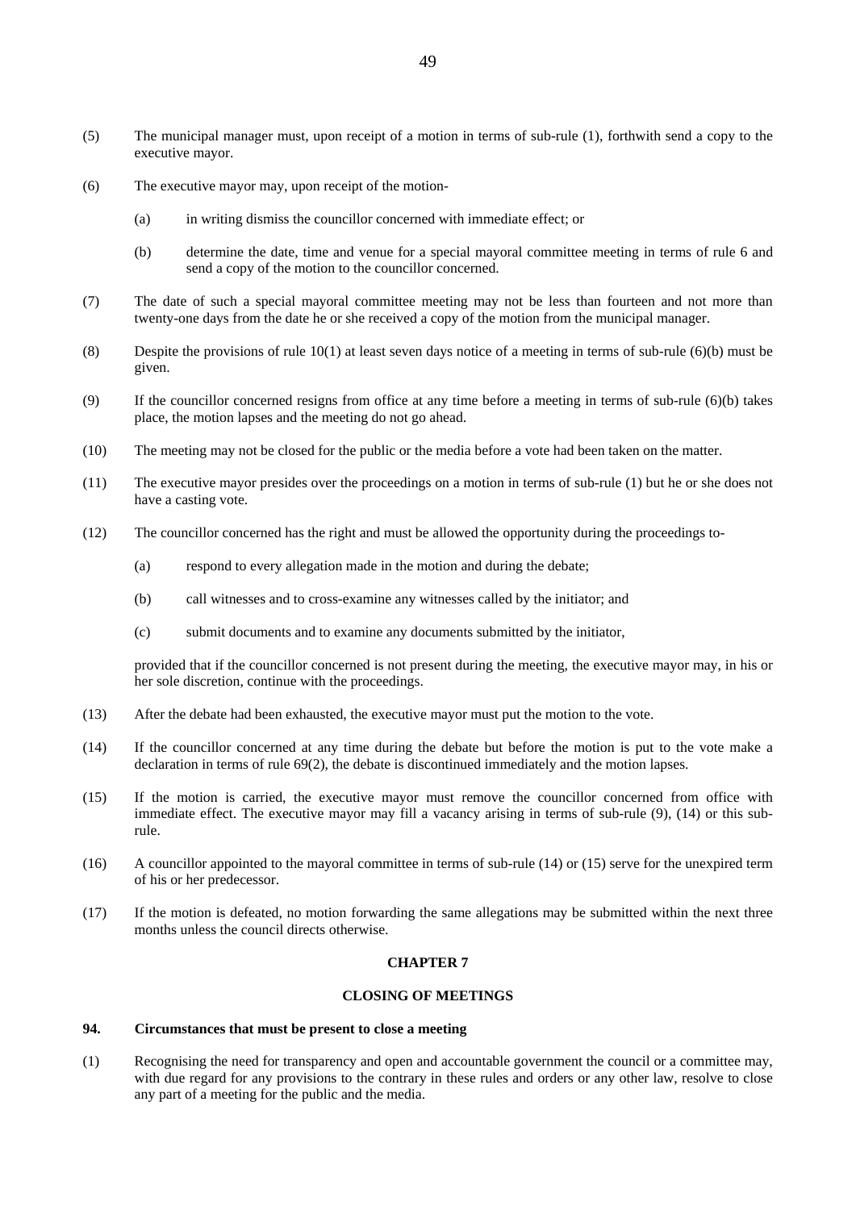(5) The municipal manager must, upon receipt of a motion in terms of sub-rule (1), forthwith send a copy to the executive mayor.

(6) The executive mayor may, upon receipt of the motion-

(a) in writing dismiss the councillor concerned with immediate effect; or

(b) determine the date, time and venue for a special mayoral committee meeting in terms of rule 6 and send a copy of the motion to the councillor concerned.

(7) The date of such a special mayoral committee meeting may not be less than fourteen and not more than twenty-one days from the date he or she received a copy of the motion from the municipal manager.

(8) Despite the provisions of rule 10(1) at least seven days notice of a meeting in terms of sub-rule (6)(b) must be given.

(9) If the councillor concerned resigns from office at any time before a meeting in terms of sub-rule (6)(b) takes place, the motion lapses and the meeting do not go ahead.

(10) The meeting may not be closed for the public or the media before a vote had been taken on the matter.

(11) The executive mayor presides over the proceedings on a motion in terms of sub-rule (1) but he or she does not have a casting vote.

(12) The councillor concerned has the right and must be allowed the opportunity during the proceedings to-

(a) respond to every allegation made in the motion and during the debate;

(b) call witnesses and to cross-examine any witnesses called by the initiator; and

(c) submit documents and to examine any documents submitted by the initiator,

provided that if the councillor concerned is not present during the meeting, the executive mayor may, in his or her sole discretion, continue with the proceedings.

(13) After the debate had been exhausted, the executive mayor must put the motion to the vote.

(14) If the councillor concerned at any time during the debate but before the motion is put to the vote make a declaration in terms of rule 69(2), the debate is discontinued immediately and the motion lapses.

(15) If the motion is carried, the executive mayor must remove the councillor concerned from office with immediate effect. The executive mayor may fill a vacancy arising in terms of sub-rule (9), (14) or this sub-rule.

(16) A councillor appointed to the mayoral committee in terms of sub-rule (14) or (15) serve for the unexpired term of his or her predecessor.

(17) If the motion is defeated, no motion forwarding the same allegations may be submitted within the next three months unless the council directs otherwise.

## CHAPTER 7

## CLOSING OF MEETINGS

### 94. Circumstances that must be present to close a meeting

(1) Recognising the need for transparency and open and accountable government the council or a committee may, with due regard for any provisions to the contrary in these rules and orders or any other law, resolve to close any part of a meeting for the public and the media.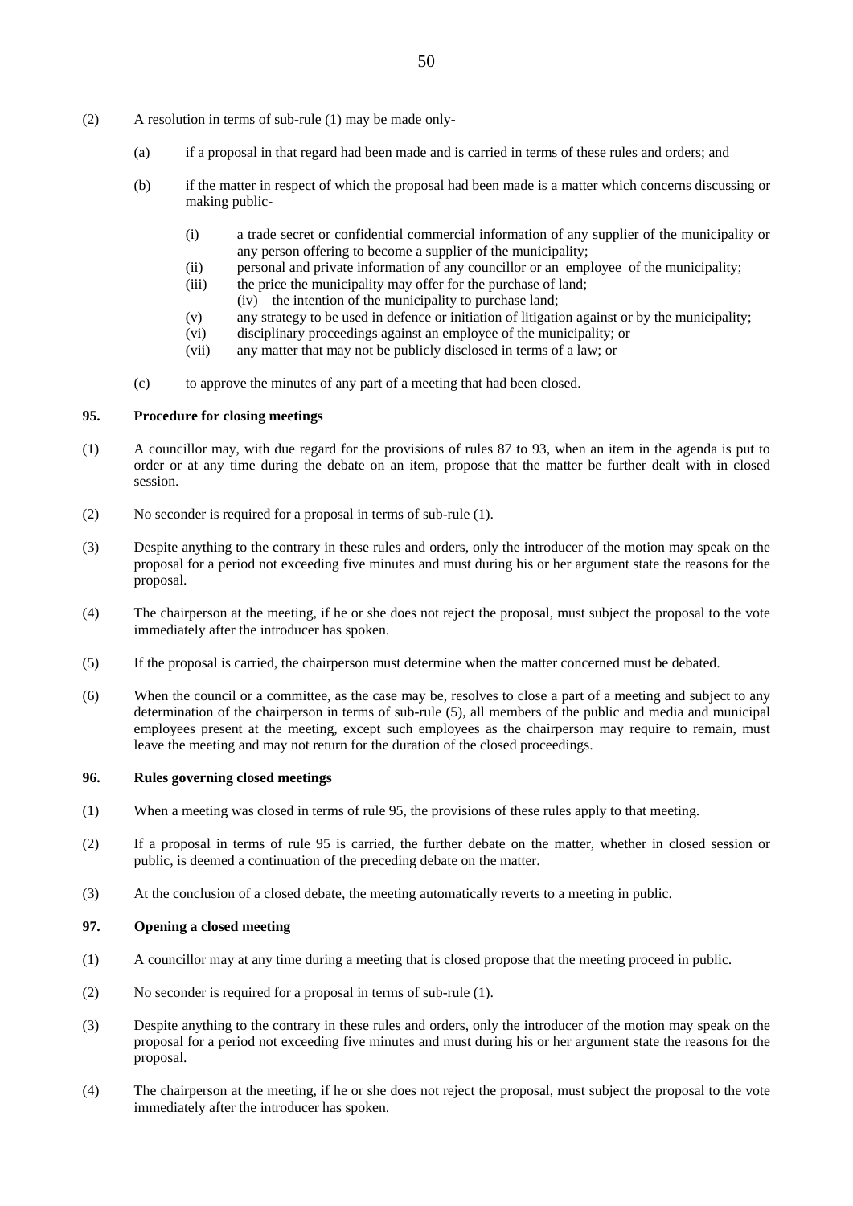(2) A resolution in terms of sub-rule (1) may be made only-

  (a) if a proposal in that regard had been made and is carried in terms of these rules and orders; and

  (b) if the matter in respect of which the proposal had been made is a matter which concerns discussing or making public-

    (i) a trade secret or confidential commercial information of any supplier of the municipality or any person offering to become a supplier of the municipality;
    (ii) personal and private information of any councillor or an employee of the municipality;
    (iii) the price the municipality may offer for the purchase of land;
    (iv) the intention of the municipality to purchase land;
    (v) any strategy to be used in defence or initiation of litigation against or by the municipality;
    (vi) disciplinary proceedings against an employee of the municipality; or
    (vii) any matter that may not be publicly disclosed in terms of a law; or

  (c) to approve the minutes of any part of a meeting that had been closed.

### 95. Procedure for closing meetings

(1) A councillor may, with due regard for the provisions of rules 87 to 93, when an item in the agenda is put to order or at any time during the debate on an item, propose that the matter be further dealt with in closed session.

(2) No seconder is required for a proposal in terms of sub-rule (1).

(3) Despite anything to the contrary in these rules and orders, only the introducer of the motion may speak on the proposal for a period not exceeding five minutes and must during his or her argument state the reasons for the proposal.

(4) The chairperson at the meeting, if he or she does not reject the proposal, must subject the proposal to the vote immediately after the introducer has spoken.

(5) If the proposal is carried, the chairperson must determine when the matter concerned must be debated.

(6) When the council or a committee, as the case may be, resolves to close a part of a meeting and subject to any determination of the chairperson in terms of sub-rule (5), all members of the public and media and municipal employees present at the meeting, except such employees as the chairperson may require to remain, must leave the meeting and may not return for the duration of the closed proceedings.

### 96. Rules governing closed meetings

(1) When a meeting was closed in terms of rule 95, the provisions of these rules apply to that meeting.

(2) If a proposal in terms of rule 95 is carried, the further debate on the matter, whether in closed session or public, is deemed a continuation of the preceding debate on the matter.

(3) At the conclusion of a closed debate, the meeting automatically reverts to a meeting in public.

### 97. Opening a closed meeting

(1) A councillor may at any time during a meeting that is closed propose that the meeting proceed in public.

(2) No seconder is required for a proposal in terms of sub-rule (1).

(3) Despite anything to the contrary in these rules and orders, only the introducer of the motion may speak on the proposal for a period not exceeding five minutes and must during his or her argument state the reasons for the proposal.

(4) The chairperson at the meeting, if he or she does not reject the proposal, must subject the proposal to the vote immediately after the introducer has spoken.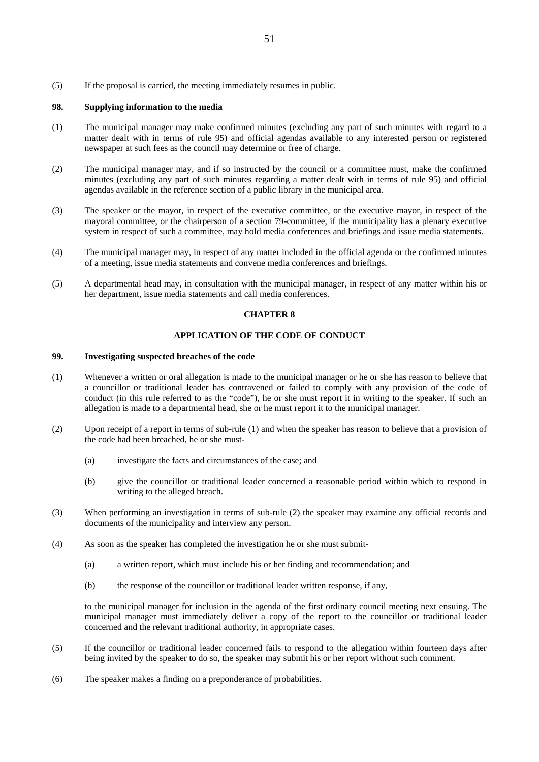(5) If the proposal is carried, the meeting immediately resumes in public.

### 98. Supplying information to the media

(1) The municipal manager may make confirmed minutes (excluding any part of such minutes with regard to a matter dealt with in terms of rule 95) and official agendas available to any interested person or registered newspaper at such fees as the council may determine or free of charge.

(2) The municipal manager may, and if so instructed by the council or a committee must, make the confirmed minutes (excluding any part of such minutes regarding a matter dealt with in terms of rule 95) and official agendas available in the reference section of a public library in the municipal area.

(3) The speaker or the mayor, in respect of the executive committee, or the executive mayor, in respect of the mayoral committee, or the chairperson of a section 79-committee, if the municipality has a plenary executive system in respect of such a committee, may hold media conferences and briefings and issue media statements.

(4) The municipal manager may, in respect of any matter included in the official agenda or the confirmed minutes of a meeting, issue media statements and convene media conferences and briefings.

(5) A departmental head may, in consultation with the municipal manager, in respect of any matter within his or her department, issue media statements and call media conferences.

## CHAPTER 8

## APPLICATION OF THE CODE OF CONDUCT

### 99. Investigating suspected breaches of the code

(1) Whenever a written or oral allegation is made to the municipal manager or he or she has reason to believe that a councillor or traditional leader has contravened or failed to comply with any provision of the code of conduct (in this rule referred to as the "code"), he or she must report it in writing to the speaker. If such an allegation is made to a departmental head, she or he must report it to the municipal manager.

(2) Upon receipt of a report in terms of sub-rule (1) and when the speaker has reason to believe that a provision of the code had been breached, he or she must-

   (a) investigate the facts and circumstances of the case; and

   (b) give the councillor or traditional leader concerned a reasonable period within which to respond in writing to the alleged breach.

(3) When performing an investigation in terms of sub-rule (2) the speaker may examine any official records and documents of the municipality and interview any person.

(4) As soon as the speaker has completed the investigation he or she must submit-

   (a) a written report, which must include his or her finding and recommendation; and

   (b) the response of the councillor or traditional leader written response, if any,

   to the municipal manager for inclusion in the agenda of the first ordinary council meeting next ensuing. The municipal manager must immediately deliver a copy of the report to the councillor or traditional leader concerned and the relevant traditional authority, in appropriate cases.

(5) If the councillor or traditional leader concerned fails to respond to the allegation within fourteen days after being invited by the speaker to do so, the speaker may submit his or her report without such comment.

(6) The speaker makes a finding on a preponderance of probabilities.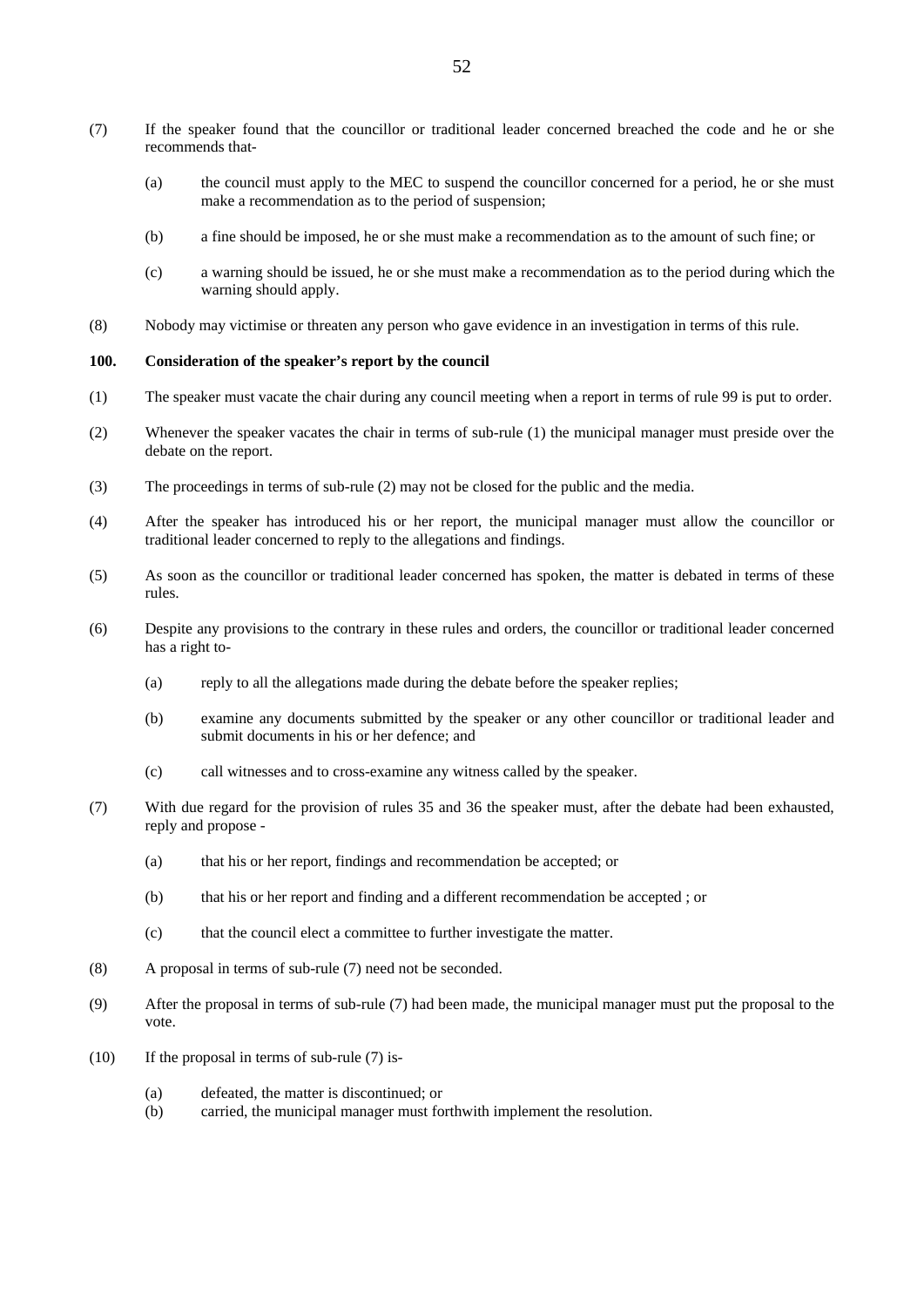(7) If the speaker found that the councillor or traditional leader concerned breached the code and he or she recommends that-

  (a) the council must apply to the MEC to suspend the councillor concerned for a period, he or she must make a recommendation as to the period of suspension;

  (b) a fine should be imposed, he or she must make a recommendation as to the amount of such fine; or

  (c) a warning should be issued, he or she must make a recommendation as to the period during which the warning should apply.

(8) Nobody may victimise or threaten any person who gave evidence in an investigation in terms of this rule.

**100. Consideration of the speaker's report by the council**

(1) The speaker must vacate the chair during any council meeting when a report in terms of rule 99 is put to order.

(2) Whenever the speaker vacates the chair in terms of sub-rule (1) the municipal manager must preside over the debate on the report.

(3) The proceedings in terms of sub-rule (2) may not be closed for the public and the media.

(4) After the speaker has introduced his or her report, the municipal manager must allow the councillor or traditional leader concerned to reply to the allegations and findings.

(5) As soon as the councillor or traditional leader concerned has spoken, the matter is debated in terms of these rules.

(6) Despite any provisions to the contrary in these rules and orders, the councillor or traditional leader concerned has a right to-

  (a) reply to all the allegations made during the debate before the speaker replies;

  (b) examine any documents submitted by the speaker or any other councillor or traditional leader and submit documents in his or her defence; and

  (c) call witnesses and to cross-examine any witness called by the speaker.

(7) With due regard for the provision of rules 35 and 36 the speaker must, after the debate had been exhausted, reply and propose -

  (a) that his or her report, findings and recommendation be accepted; or

  (b) that his or her report and finding and a different recommendation be accepted ; or

  (c) that the council elect a committee to further investigate the matter.

(8) A proposal in terms of sub-rule (7) need not be seconded.

(9) After the proposal in terms of sub-rule (7) had been made, the municipal manager must put the proposal to the vote.

(10) If the proposal in terms of sub-rule (7) is-

  (a) defeated, the matter is discontinued; or
  (b) carried, the municipal manager must forthwith implement the resolution.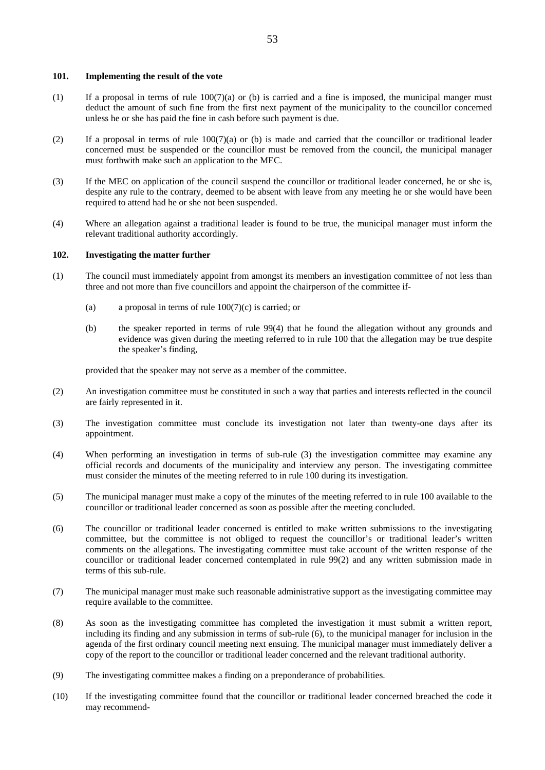**101. Implementing the result of the vote**

(1) If a proposal in terms of rule 100(7)(a) or (b) is carried and a fine is imposed, the municipal manger must deduct the amount of such fine from the first next payment of the municipality to the councillor concerned unless he or she has paid the fine in cash before such payment is due.

(2) If a proposal in terms of rule 100(7)(a) or (b) is made and carried that the councillor or traditional leader concerned must be suspended or the councillor must be removed from the council, the municipal manager must forthwith make such an application to the MEC.

(3) If the MEC on application of the council suspend the councillor or traditional leader concerned, he or she is, despite any rule to the contrary, deemed to be absent with leave from any meeting he or she would have been required to attend had he or she not been suspended.

(4) Where an allegation against a traditional leader is found to be true, the municipal manager must inform the relevant traditional authority accordingly.

**102. Investigating the matter further**

(1) The council must immediately appoint from amongst its members an investigation committee of not less than three and not more than five councillors and appoint the chairperson of the committee if-

   (a) a proposal in terms of rule 100(7)(c) is carried; or

   (b) the speaker reported in terms of rule 99(4) that he found the allegation without any grounds and evidence was given during the meeting referred to in rule 100 that the allegation may be true despite the speaker's finding,

   provided that the speaker may not serve as a member of the committee.

(2) An investigation committee must be constituted in such a way that parties and interests reflected in the council are fairly represented in it.

(3) The investigation committee must conclude its investigation not later than twenty-one days after its appointment.

(4) When performing an investigation in terms of sub-rule (3) the investigation committee may examine any official records and documents of the municipality and interview any person. The investigating committee must consider the minutes of the meeting referred to in rule 100 during its investigation.

(5) The municipal manager must make a copy of the minutes of the meeting referred to in rule 100 available to the councillor or traditional leader concerned as soon as possible after the meeting concluded.

(6) The councillor or traditional leader concerned is entitled to make written submissions to the investigating committee, but the committee is not obliged to request the councillor's or traditional leader's written comments on the allegations. The investigating committee must take account of the written response of the councillor or traditional leader concerned contemplated in rule 99(2) and any written submission made in terms of this sub-rule.

(7) The municipal manager must make such reasonable administrative support as the investigating committee may require available to the committee.

(8) As soon as the investigating committee has completed the investigation it must submit a written report, including its finding and any submission in terms of sub-rule (6), to the municipal manager for inclusion in the agenda of the first ordinary council meeting next ensuing. The municipal manager must immediately deliver a copy of the report to the councillor or traditional leader concerned and the relevant traditional authority.

(9) The investigating committee makes a finding on a preponderance of probabilities.

(10) If the investigating committee found that the councillor or traditional leader concerned breached the code it may recommend-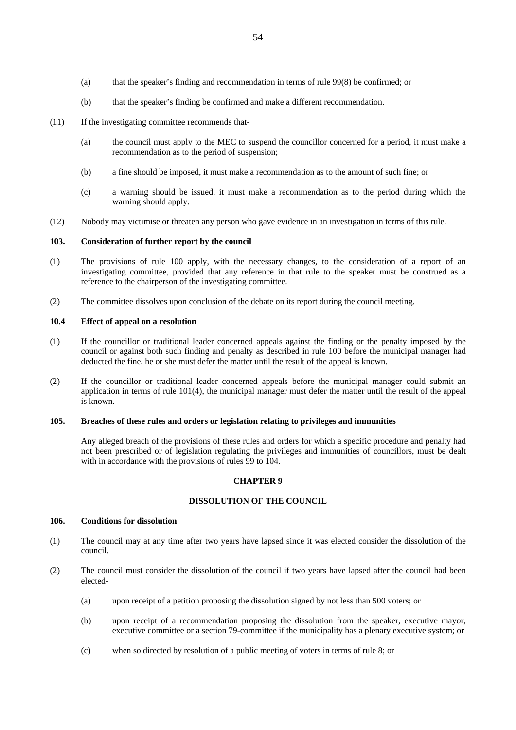(a) that the speaker's finding and recommendation in terms of rule 99(8) be confirmed; or

(b) that the speaker's finding be confirmed and make a different recommendation.

(11) If the investigating committee recommends that-

(a) the council must apply to the MEC to suspend the councillor concerned for a period, it must make a recommendation as to the period of suspension;

(b) a fine should be imposed, it must make a recommendation as to the amount of such fine; or

(c) a warning should be issued, it must make a recommendation as to the period during which the warning should apply.

(12) Nobody may victimise or threaten any person who gave evidence in an investigation in terms of this rule.

**103. Consideration of further report by the council**

(1) The provisions of rule 100 apply, with the necessary changes, to the consideration of a report of an investigating committee, provided that any reference in that rule to the speaker must be construed as a reference to the chairperson of the investigating committee.

(2) The committee dissolves upon conclusion of the debate on its report during the council meeting.

**10.4 Effect of appeal on a resolution**

(1) If the councillor or traditional leader concerned appeals against the finding or the penalty imposed by the council or against both such finding and penalty as described in rule 100 before the municipal manager had deducted the fine, he or she must defer the matter until the result of the appeal is known.

(2) If the councillor or traditional leader concerned appeals before the municipal manager could submit an application in terms of rule 101(4), the municipal manager must defer the matter until the result of the appeal is known.

**105. Breaches of these rules and orders or legislation relating to privileges and immunities**

Any alleged breach of the provisions of these rules and orders for which a specific procedure and penalty had not been prescribed or of legislation regulating the privileges and immunities of councillors, must be dealt with in accordance with the provisions of rules 99 to 104.

**CHAPTER 9**

**DISSOLUTION OF THE COUNCIL**

**106. Conditions for dissolution**

(1) The council may at any time after two years have lapsed since it was elected consider the dissolution of the council.

(2) The council must consider the dissolution of the council if two years have lapsed after the council had been elected-

(a) upon receipt of a petition proposing the dissolution signed by not less than 500 voters; or

(b) upon receipt of a recommendation proposing the dissolution from the speaker, executive mayor, executive committee or a section 79-committee if the municipality has a plenary executive system; or

(c) when so directed by resolution of a public meeting of voters in terms of rule 8; or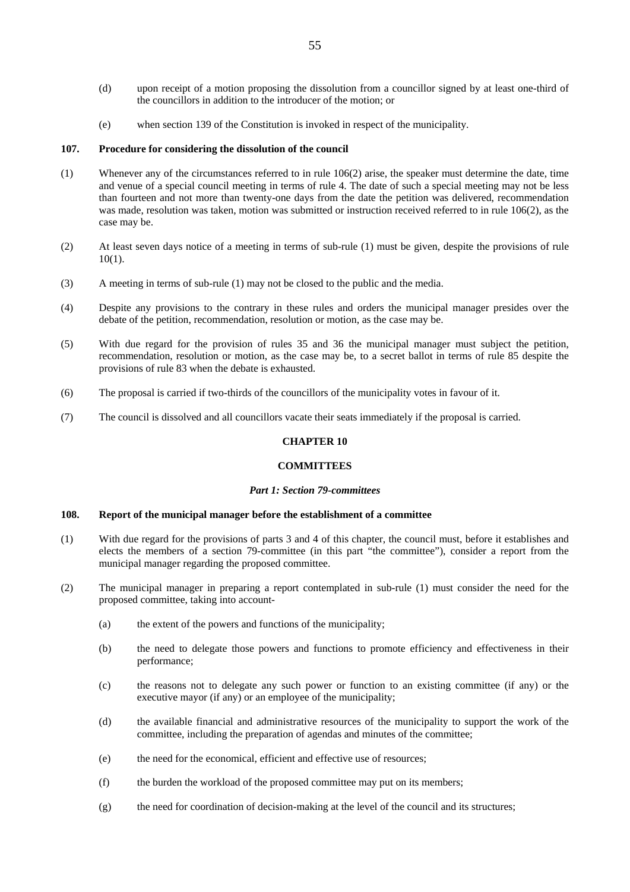(d) upon receipt of a motion proposing the dissolution from a councillor signed by at least one-third of the councillors in addition to the introducer of the motion; or

(e) when section 139 of the Constitution is invoked in respect of the municipality.

**107. Procedure for considering the dissolution of the council**

(1) Whenever any of the circumstances referred to in rule 106(2) arise, the speaker must determine the date, time and venue of a special council meeting in terms of rule 4. The date of such a special meeting may not be less than fourteen and not more than twenty-one days from the date the petition was delivered, recommendation was made, resolution was taken, motion was submitted or instruction received referred to in rule 106(2), as the case may be.

(2) At least seven days notice of a meeting in terms of sub-rule (1) must be given, despite the provisions of rule 10(1).

(3) A meeting in terms of sub-rule (1) may not be closed to the public and the media.

(4) Despite any provisions to the contrary in these rules and orders the municipal manager presides over the debate of the petition, recommendation, resolution or motion, as the case may be.

(5) With due regard for the provision of rules 35 and 36 the municipal manager must subject the petition, recommendation, resolution or motion, as the case may be, to a secret ballot in terms of rule 85 despite the provisions of rule 83 when the debate is exhausted.

(6) The proposal is carried if two-thirds of the councillors of the municipality votes in favour of it.

(7) The council is dissolved and all councillors vacate their seats immediately if the proposal is carried.

## CHAPTER 10

## COMMITTEES

### *Part 1: Section 79-committees*

**108. Report of the municipal manager before the establishment of a committee**

(1) With due regard for the provisions of parts 3 and 4 of this chapter, the council must, before it establishes and elects the members of a section 79-committee (in this part "the committee"), consider a report from the municipal manager regarding the proposed committee.

(2) The municipal manager in preparing a report contemplated in sub-rule (1) must consider the need for the proposed committee, taking into account-

(a) the extent of the powers and functions of the municipality;

(b) the need to delegate those powers and functions to promote efficiency and effectiveness in their performance;

(c) the reasons not to delegate any such power or function to an existing committee (if any) or the executive mayor (if any) or an employee of the municipality;

(d) the available financial and administrative resources of the municipality to support the work of the committee, including the preparation of agendas and minutes of the committee;

(e) the need for the economical, efficient and effective use of resources;

(f) the burden the workload of the proposed committee may put on its members;

(g) the need for coordination of decision-making at the level of the council and its structures;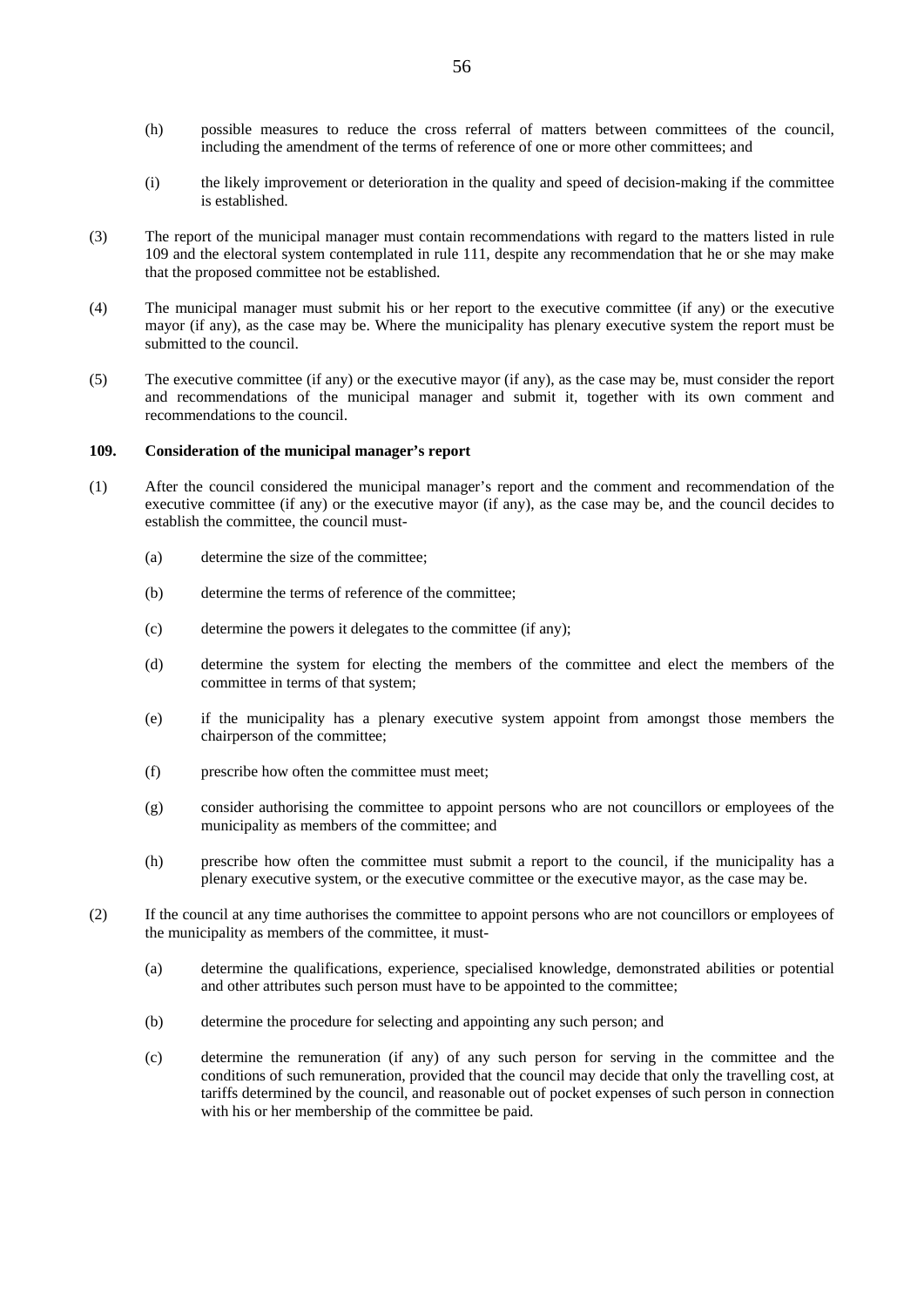(h) possible measures to reduce the cross referral of matters between committees of the council, including the amendment of the terms of reference of one or more other committees; and

(i) the likely improvement or deterioration in the quality and speed of decision-making if the committee is established.

(3) The report of the municipal manager must contain recommendations with regard to the matters listed in rule 109 and the electoral system contemplated in rule 111, despite any recommendation that he or she may make that the proposed committee not be established.

(4) The municipal manager must submit his or her report to the executive committee (if any) or the executive mayor (if any), as the case may be. Where the municipality has plenary executive system the report must be submitted to the council.

(5) The executive committee (if any) or the executive mayor (if any), as the case may be, must consider the report and recommendations of the municipal manager and submit it, together with its own comment and recommendations to the council.

**109. Consideration of the municipal manager's report**

(1) After the council considered the municipal manager's report and the comment and recommendation of the executive committee (if any) or the executive mayor (if any), as the case may be, and the council decides to establish the committee, the council must-

(a) determine the size of the committee;

(b) determine the terms of reference of the committee;

(c) determine the powers it delegates to the committee (if any);

(d) determine the system for electing the members of the committee and elect the members of the committee in terms of that system;

(e) if the municipality has a plenary executive system appoint from amongst those members the chairperson of the committee;

(f) prescribe how often the committee must meet;

(g) consider authorising the committee to appoint persons who are not councillors or employees of the municipality as members of the committee; and

(h) prescribe how often the committee must submit a report to the council, if the municipality has a plenary executive system, or the executive committee or the executive mayor, as the case may be.

(2) If the council at any time authorises the committee to appoint persons who are not councillors or employees of the municipality as members of the committee, it must-

(a) determine the qualifications, experience, specialised knowledge, demonstrated abilities or potential and other attributes such person must have to be appointed to the committee;

(b) determine the procedure for selecting and appointing any such person; and

(c) determine the remuneration (if any) of any such person for serving in the committee and the conditions of such remuneration, provided that the council may decide that only the travelling cost, at tariffs determined by the council, and reasonable out of pocket expenses of such person in connection with his or her membership of the committee be paid.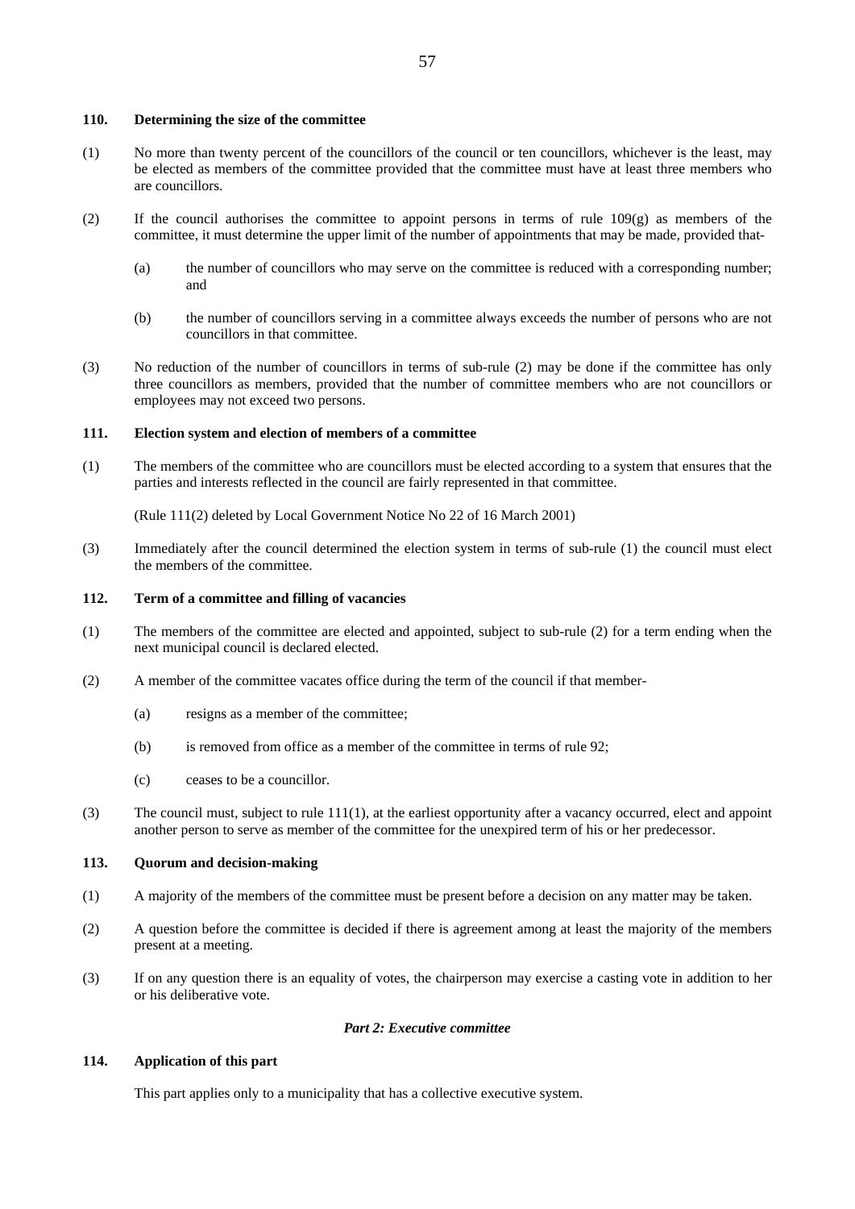**110. Determining the size of the committee**

(1) No more than twenty percent of the councillors of the council or ten councillors, whichever is the least, may be elected as members of the committee provided that the committee must have at least three members who are councillors.

(2) If the council authorises the committee to appoint persons in terms of rule 109(g) as members of the committee, it must determine the upper limit of the number of appointments that may be made, provided that-

   (a) the number of councillors who may serve on the committee is reduced with a corresponding number; and

   (b) the number of councillors serving in a committee always exceeds the number of persons who are not councillors in that committee.

(3) No reduction of the number of councillors in terms of sub-rule (2) may be done if the committee has only three councillors as members, provided that the number of committee members who are not councillors or employees may not exceed two persons.

**111. Election system and election of members of a committee**

(1) The members of the committee who are councillors must be elected according to a system that ensures that the parties and interests reflected in the council are fairly represented in that committee.

(Rule 111(2) deleted by Local Government Notice No 22 of 16 March 2001)

(3) Immediately after the council determined the election system in terms of sub-rule (1) the council must elect the members of the committee.

**112. Term of a committee and filling of vacancies**

(1) The members of the committee are elected and appointed, subject to sub-rule (2) for a term ending when the next municipal council is declared elected.

(2) A member of the committee vacates office during the term of the council if that member-

   (a) resigns as a member of the committee;

   (b) is removed from office as a member of the committee in terms of rule 92;

   (c) ceases to be a councillor.

(3) The council must, subject to rule 111(1), at the earliest opportunity after a vacancy occurred, elect and appoint another person to serve as member of the committee for the unexpired term of his or her predecessor.

**113. Quorum and decision-making**

(1) A majority of the members of the committee must be present before a decision on any matter may be taken.

(2) A question before the committee is decided if there is agreement among at least the majority of the members present at a meeting.

(3) If on any question there is an equality of votes, the chairperson may exercise a casting vote in addition to her or his deliberative vote.

***Part 2: Executive committee***

**114. Application of this part**

This part applies only to a municipality that has a collective executive system.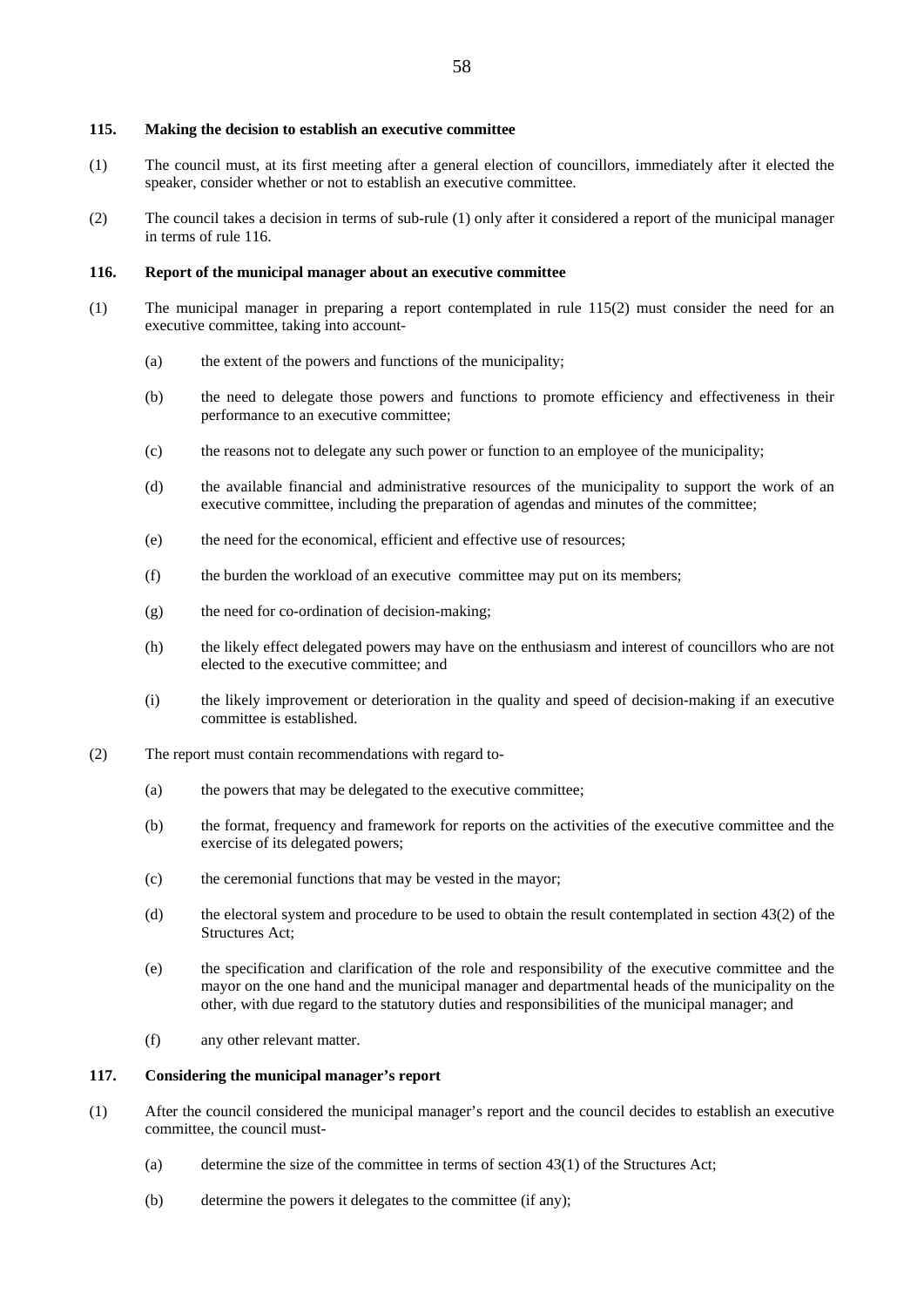**115. Making the decision to establish an executive committee**

(1) The council must, at its first meeting after a general election of councillors, immediately after it elected the speaker, consider whether or not to establish an executive committee.

(2) The council takes a decision in terms of sub-rule (1) only after it considered a report of the municipal manager in terms of rule 116.

**116. Report of the municipal manager about an executive committee**

(1) The municipal manager in preparing a report contemplated in rule 115(2) must consider the need for an executive committee, taking into account-

  (a) the extent of the powers and functions of the municipality;

  (b) the need to delegate those powers and functions to promote efficiency and effectiveness in their performance to an executive committee;

  (c) the reasons not to delegate any such power or function to an employee of the municipality;

  (d) the available financial and administrative resources of the municipality to support the work of an executive committee, including the preparation of agendas and minutes of the committee;

  (e) the need for the economical, efficient and effective use of resources;

  (f) the burden the workload of an executive committee may put on its members;

  (g) the need for co-ordination of decision-making;

  (h) the likely effect delegated powers may have on the enthusiasm and interest of councillors who are not elected to the executive committee; and

  (i) the likely improvement or deterioration in the quality and speed of decision-making if an executive committee is established.

(2) The report must contain recommendations with regard to-

  (a) the powers that may be delegated to the executive committee;

  (b) the format, frequency and framework for reports on the activities of the executive committee and the exercise of its delegated powers;

  (c) the ceremonial functions that may be vested in the mayor;

  (d) the electoral system and procedure to be used to obtain the result contemplated in section 43(2) of the Structures Act;

  (e) the specification and clarification of the role and responsibility of the executive committee and the mayor on the one hand and the municipal manager and departmental heads of the municipality on the other, with due regard to the statutory duties and responsibilities of the municipal manager; and

  (f) any other relevant matter.

**117. Considering the municipal manager's report**

(1) After the council considered the municipal manager's report and the council decides to establish an executive committee, the council must-

  (a) determine the size of the committee in terms of section 43(1) of the Structures Act;

  (b) determine the powers it delegates to the committee (if any);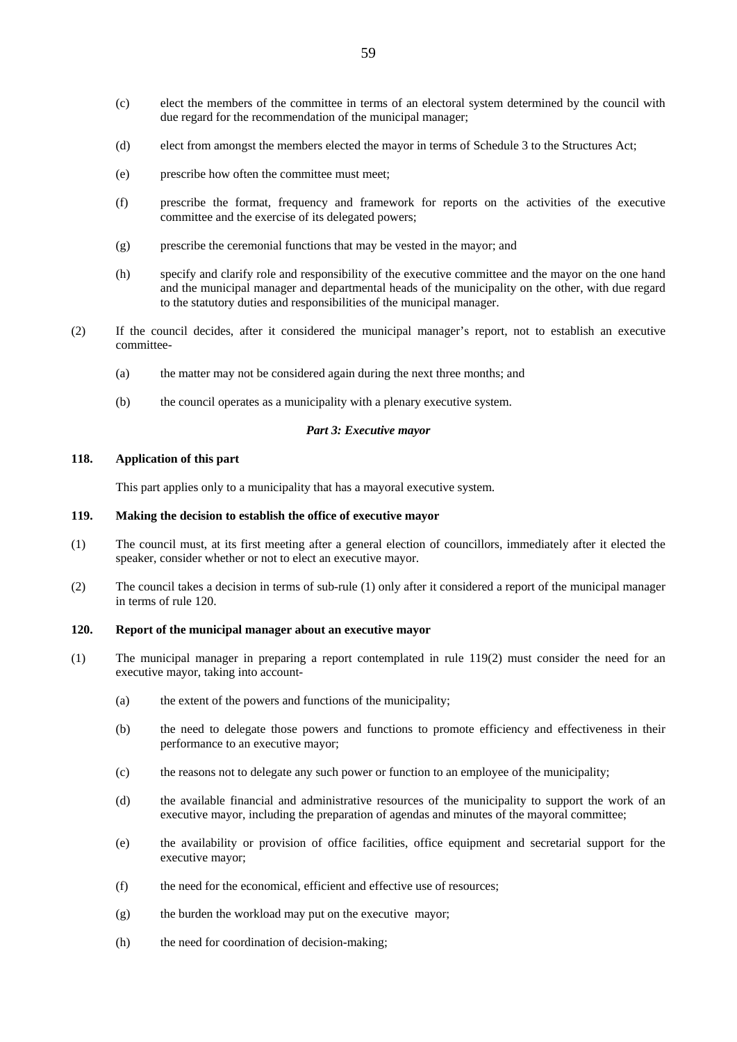(c) elect the members of the committee in terms of an electoral system determined by the council with due regard for the recommendation of the municipal manager;

(d) elect from amongst the members elected the mayor in terms of Schedule 3 to the Structures Act;

(e) prescribe how often the committee must meet;

(f) prescribe the format, frequency and framework for reports on the activities of the executive committee and the exercise of its delegated powers;

(g) prescribe the ceremonial functions that may be vested in the mayor; and

(h) specify and clarify role and responsibility of the executive committee and the mayor on the one hand and the municipal manager and departmental heads of the municipality on the other, with due regard to the statutory duties and responsibilities of the municipal manager.

(2) If the council decides, after it considered the municipal manager's report, not to establish an executive committee-

(a) the matter may not be considered again during the next three months; and

(b) the council operates as a municipality with a plenary executive system.

***Part 3: Executive mayor***

**118. Application of this part**

This part applies only to a municipality that has a mayoral executive system.

**119. Making the decision to establish the office of executive mayor**

(1) The council must, at its first meeting after a general election of councillors, immediately after it elected the speaker, consider whether or not to elect an executive mayor.

(2) The council takes a decision in terms of sub-rule (1) only after it considered a report of the municipal manager in terms of rule 120.

**120. Report of the municipal manager about an executive mayor**

(1) The municipal manager in preparing a report contemplated in rule 119(2) must consider the need for an executive mayor, taking into account-

(a) the extent of the powers and functions of the municipality;

(b) the need to delegate those powers and functions to promote efficiency and effectiveness in their performance to an executive mayor;

(c) the reasons not to delegate any such power or function to an employee of the municipality;

(d) the available financial and administrative resources of the municipality to support the work of an executive mayor, including the preparation of agendas and minutes of the mayoral committee;

(e) the availability or provision of office facilities, office equipment and secretarial support for the executive mayor;

(f) the need for the economical, efficient and effective use of resources;

(g) the burden the workload may put on the executive mayor;

(h) the need for coordination of decision-making;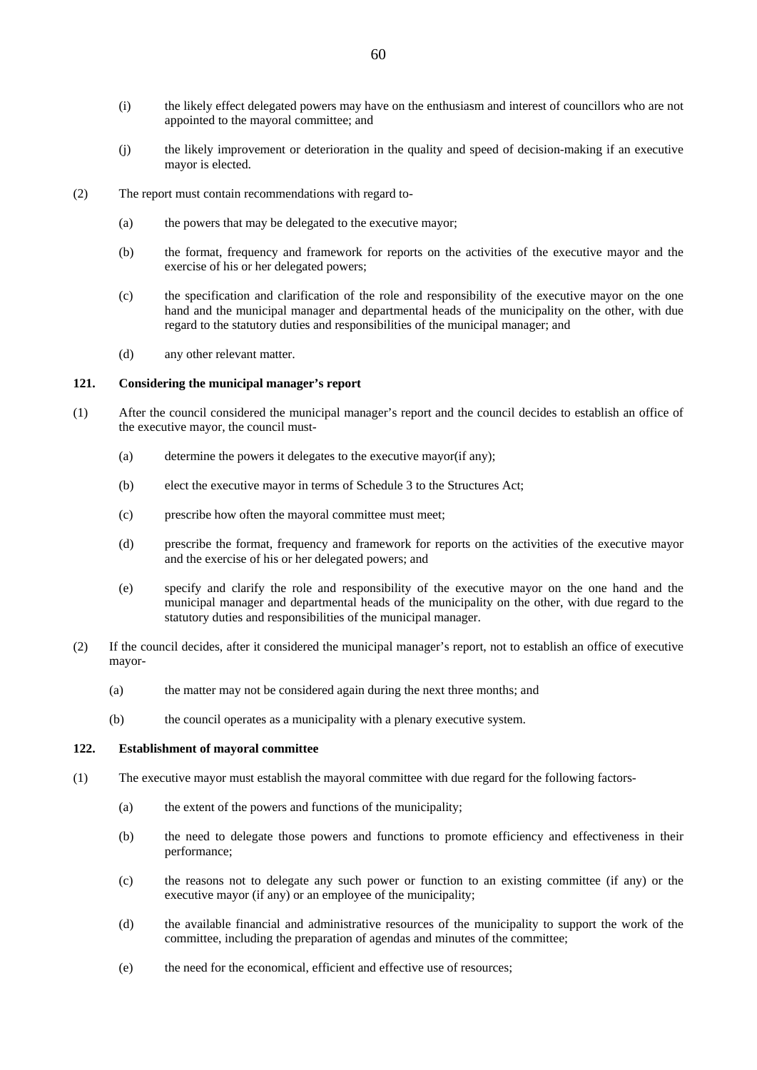(i) the likely effect delegated powers may have on the enthusiasm and interest of councillors who are not appointed to the mayoral committee; and

(j) the likely improvement or deterioration in the quality and speed of decision-making if an executive mayor is elected.

(2) The report must contain recommendations with regard to-

(a) the powers that may be delegated to the executive mayor;

(b) the format, frequency and framework for reports on the activities of the executive mayor and the exercise of his or her delegated powers;

(c) the specification and clarification of the role and responsibility of the executive mayor on the one hand and the municipal manager and departmental heads of the municipality on the other, with due regard to the statutory duties and responsibilities of the municipal manager; and

(d) any other relevant matter.

**121. Considering the municipal manager's report**

(1) After the council considered the municipal manager's report and the council decides to establish an office of the executive mayor, the council must-

(a) determine the powers it delegates to the executive mayor(if any);

(b) elect the executive mayor in terms of Schedule 3 to the Structures Act;

(c) prescribe how often the mayoral committee must meet;

(d) prescribe the format, frequency and framework for reports on the activities of the executive mayor and the exercise of his or her delegated powers; and

(e) specify and clarify the role and responsibility of the executive mayor on the one hand and the municipal manager and departmental heads of the municipality on the other, with due regard to the statutory duties and responsibilities of the municipal manager.

(2) If the council decides, after it considered the municipal manager's report, not to establish an office of executive mayor-

(a) the matter may not be considered again during the next three months; and

(b) the council operates as a municipality with a plenary executive system.

**122. Establishment of mayoral committee**

(1) The executive mayor must establish the mayoral committee with due regard for the following factors-

(a) the extent of the powers and functions of the municipality;

(b) the need to delegate those powers and functions to promote efficiency and effectiveness in their performance;

(c) the reasons not to delegate any such power or function to an existing committee (if any) or the executive mayor (if any) or an employee of the municipality;

(d) the available financial and administrative resources of the municipality to support the work of the committee, including the preparation of agendas and minutes of the committee;

(e) the need for the economical, efficient and effective use of resources;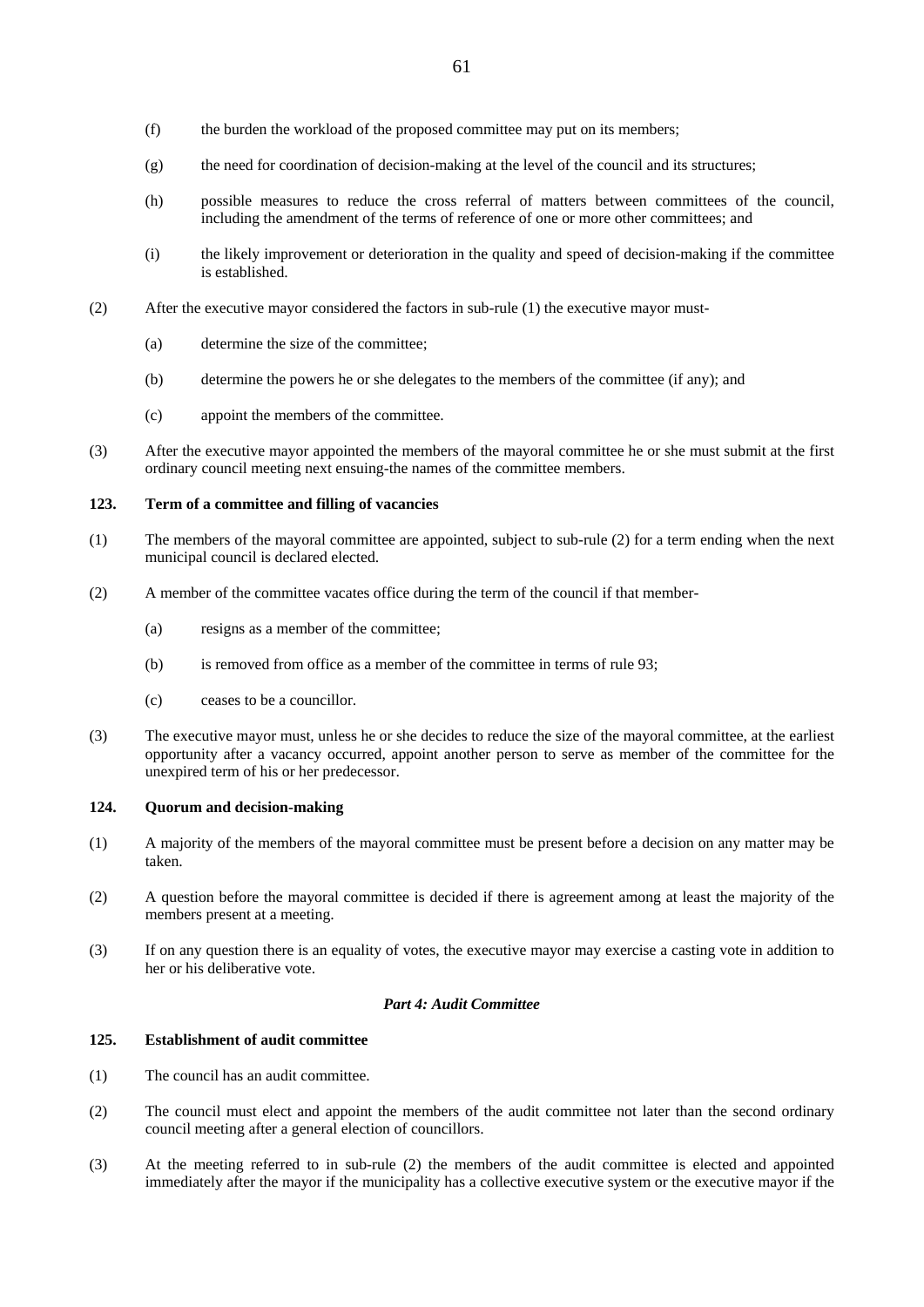(f) the burden the workload of the proposed committee may put on its members;

(g) the need for coordination of decision-making at the level of the council and its structures;

(h) possible measures to reduce the cross referral of matters between committees of the council, including the amendment of the terms of reference of one or more other committees; and

(i) the likely improvement or deterioration in the quality and speed of decision-making if the committee is established.

(2) After the executive mayor considered the factors in sub-rule (1) the executive mayor must-

(a) determine the size of the committee;

(b) determine the powers he or she delegates to the members of the committee (if any); and

(c) appoint the members of the committee.

(3) After the executive mayor appointed the members of the mayoral committee he or she must submit at the first ordinary council meeting next ensuing-the names of the committee members.

**123. Term of a committee and filling of vacancies**

(1) The members of the mayoral committee are appointed, subject to sub-rule (2) for a term ending when the next municipal council is declared elected.

(2) A member of the committee vacates office during the term of the council if that member-

(a) resigns as a member of the committee;

(b) is removed from office as a member of the committee in terms of rule 93;

(c) ceases to be a councillor.

(3) The executive mayor must, unless he or she decides to reduce the size of the mayoral committee, at the earliest opportunity after a vacancy occurred, appoint another person to serve as member of the committee for the unexpired term of his or her predecessor.

**124. Quorum and decision-making**

(1) A majority of the members of the mayoral committee must be present before a decision on any matter may be taken.

(2) A question before the mayoral committee is decided if there is agreement among at least the majority of the members present at a meeting.

(3) If on any question there is an equality of votes, the executive mayor may exercise a casting vote in addition to her or his deliberative vote.

***Part 4: Audit Committee***

**125. Establishment of audit committee**

(1) The council has an audit committee.

(2) The council must elect and appoint the members of the audit committee not later than the second ordinary council meeting after a general election of councillors.

(3) At the meeting referred to in sub-rule (2) the members of the audit committee is elected and appointed immediately after the mayor if the municipality has a collective executive system or the executive mayor if the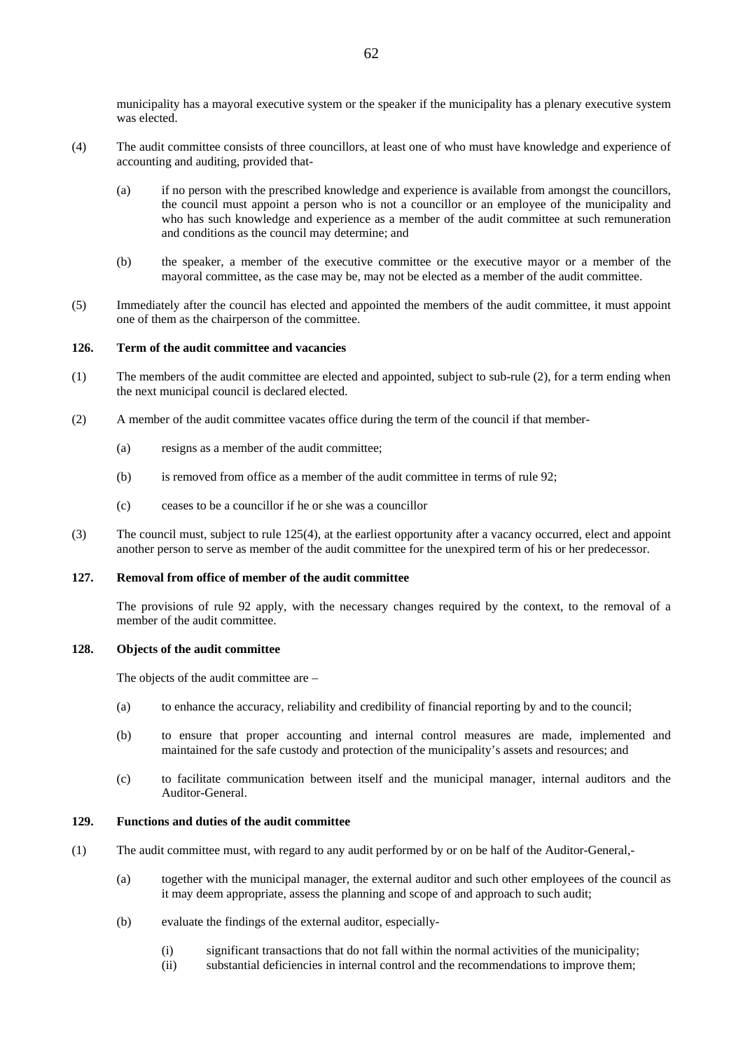municipality has a mayoral executive system or the speaker if the municipality has a plenary executive system was elected.

(4) The audit committee consists of three councillors, at least one of who must have knowledge and experience of accounting and auditing, provided that-

(a) if no person with the prescribed knowledge and experience is available from amongst the councillors, the council must appoint a person who is not a councillor or an employee of the municipality and who has such knowledge and experience as a member of the audit committee at such remuneration and conditions as the council may determine; and

(b) the speaker, a member of the executive committee or the executive mayor or a member of the mayoral committee, as the case may be, may not be elected as a member of the audit committee.

(5) Immediately after the council has elected and appointed the members of the audit committee, it must appoint one of them as the chairperson of the committee.

**126. Term of the audit committee and vacancies**

(1) The members of the audit committee are elected and appointed, subject to sub-rule (2), for a term ending when the next municipal council is declared elected.

(2) A member of the audit committee vacates office during the term of the council if that member-

(a) resigns as a member of the audit committee;

(b) is removed from office as a member of the audit committee in terms of rule 92;

(c) ceases to be a councillor if he or she was a councillor

(3) The council must, subject to rule 125(4), at the earliest opportunity after a vacancy occurred, elect and appoint another person to serve as member of the audit committee for the unexpired term of his or her predecessor.

**127. Removal from office of member of the audit committee**

The provisions of rule 92 apply, with the necessary changes required by the context, to the removal of a member of the audit committee.

**128. Objects of the audit committee**

The objects of the audit committee are –

(a) to enhance the accuracy, reliability and credibility of financial reporting by and to the council;

(b) to ensure that proper accounting and internal control measures are made, implemented and maintained for the safe custody and protection of the municipality's assets and resources; and

(c) to facilitate communication between itself and the municipal manager, internal auditors and the Auditor-General.

**129. Functions and duties of the audit committee**

(1) The audit committee must, with regard to any audit performed by or on be half of the Auditor-General,-

(a) together with the municipal manager, the external auditor and such other employees of the council as it may deem appropriate, assess the planning and scope of and approach to such audit;

(b) evaluate the findings of the external auditor, especially-

(i) significant transactions that do not fall within the normal activities of the municipality;
(ii) substantial deficiencies in internal control and the recommendations to improve them;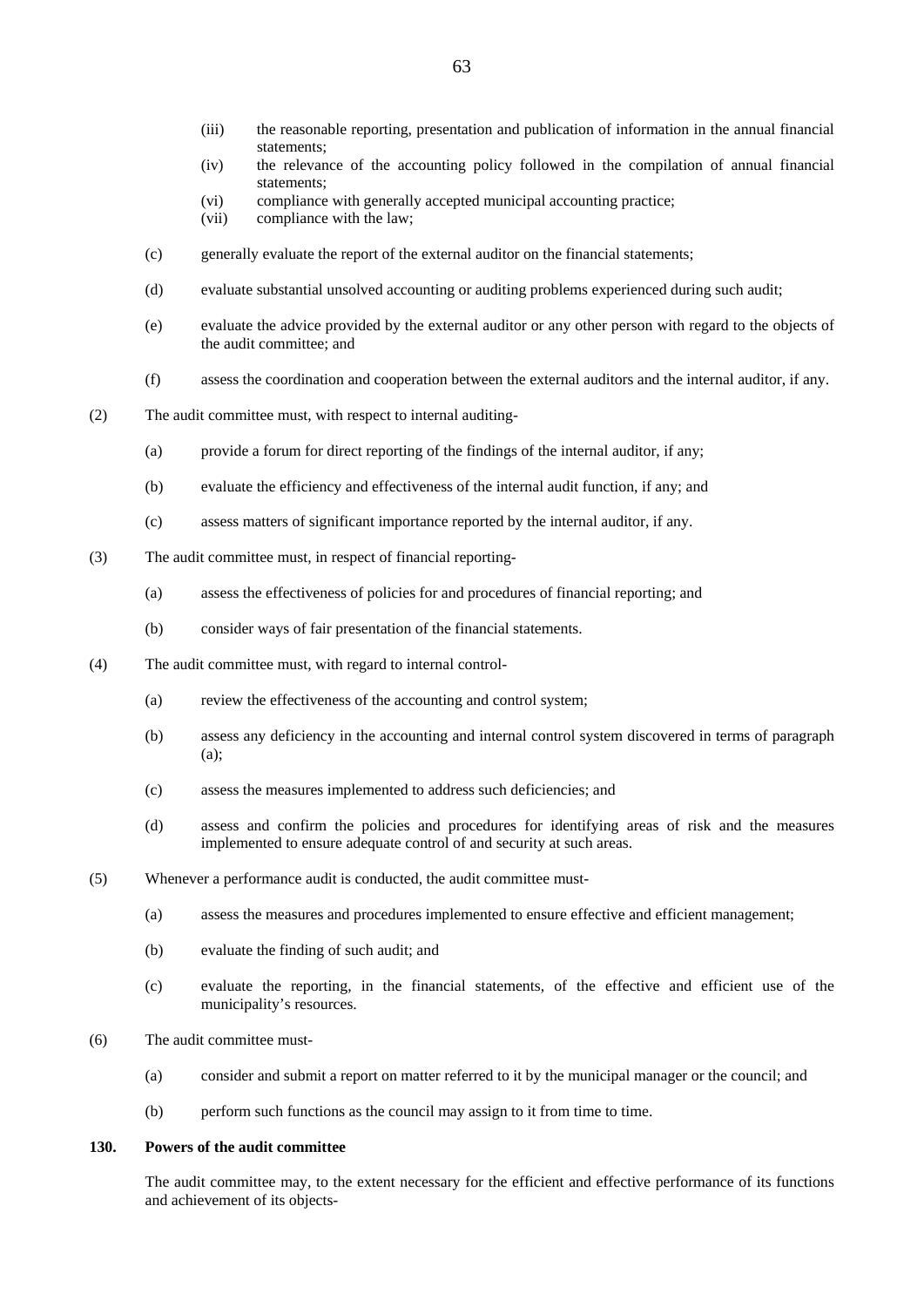(iii) the reasonable reporting, presentation and publication of information in the annual financial statements;

(iv) the relevance of the accounting policy followed in the compilation of annual financial statements;

(vi) compliance with generally accepted municipal accounting practice;

(vii) compliance with the law;

(c) generally evaluate the report of the external auditor on the financial statements;

(d) evaluate substantial unsolved accounting or auditing problems experienced during such audit;

(e) evaluate the advice provided by the external auditor or any other person with regard to the objects of the audit committee; and

(f) assess the coordination and cooperation between the external auditors and the internal auditor, if any.

(2) The audit committee must, with respect to internal auditing-

(a) provide a forum for direct reporting of the findings of the internal auditor, if any;

(b) evaluate the efficiency and effectiveness of the internal audit function, if any; and

(c) assess matters of significant importance reported by the internal auditor, if any.

(3) The audit committee must, in respect of financial reporting-

(a) assess the effectiveness of policies for and procedures of financial reporting; and

(b) consider ways of fair presentation of the financial statements.

(4) The audit committee must, with regard to internal control-

(a) review the effectiveness of the accounting and control system;

(b) assess any deficiency in the accounting and internal control system discovered in terms of paragraph (a);

(c) assess the measures implemented to address such deficiencies; and

(d) assess and confirm the policies and procedures for identifying areas of risk and the measures implemented to ensure adequate control of and security at such areas.

(5) Whenever a performance audit is conducted, the audit committee must-

(a) assess the measures and procedures implemented to ensure effective and efficient management;

(b) evaluate the finding of such audit; and

(c) evaluate the reporting, in the financial statements, of the effective and efficient use of the municipality's resources.

(6) The audit committee must-

(a) consider and submit a report on matter referred to it by the municipal manager or the council; and

(b) perform such functions as the council may assign to it from time to time.

**130. Powers of the audit committee**

The audit committee may, to the extent necessary for the efficient and effective performance of its functions and achievement of its objects-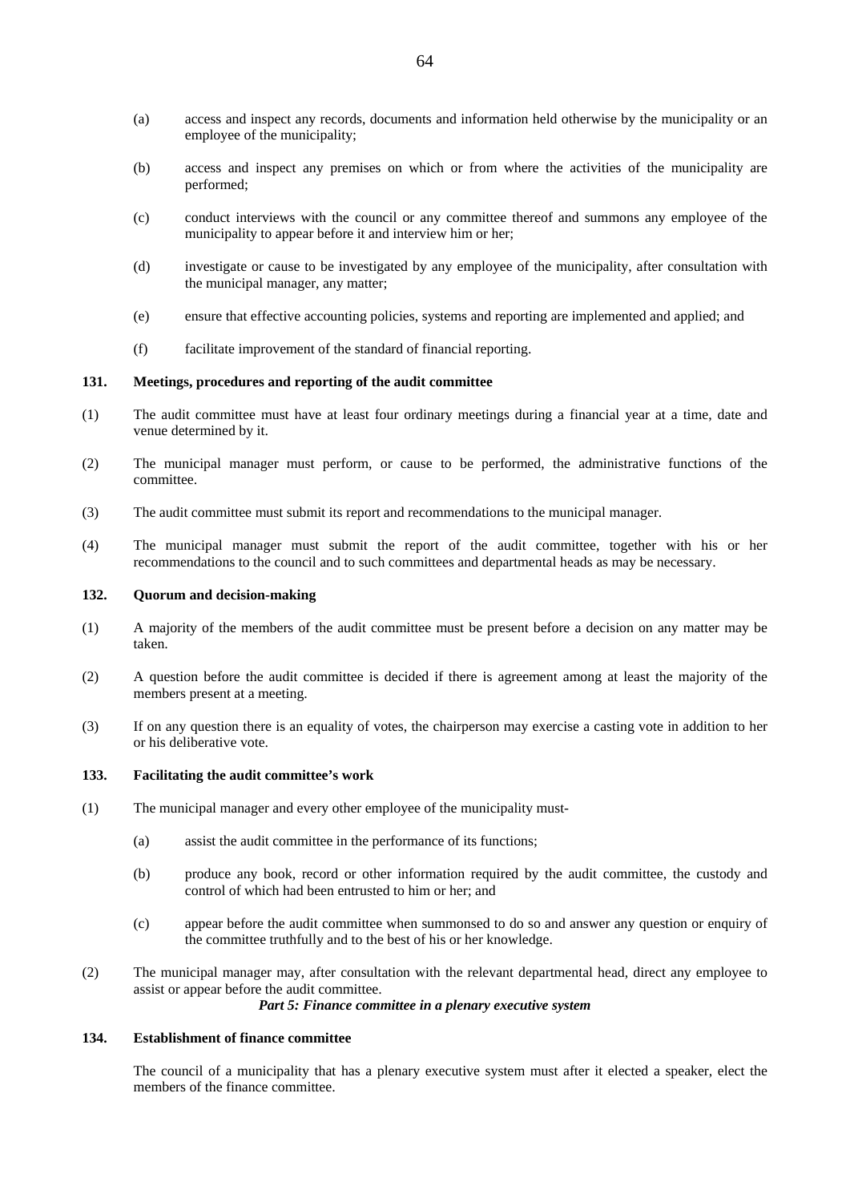(a) access and inspect any records, documents and information held otherwise by the municipality or an employee of the municipality;

(b) access and inspect any premises on which or from where the activities of the municipality are performed;

(c) conduct interviews with the council or any committee thereof and summons any employee of the municipality to appear before it and interview him or her;

(d) investigate or cause to be investigated by any employee of the municipality, after consultation with the municipal manager, any matter;

(e) ensure that effective accounting policies, systems and reporting are implemented and applied; and

(f) facilitate improvement of the standard of financial reporting.

**131. Meetings, procedures and reporting of the audit committee**

(1) The audit committee must have at least four ordinary meetings during a financial year at a time, date and venue determined by it.

(2) The municipal manager must perform, or cause to be performed, the administrative functions of the committee.

(3) The audit committee must submit its report and recommendations to the municipal manager.

(4) The municipal manager must submit the report of the audit committee, together with his or her recommendations to the council and to such committees and departmental heads as may be necessary.

**132. Quorum and decision-making**

(1) A majority of the members of the audit committee must be present before a decision on any matter may be taken.

(2) A question before the audit committee is decided if there is agreement among at least the majority of the members present at a meeting.

(3) If on any question there is an equality of votes, the chairperson may exercise a casting vote in addition to her or his deliberative vote.

**133. Facilitating the audit committee's work**

(1) The municipal manager and every other employee of the municipality must-

(a) assist the audit committee in the performance of its functions;

(b) produce any book, record or other information required by the audit committee, the custody and control of which had been entrusted to him or her; and

(c) appear before the audit committee when summonsed to do so and answer any question or enquiry of the committee truthfully and to the best of his or her knowledge.

(2) The municipal manager may, after consultation with the relevant departmental head, direct any employee to assist or appear before the audit committee.

***Part 5: Finance committee in a plenary executive system***

**134. Establishment of finance committee**

The council of a municipality that has a plenary executive system must after it elected a speaker, elect the members of the finance committee.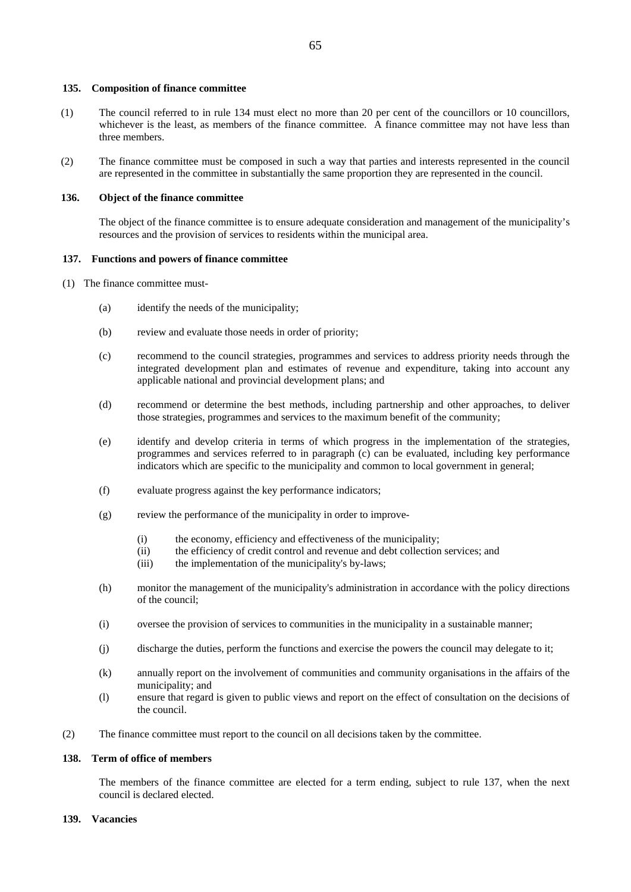**135. Composition of finance committee**

(1) The council referred to in rule 134 must elect no more than 20 per cent of the councillors or 10 councillors, whichever is the least, as members of the finance committee. A finance committee may not have less than three members.

(2) The finance committee must be composed in such a way that parties and interests represented in the council are represented in the committee in substantially the same proportion they are represented in the council.

**136. Object of the finance committee**

The object of the finance committee is to ensure adequate consideration and management of the municipality's resources and the provision of services to residents within the municipal area.

**137. Functions and powers of finance committee**

(1) The finance committee must-

(a) identify the needs of the municipality;

(b) review and evaluate those needs in order of priority;

(c) recommend to the council strategies, programmes and services to address priority needs through the integrated development plan and estimates of revenue and expenditure, taking into account any applicable national and provincial development plans; and

(d) recommend or determine the best methods, including partnership and other approaches, to deliver those strategies, programmes and services to the maximum benefit of the community;

(e) identify and develop criteria in terms of which progress in the implementation of the strategies, programmes and services referred to in paragraph (c) can be evaluated, including key performance indicators which are specific to the municipality and common to local government in general;

(f) evaluate progress against the key performance indicators;

(g) review the performance of the municipality in order to improve-

(i) the economy, efficiency and effectiveness of the municipality;
(ii) the efficiency of credit control and revenue and debt collection services; and
(iii) the implementation of the municipality's by-laws;

(h) monitor the management of the municipality's administration in accordance with the policy directions of the council;

(i) oversee the provision of services to communities in the municipality in a sustainable manner;

(j) discharge the duties, perform the functions and exercise the powers the council may delegate to it;

(k) annually report on the involvement of communities and community organisations in the affairs of the municipality; and

(l) ensure that regard is given to public views and report on the effect of consultation on the decisions of the council.

(2) The finance committee must report to the council on all decisions taken by the committee.

**138. Term of office of members**

The members of the finance committee are elected for a term ending, subject to rule 137, when the next council is declared elected.

**139. Vacancies**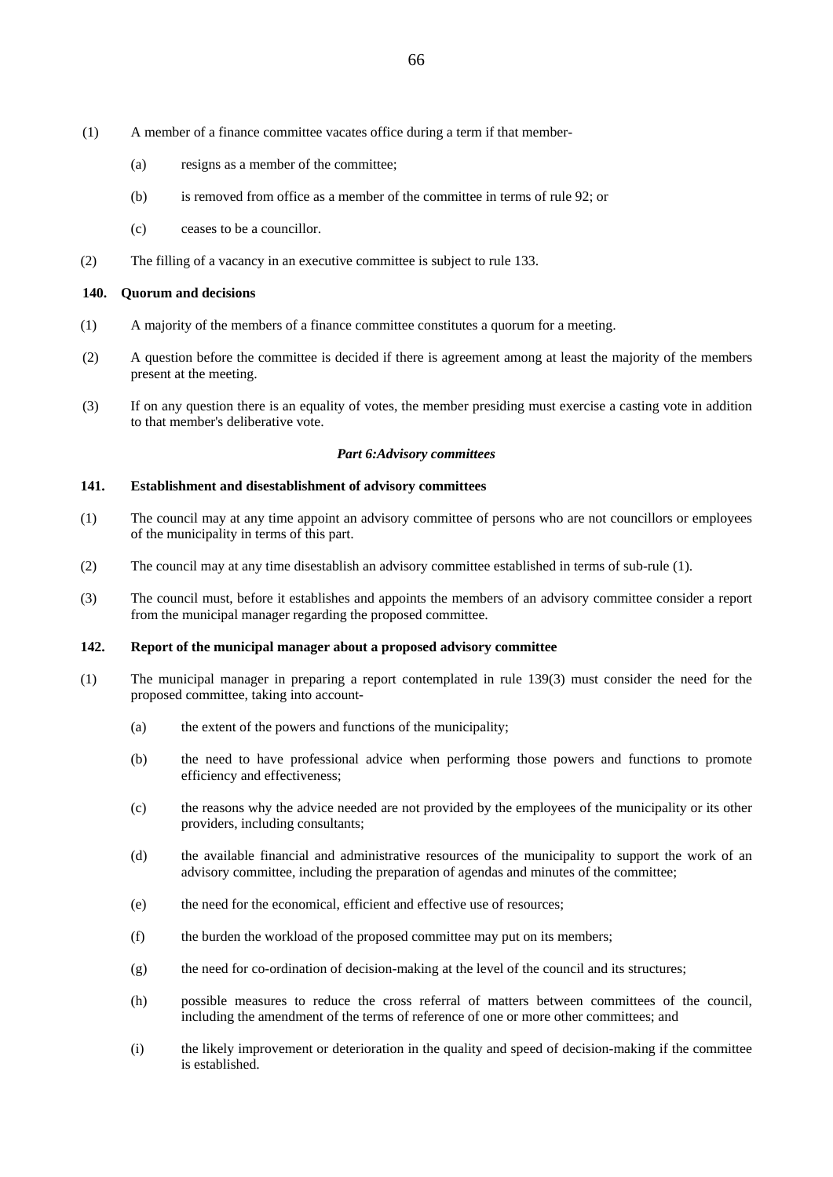(1) A member of a finance committee vacates office during a term if that member-

(a) resigns as a member of the committee;

(b) is removed from office as a member of the committee in terms of rule 92; or

(c) ceases to be a councillor.

(2) The filling of a vacancy in an executive committee is subject to rule 133.

**140. Quorum and decisions**

(1) A majority of the members of a finance committee constitutes a quorum for a meeting.

(2) A question before the committee is decided if there is agreement among at least the majority of the members present at the meeting.

(3) If on any question there is an equality of votes, the member presiding must exercise a casting vote in addition to that member's deliberative vote.

***Part 6:Advisory committees***

**141. Establishment and disestablishment of advisory committees**

(1) The council may at any time appoint an advisory committee of persons who are not councillors or employees of the municipality in terms of this part.

(2) The council may at any time disestablish an advisory committee established in terms of sub-rule (1).

(3) The council must, before it establishes and appoints the members of an advisory committee consider a report from the municipal manager regarding the proposed committee.

**142. Report of the municipal manager about a proposed advisory committee**

(1) The municipal manager in preparing a report contemplated in rule 139(3) must consider the need for the proposed committee, taking into account-

(a) the extent of the powers and functions of the municipality;

(b) the need to have professional advice when performing those powers and functions to promote efficiency and effectiveness;

(c) the reasons why the advice needed are not provided by the employees of the municipality or its other providers, including consultants;

(d) the available financial and administrative resources of the municipality to support the work of an advisory committee, including the preparation of agendas and minutes of the committee;

(e) the need for the economical, efficient and effective use of resources;

(f) the burden the workload of the proposed committee may put on its members;

(g) the need for co-ordination of decision-making at the level of the council and its structures;

(h) possible measures to reduce the cross referral of matters between committees of the council, including the amendment of the terms of reference of one or more other committees; and

(i) the likely improvement or deterioration in the quality and speed of decision-making if the committee is established.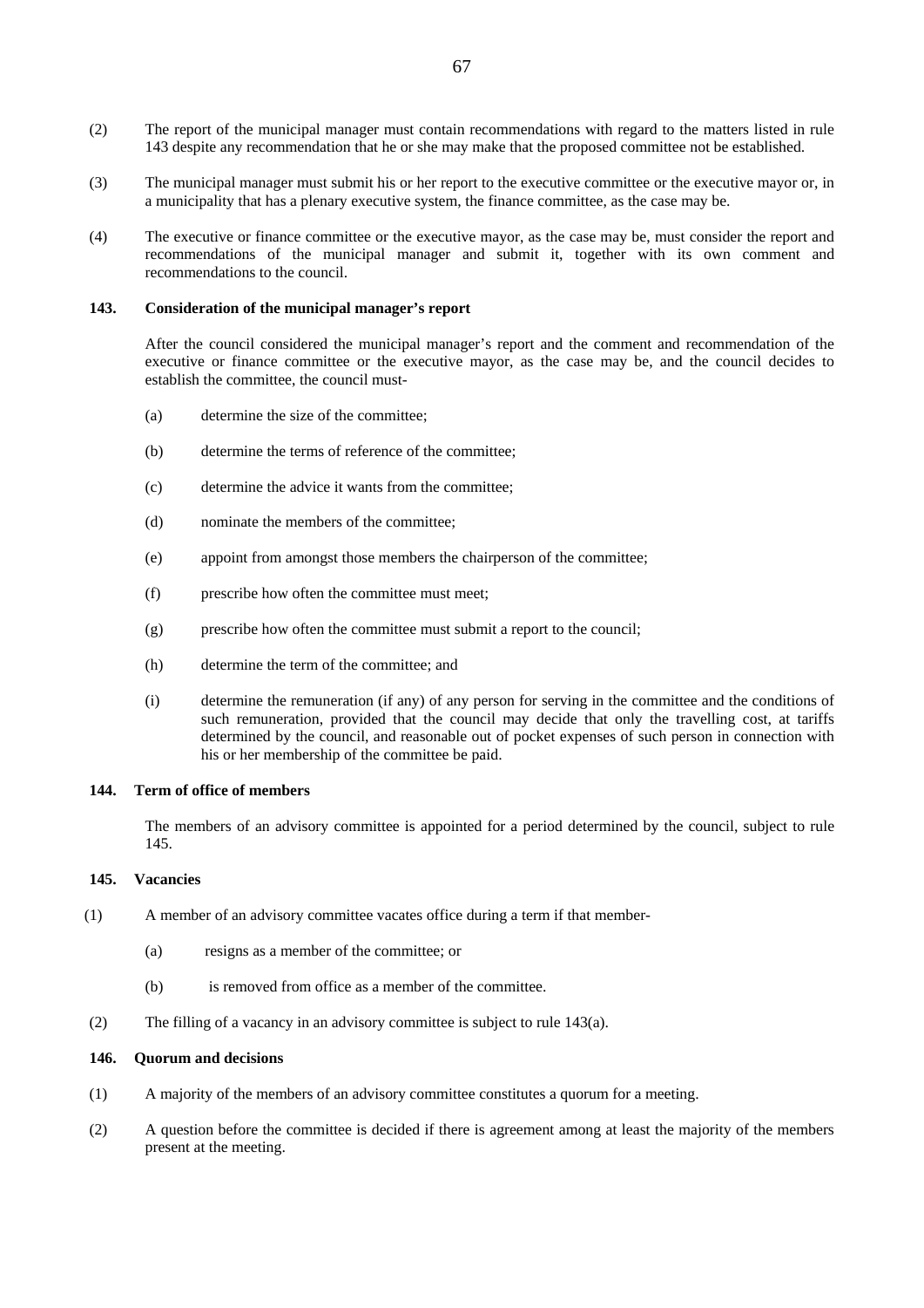(2) The report of the municipal manager must contain recommendations with regard to the matters listed in rule 143 despite any recommendation that he or she may make that the proposed committee not be established.

(3) The municipal manager must submit his or her report to the executive committee or the executive mayor or, in a municipality that has a plenary executive system, the finance committee, as the case may be.

(4) The executive or finance committee or the executive mayor, as the case may be, must consider the report and recommendations of the municipal manager and submit it, together with its own comment and recommendations to the council.

**143. Consideration of the municipal manager's report**

After the council considered the municipal manager's report and the comment and recommendation of the executive or finance committee or the executive mayor, as the case may be, and the council decides to establish the committee, the council must-

(a) determine the size of the committee;

(b) determine the terms of reference of the committee;

(c) determine the advice it wants from the committee;

(d) nominate the members of the committee;

(e) appoint from amongst those members the chairperson of the committee;

(f) prescribe how often the committee must meet;

(g) prescribe how often the committee must submit a report to the council;

(h) determine the term of the committee; and

(i) determine the remuneration (if any) of any person for serving in the committee and the conditions of such remuneration, provided that the council may decide that only the travelling cost, at tariffs determined by the council, and reasonable out of pocket expenses of such person in connection with his or her membership of the committee be paid.

**144. Term of office of members**

The members of an advisory committee is appointed for a period determined by the council, subject to rule 145.

**145. Vacancies**

(1) A member of an advisory committee vacates office during a term if that member-

(a) resigns as a member of the committee; or

(b) is removed from office as a member of the committee.

(2) The filling of a vacancy in an advisory committee is subject to rule 143(a).

**146. Quorum and decisions**

(1) A majority of the members of an advisory committee constitutes a quorum for a meeting.

(2) A question before the committee is decided if there is agreement among at least the majority of the members present at the meeting.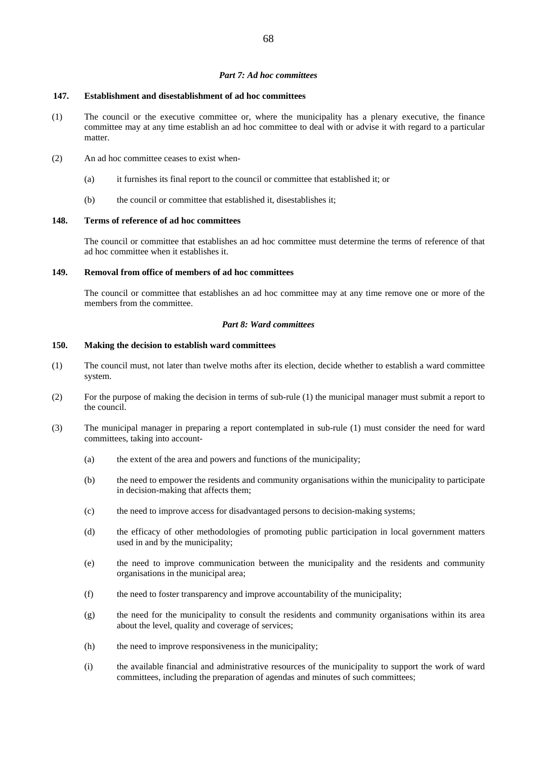*Part 7: Ad hoc committees*

**147. Establishment and disestablishment of ad hoc committees**

(1) The council or the executive committee or, where the municipality has a plenary executive, the finance committee may at any time establish an ad hoc committee to deal with or advise it with regard to a particular matter.

(2) An ad hoc committee ceases to exist when-

(a) it furnishes its final report to the council or committee that established it; or

(b) the council or committee that established it, disestablishes it;

**148. Terms of reference of ad hoc committees**

The council or committee that establishes an ad hoc committee must determine the terms of reference of that ad hoc committee when it establishes it.

**149. Removal from office of members of ad hoc committees**

The council or committee that establishes an ad hoc committee may at any time remove one or more of the members from the committee.

*Part 8: Ward committees*

**150. Making the decision to establish ward committees**

(1) The council must, not later than twelve moths after its election, decide whether to establish a ward committee system.

(2) For the purpose of making the decision in terms of sub-rule (1) the municipal manager must submit a report to the council.

(3) The municipal manager in preparing a report contemplated in sub-rule (1) must consider the need for ward committees, taking into account-

(a) the extent of the area and powers and functions of the municipality;

(b) the need to empower the residents and community organisations within the municipality to participate in decision-making that affects them;

(c) the need to improve access for disadvantaged persons to decision-making systems;

(d) the efficacy of other methodologies of promoting public participation in local government matters used in and by the municipality;

(e) the need to improve communication between the municipality and the residents and community organisations in the municipal area;

(f) the need to foster transparency and improve accountability of the municipality;

(g) the need for the municipality to consult the residents and community organisations within its area about the level, quality and coverage of services;

(h) the need to improve responsiveness in the municipality;

(i) the available financial and administrative resources of the municipality to support the work of ward committees, including the preparation of agendas and minutes of such committees;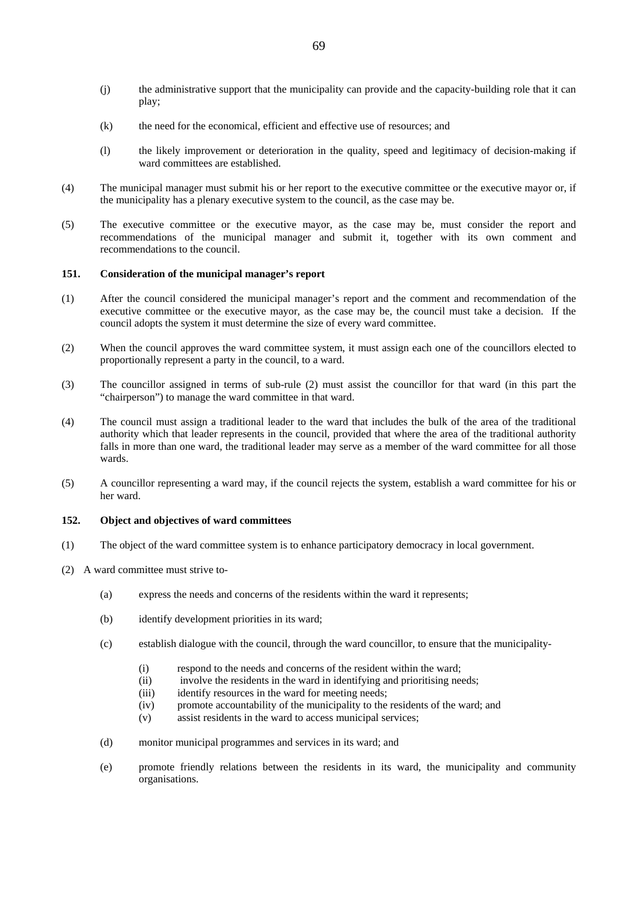(j) the administrative support that the municipality can provide and the capacity-building role that it can play;

(k) the need for the economical, efficient and effective use of resources; and

(l) the likely improvement or deterioration in the quality, speed and legitimacy of decision-making if ward committees are established.

(4) The municipal manager must submit his or her report to the executive committee or the executive mayor or, if the municipality has a plenary executive system to the council, as the case may be.

(5) The executive committee or the executive mayor, as the case may be, must consider the report and recommendations of the municipal manager and submit it, together with its own comment and recommendations to the council.

**151. Consideration of the municipal manager's report**

(1) After the council considered the municipal manager's report and the comment and recommendation of the executive committee or the executive mayor, as the case may be, the council must take a decision. If the council adopts the system it must determine the size of every ward committee.

(2) When the council approves the ward committee system, it must assign each one of the councillors elected to proportionally represent a party in the council, to a ward.

(3) The councillor assigned in terms of sub-rule (2) must assist the councillor for that ward (in this part the "chairperson") to manage the ward committee in that ward.

(4) The council must assign a traditional leader to the ward that includes the bulk of the area of the traditional authority which that leader represents in the council, provided that where the area of the traditional authority falls in more than one ward, the traditional leader may serve as a member of the ward committee for all those wards.

(5) A councillor representing a ward may, if the council rejects the system, establish a ward committee for his or her ward.

**152. Object and objectives of ward committees**

(1) The object of the ward committee system is to enhance participatory democracy in local government.

(2) A ward committee must strive to-

(a) express the needs and concerns of the residents within the ward it represents;

(b) identify development priorities in its ward;

(c) establish dialogue with the council, through the ward councillor, to ensure that the municipality-

(i) respond to the needs and concerns of the resident within the ward;
(ii) involve the residents in the ward in identifying and prioritising needs;
(iii) identify resources in the ward for meeting needs;
(iv) promote accountability of the municipality to the residents of the ward; and
(v) assist residents in the ward to access municipal services;

(d) monitor municipal programmes and services in its ward; and

(e) promote friendly relations between the residents in its ward, the municipality and community organisations.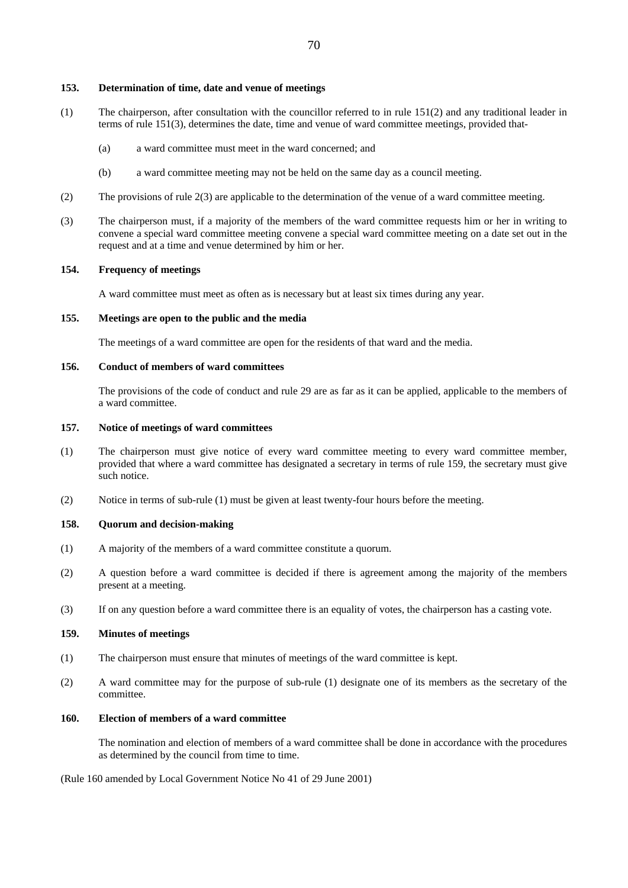**153. Determination of time, date and venue of meetings**

(1) The chairperson, after consultation with the councillor referred to in rule 151(2) and any traditional leader in terms of rule 151(3), determines the date, time and venue of ward committee meetings, provided that-

(a) a ward committee must meet in the ward concerned; and

(b) a ward committee meeting may not be held on the same day as a council meeting.

(2) The provisions of rule 2(3) are applicable to the determination of the venue of a ward committee meeting.

(3) The chairperson must, if a majority of the members of the ward committee requests him or her in writing to convene a special ward committee meeting convene a special ward committee meeting on a date set out in the request and at a time and venue determined by him or her.

**154. Frequency of meetings**

A ward committee must meet as often as is necessary but at least six times during any year.

**155. Meetings are open to the public and the media**

The meetings of a ward committee are open for the residents of that ward and the media.

**156. Conduct of members of ward committees**

The provisions of the code of conduct and rule 29 are as far as it can be applied, applicable to the members of a ward committee.

**157. Notice of meetings of ward committees**

(1) The chairperson must give notice of every ward committee meeting to every ward committee member, provided that where a ward committee has designated a secretary in terms of rule 159, the secretary must give such notice.

(2) Notice in terms of sub-rule (1) must be given at least twenty-four hours before the meeting.

**158. Quorum and decision-making**

(1) A majority of the members of a ward committee constitute a quorum.

(2) A question before a ward committee is decided if there is agreement among the majority of the members present at a meeting.

(3) If on any question before a ward committee there is an equality of votes, the chairperson has a casting vote.

**159. Minutes of meetings**

(1) The chairperson must ensure that minutes of meetings of the ward committee is kept.

(2) A ward committee may for the purpose of sub-rule (1) designate one of its members as the secretary of the committee.

**160. Election of members of a ward committee**

The nomination and election of members of a ward committee shall be done in accordance with the procedures as determined by the council from time to time.

(Rule 160 amended by Local Government Notice No 41 of 29 June 2001)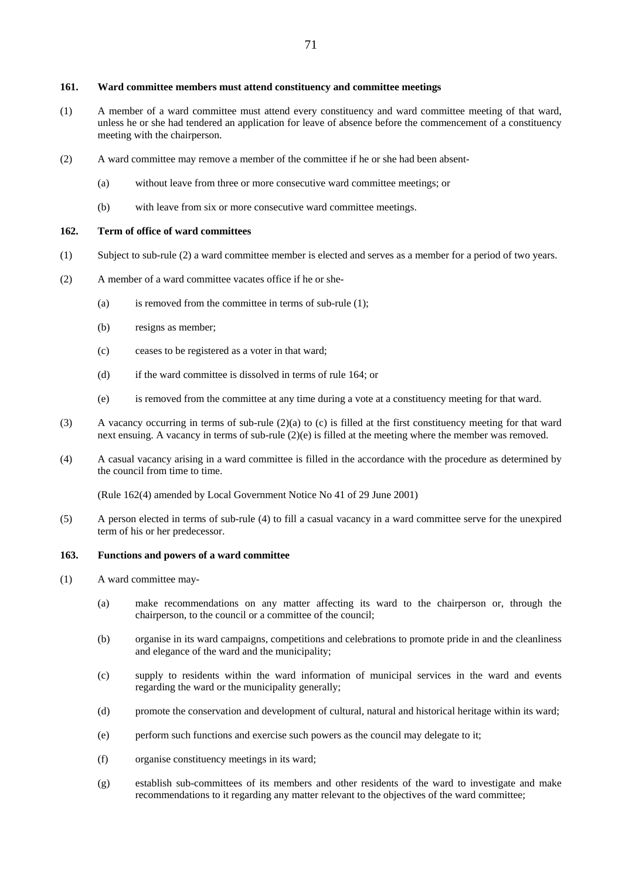**161. Ward committee members must attend constituency and committee meetings**

(1) A member of a ward committee must attend every constituency and ward committee meeting of that ward, unless he or she had tendered an application for leave of absence before the commencement of a constituency meeting with the chairperson.

(2) A ward committee may remove a member of the committee if he or she had been absent-

(a) without leave from three or more consecutive ward committee meetings; or

(b) with leave from six or more consecutive ward committee meetings.

**162. Term of office of ward committees**

(1) Subject to sub-rule (2) a ward committee member is elected and serves as a member for a period of two years.

(2) A member of a ward committee vacates office if he or she-

(a) is removed from the committee in terms of sub-rule (1);

(b) resigns as member;

(c) ceases to be registered as a voter in that ward;

(d) if the ward committee is dissolved in terms of rule 164; or

(e) is removed from the committee at any time during a vote at a constituency meeting for that ward.

(3) A vacancy occurring in terms of sub-rule (2)(a) to (c) is filled at the first constituency meeting for that ward next ensuing. A vacancy in terms of sub-rule (2)(e) is filled at the meeting where the member was removed.

(4) A casual vacancy arising in a ward committee is filled in the accordance with the procedure as determined by the council from time to time.

(Rule 162(4) amended by Local Government Notice No 41 of 29 June 2001)

(5) A person elected in terms of sub-rule (4) to fill a casual vacancy in a ward committee serve for the unexpired term of his or her predecessor.

**163. Functions and powers of a ward committee**

(1) A ward committee may-

(a) make recommendations on any matter affecting its ward to the chairperson or, through the chairperson, to the council or a committee of the council;

(b) organise in its ward campaigns, competitions and celebrations to promote pride in and the cleanliness and elegance of the ward and the municipality;

(c) supply to residents within the ward information of municipal services in the ward and events regarding the ward or the municipality generally;

(d) promote the conservation and development of cultural, natural and historical heritage within its ward;

(e) perform such functions and exercise such powers as the council may delegate to it;

(f) organise constituency meetings in its ward;

(g) establish sub-committees of its members and other residents of the ward to investigate and make recommendations to it regarding any matter relevant to the objectives of the ward committee;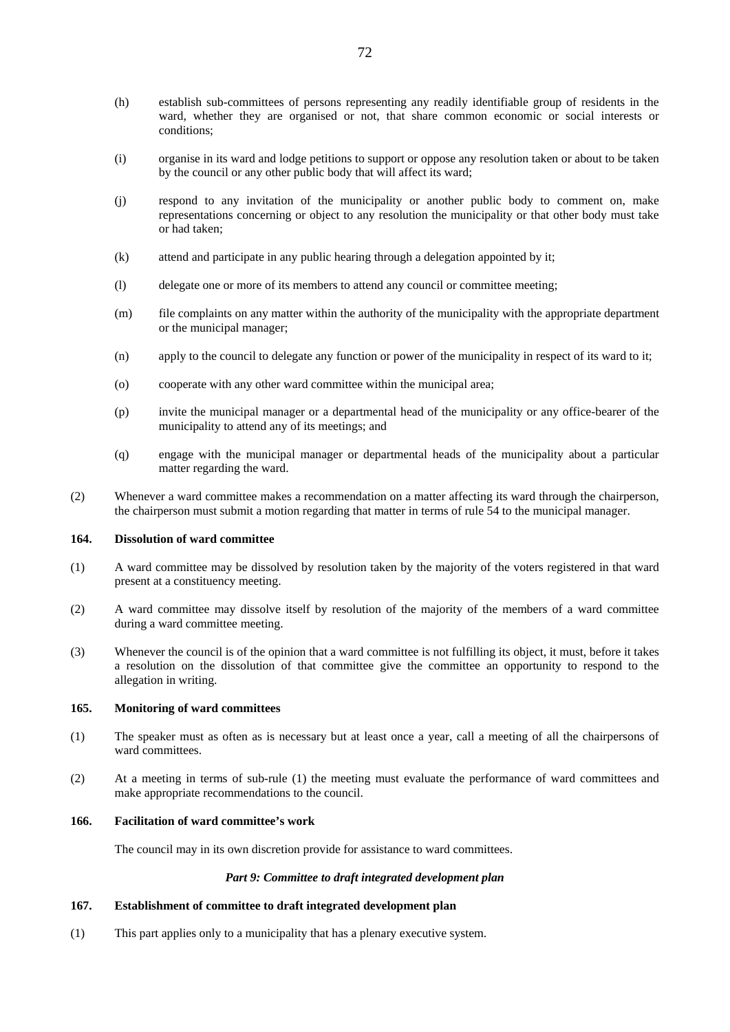(h) establish sub-committees of persons representing any readily identifiable group of residents in the ward, whether they are organised or not, that share common economic or social interests or conditions;

(i) organise in its ward and lodge petitions to support or oppose any resolution taken or about to be taken by the council or any other public body that will affect its ward;

(j) respond to any invitation of the municipality or another public body to comment on, make representations concerning or object to any resolution the municipality or that other body must take or had taken;

(k) attend and participate in any public hearing through a delegation appointed by it;

(l) delegate one or more of its members to attend any council or committee meeting;

(m) file complaints on any matter within the authority of the municipality with the appropriate department or the municipal manager;

(n) apply to the council to delegate any function or power of the municipality in respect of its ward to it;

(o) cooperate with any other ward committee within the municipal area;

(p) invite the municipal manager or a departmental head of the municipality or any office-bearer of the municipality to attend any of its meetings; and

(q) engage with the municipal manager or departmental heads of the municipality about a particular matter regarding the ward.

(2) Whenever a ward committee makes a recommendation on a matter affecting its ward through the chairperson, the chairperson must submit a motion regarding that matter in terms of rule 54 to the municipal manager.

**164. Dissolution of ward committee**

(1) A ward committee may be dissolved by resolution taken by the majority of the voters registered in that ward present at a constituency meeting.

(2) A ward committee may dissolve itself by resolution of the majority of the members of a ward committee during a ward committee meeting.

(3) Whenever the council is of the opinion that a ward committee is not fulfilling its object, it must, before it takes a resolution on the dissolution of that committee give the committee an opportunity to respond to the allegation in writing.

**165. Monitoring of ward committees**

(1) The speaker must as often as is necessary but at least once a year, call a meeting of all the chairpersons of ward committees.

(2) At a meeting in terms of sub-rule (1) the meeting must evaluate the performance of ward committees and make appropriate recommendations to the council.

**166. Facilitation of ward committee's work**

The council may in its own discretion provide for assistance to ward committees.

***Part 9: Committee to draft integrated development plan***

**167. Establishment of committee to draft integrated development plan**

(1) This part applies only to a municipality that has a plenary executive system.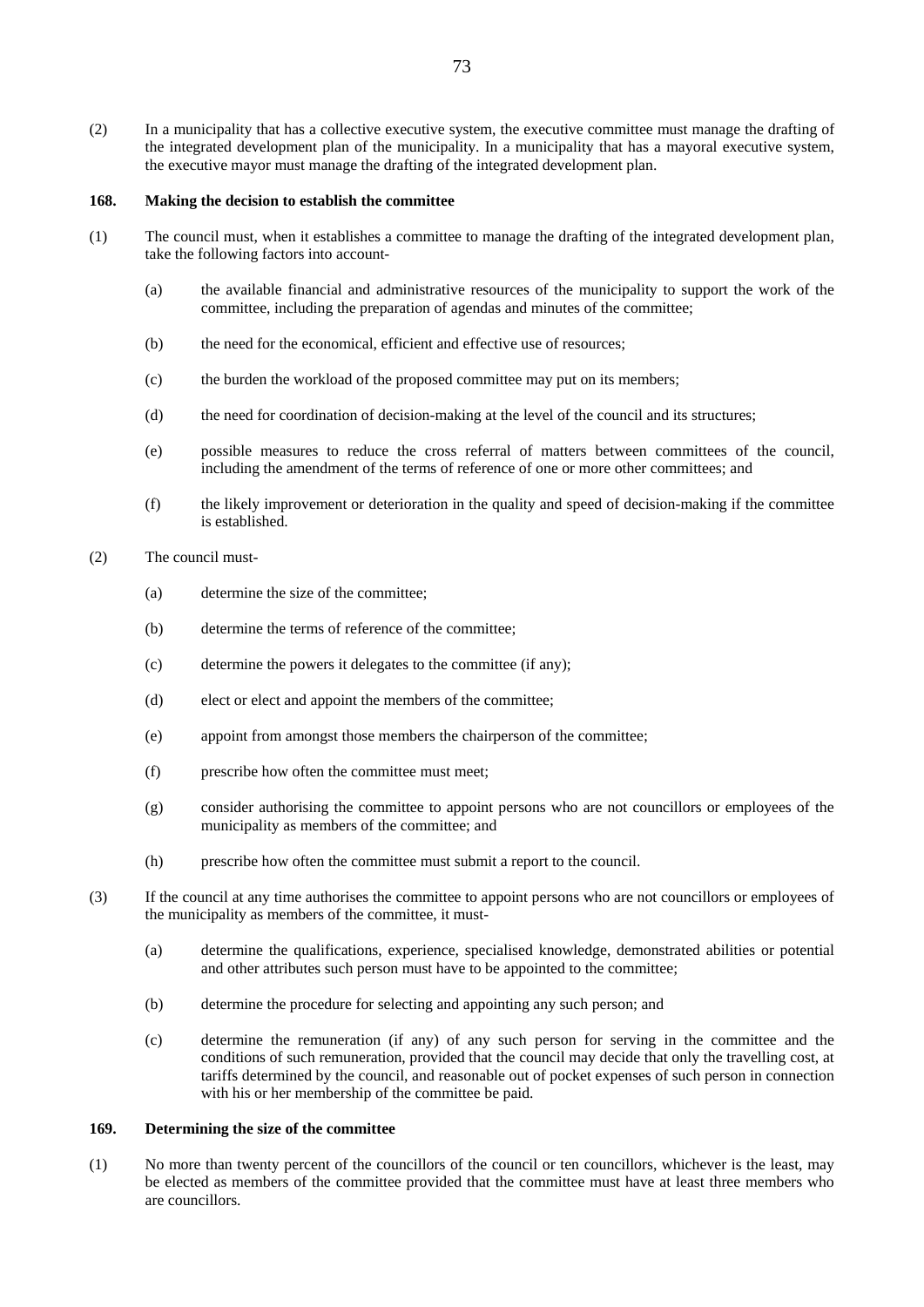(2) In a municipality that has a collective executive system, the executive committee must manage the drafting of the integrated development plan of the municipality. In a municipality that has a mayoral executive system, the executive mayor must manage the drafting of the integrated development plan.

**168. Making the decision to establish the committee**

(1) The council must, when it establishes a committee to manage the drafting of the integrated development plan, take the following factors into account-

(a) the available financial and administrative resources of the municipality to support the work of the committee, including the preparation of agendas and minutes of the committee;

(b) the need for the economical, efficient and effective use of resources;

(c) the burden the workload of the proposed committee may put on its members;

(d) the need for coordination of decision-making at the level of the council and its structures;

(e) possible measures to reduce the cross referral of matters between committees of the council, including the amendment of the terms of reference of one or more other committees; and

(f) the likely improvement or deterioration in the quality and speed of decision-making if the committee is established.

(2) The council must-

(a) determine the size of the committee;

(b) determine the terms of reference of the committee;

(c) determine the powers it delegates to the committee (if any);

(d) elect or elect and appoint the members of the committee;

(e) appoint from amongst those members the chairperson of the committee;

(f) prescribe how often the committee must meet;

(g) consider authorising the committee to appoint persons who are not councillors or employees of the municipality as members of the committee; and

(h) prescribe how often the committee must submit a report to the council.

(3) If the council at any time authorises the committee to appoint persons who are not councillors or employees of the municipality as members of the committee, it must-

(a) determine the qualifications, experience, specialised knowledge, demonstrated abilities or potential and other attributes such person must have to be appointed to the committee;

(b) determine the procedure for selecting and appointing any such person; and

(c) determine the remuneration (if any) of any such person for serving in the committee and the conditions of such remuneration, provided that the council may decide that only the travelling cost, at tariffs determined by the council, and reasonable out of pocket expenses of such person in connection with his or her membership of the committee be paid.

**169. Determining the size of the committee**

(1) No more than twenty percent of the councillors of the council or ten councillors, whichever is the least, may be elected as members of the committee provided that the committee must have at least three members who are councillors.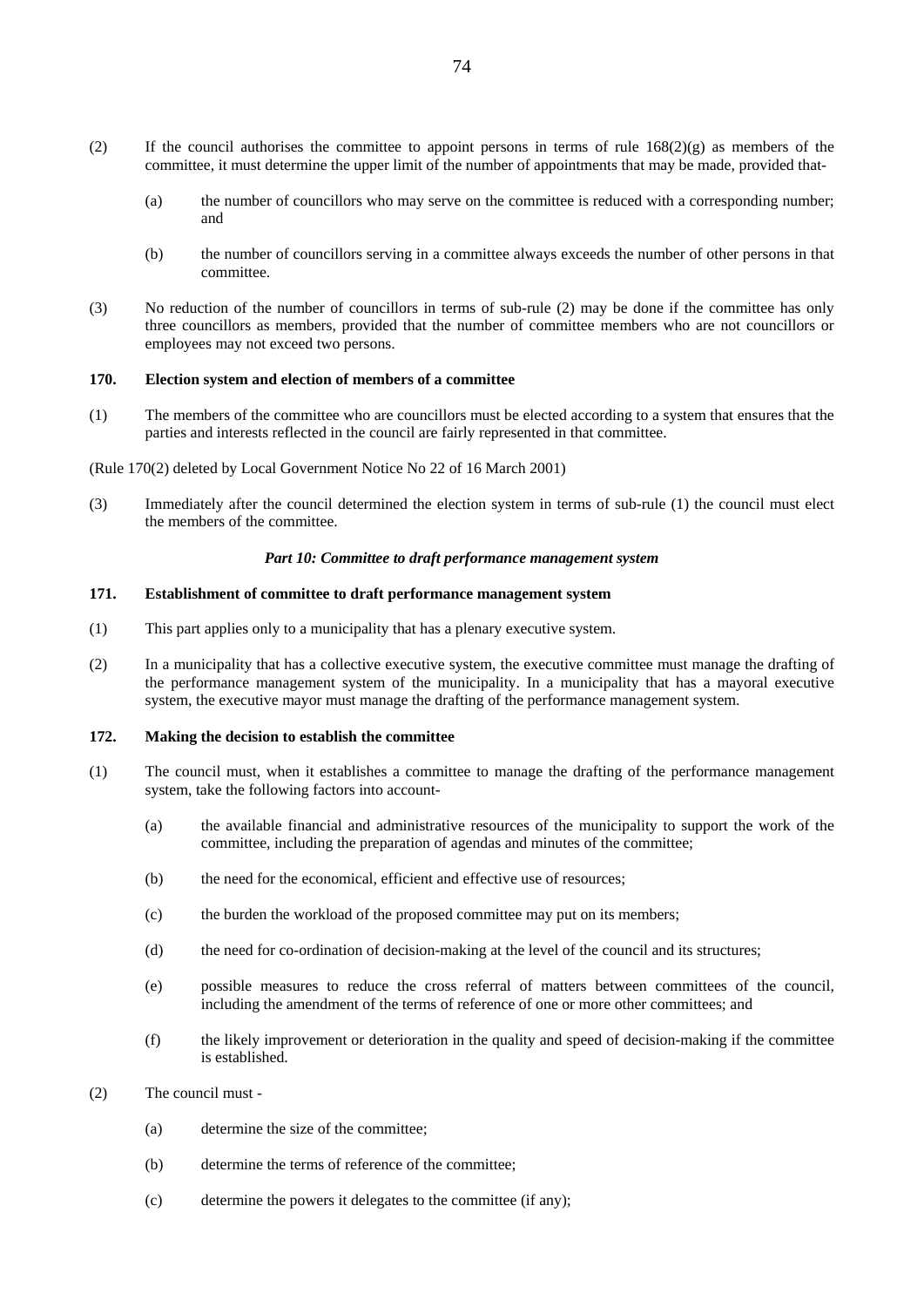(2) If the council authorises the committee to appoint persons in terms of rule 168(2)(g) as members of the committee, it must determine the upper limit of the number of appointments that may be made, provided that-

  (a) the number of councillors who may serve on the committee is reduced with a corresponding number; and

  (b) the number of councillors serving in a committee always exceeds the number of other persons in that committee.

(3) No reduction of the number of councillors in terms of sub-rule (2) may be done if the committee has only three councillors as members, provided that the number of committee members who are not councillors or employees may not exceed two persons.

**170. Election system and election of members of a committee**

(1) The members of the committee who are councillors must be elected according to a system that ensures that the parties and interests reflected in the council are fairly represented in that committee.

(Rule 170(2) deleted by Local Government Notice No 22 of 16 March 2001)

(3) Immediately after the council determined the election system in terms of sub-rule (1) the council must elect the members of the committee.

***Part 10: Committee to draft performance management system***

**171. Establishment of committee to draft performance management system**

(1) This part applies only to a municipality that has a plenary executive system.

(2) In a municipality that has a collective executive system, the executive committee must manage the drafting of the performance management system of the municipality. In a municipality that has a mayoral executive system, the executive mayor must manage the drafting of the performance management system.

**172. Making the decision to establish the committee**

(1) The council must, when it establishes a committee to manage the drafting of the performance management system, take the following factors into account-

  (a) the available financial and administrative resources of the municipality to support the work of the committee, including the preparation of agendas and minutes of the committee;

  (b) the need for the economical, efficient and effective use of resources;

  (c) the burden the workload of the proposed committee may put on its members;

  (d) the need for co-ordination of decision-making at the level of the council and its structures;

  (e) possible measures to reduce the cross referral of matters between committees of the council, including the amendment of the terms of reference of one or more other committees; and

  (f) the likely improvement or deterioration in the quality and speed of decision-making if the committee is established.

(2) The council must -

  (a) determine the size of the committee;

  (b) determine the terms of reference of the committee;

  (c) determine the powers it delegates to the committee (if any);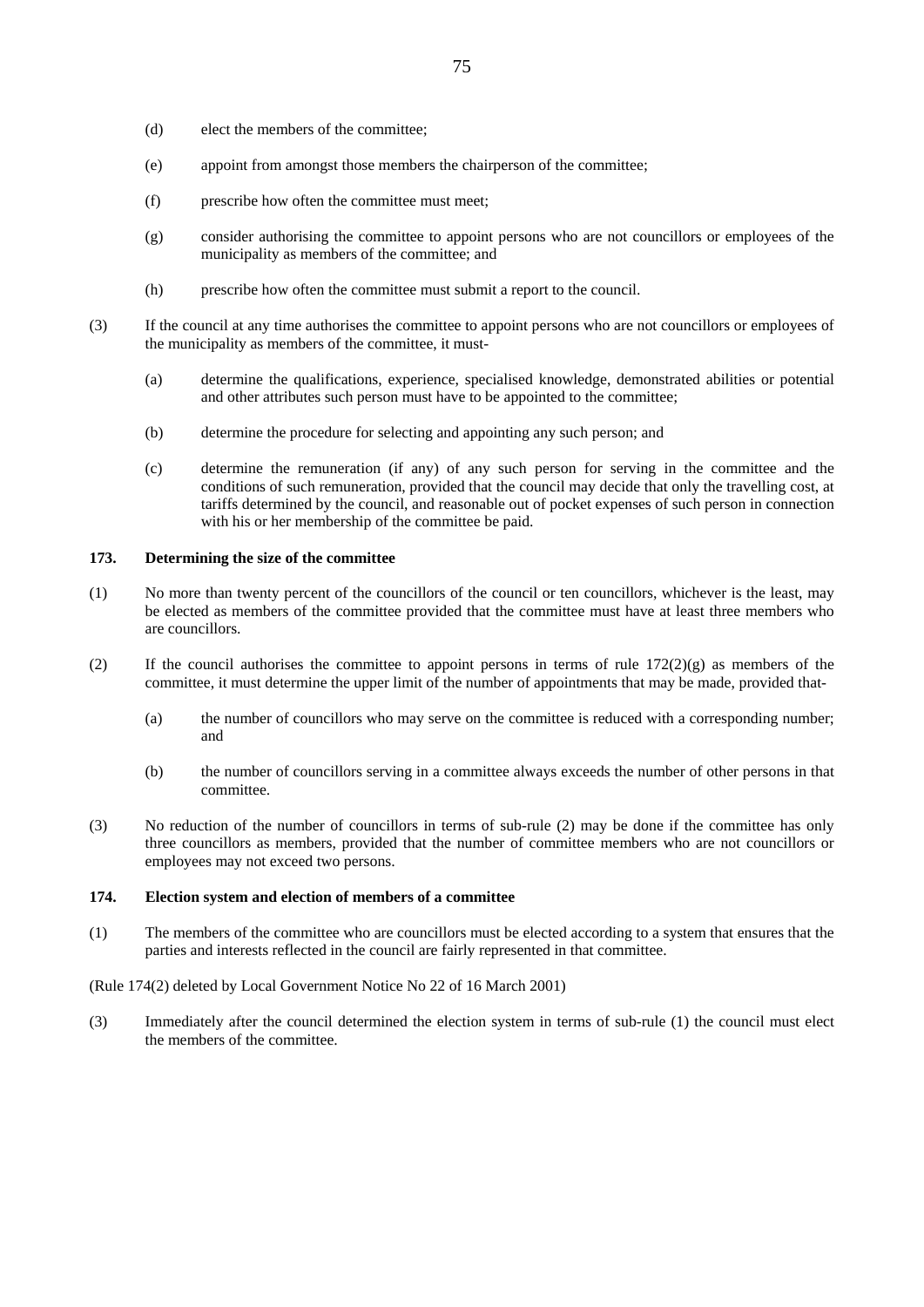(d) elect the members of the committee;

(e) appoint from amongst those members the chairperson of the committee;

(f) prescribe how often the committee must meet;

(g) consider authorising the committee to appoint persons who are not councillors or employees of the municipality as members of the committee; and

(h) prescribe how often the committee must submit a report to the council.

(3) If the council at any time authorises the committee to appoint persons who are not councillors or employees of the municipality as members of the committee, it must-

(a) determine the qualifications, experience, specialised knowledge, demonstrated abilities or potential and other attributes such person must have to be appointed to the committee;

(b) determine the procedure for selecting and appointing any such person; and

(c) determine the remuneration (if any) of any such person for serving in the committee and the conditions of such remuneration, provided that the council may decide that only the travelling cost, at tariffs determined by the council, and reasonable out of pocket expenses of such person in connection with his or her membership of the committee be paid.

### 173. Determining the size of the committee

(1) No more than twenty percent of the councillors of the council or ten councillors, whichever is the least, may be elected as members of the committee provided that the committee must have at least three members who are councillors.

(2) If the council authorises the committee to appoint persons in terms of rule 172(2)(g) as members of the committee, it must determine the upper limit of the number of appointments that may be made, provided that-

(a) the number of councillors who may serve on the committee is reduced with a corresponding number; and

(b) the number of councillors serving in a committee always exceeds the number of other persons in that committee.

(3) No reduction of the number of councillors in terms of sub-rule (2) may be done if the committee has only three councillors as members, provided that the number of committee members who are not councillors or employees may not exceed two persons.

### 174. Election system and election of members of a committee

(1) The members of the committee who are councillors must be elected according to a system that ensures that the parties and interests reflected in the council are fairly represented in that committee.

(Rule 174(2) deleted by Local Government Notice No 22 of 16 March 2001)

(3) Immediately after the council determined the election system in terms of sub-rule (1) the council must elect the members of the committee.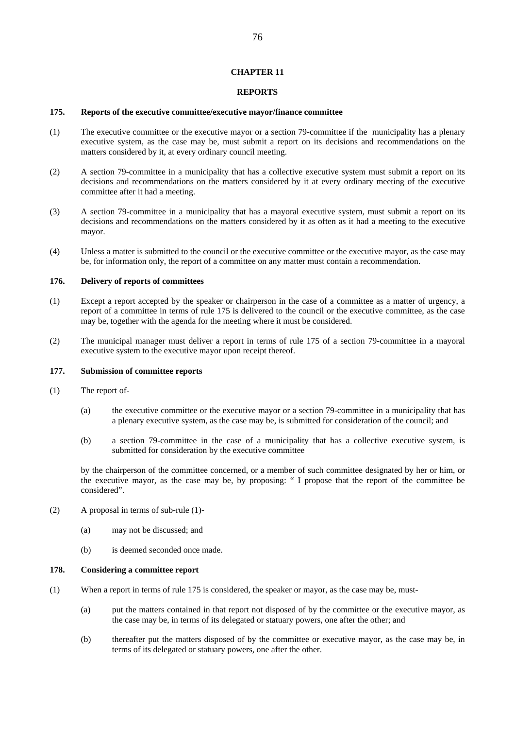# CHAPTER 11

# REPORTS

### 175. Reports of the executive committee/executive mayor/finance committee

(1) The executive committee or the executive mayor or a section 79-committee if the municipality has a plenary executive system, as the case may be, must submit a report on its decisions and recommendations on the matters considered by it, at every ordinary council meeting.

(2) A section 79-committee in a municipality that has a collective executive system must submit a report on its decisions and recommendations on the matters considered by it at every ordinary meeting of the executive committee after it had a meeting.

(3) A section 79-committee in a municipality that has a mayoral executive system, must submit a report on its decisions and recommendations on the matters considered by it as often as it had a meeting to the executive mayor.

(4) Unless a matter is submitted to the council or the executive committee or the executive mayor, as the case may be, for information only, the report of a committee on any matter must contain a recommendation.

### 176. Delivery of reports of committees

(1) Except a report accepted by the speaker or chairperson in the case of a committee as a matter of urgency, a report of a committee in terms of rule 175 is delivered to the council or the executive committee, as the case may be, together with the agenda for the meeting where it must be considered.

(2) The municipal manager must deliver a report in terms of rule 175 of a section 79-committee in a mayoral executive system to the executive mayor upon receipt thereof.

### 177. Submission of committee reports

(1) The report of-

(a) the executive committee or the executive mayor or a section 79-committee in a municipality that has a plenary executive system, as the case may be, is submitted for consideration of the council; and

(b) a section 79-committee in the case of a municipality that has a collective executive system, is submitted for consideration by the executive committee

by the chairperson of the committee concerned, or a member of such committee designated by her or him, or the executive mayor, as the case may be, by proposing: " I propose that the report of the committee be considered".

(2) A proposal in terms of sub-rule (1)-

(a) may not be discussed; and

(b) is deemed seconded once made.

### 178. Considering a committee report

(1) When a report in terms of rule 175 is considered, the speaker or mayor, as the case may be, must-

(a) put the matters contained in that report not disposed of by the committee or the executive mayor, as the case may be, in terms of its delegated or statuary powers, one after the other; and

(b) thereafter put the matters disposed of by the committee or executive mayor, as the case may be, in terms of its delegated or statuary powers, one after the other.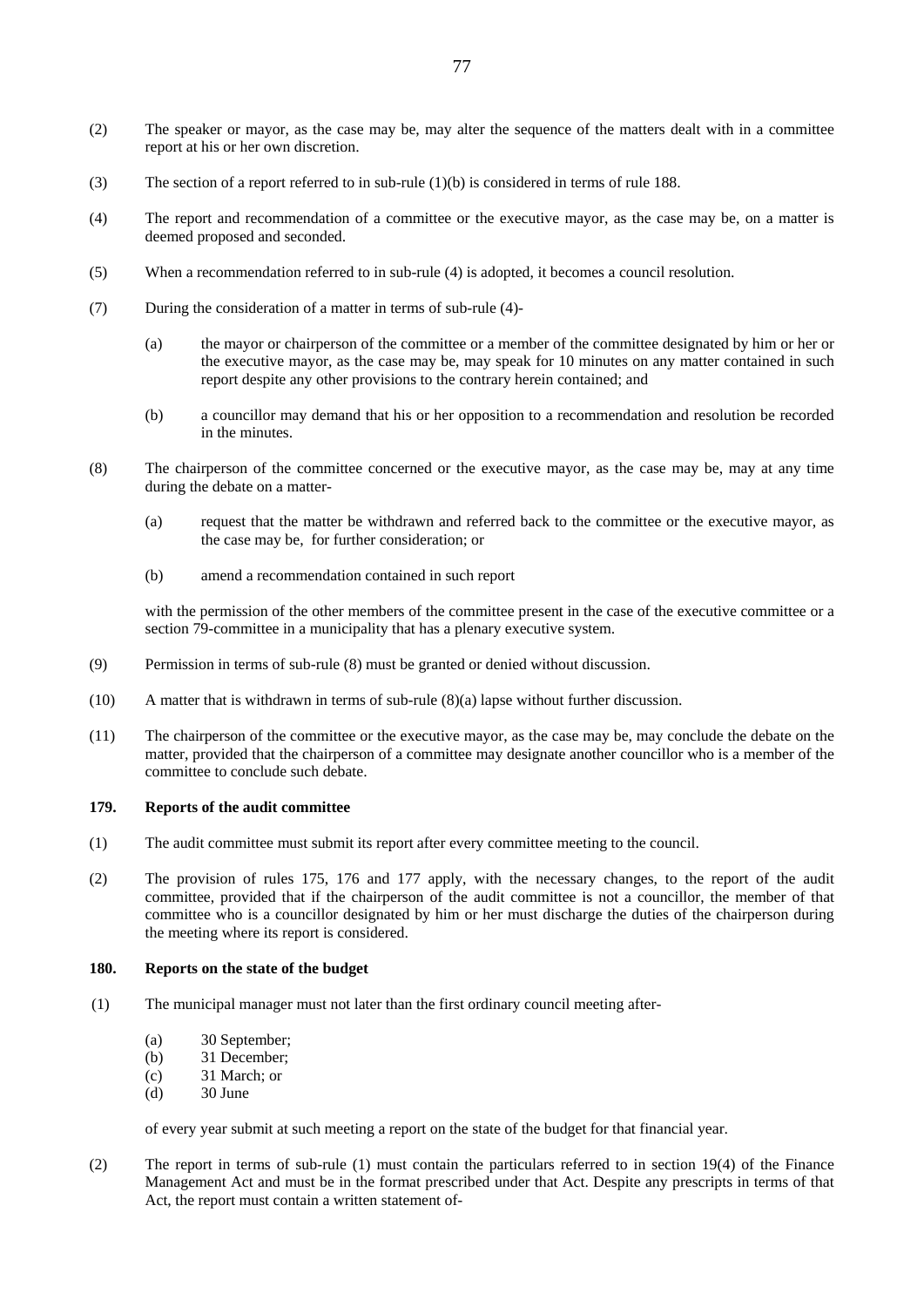(2) The speaker or mayor, as the case may be, may alter the sequence of the matters dealt with in a committee report at his or her own discretion.

(3) The section of a report referred to in sub-rule (1)(b) is considered in terms of rule 188.

(4) The report and recommendation of a committee or the executive mayor, as the case may be, on a matter is deemed proposed and seconded.

(5) When a recommendation referred to in sub-rule (4) is adopted, it becomes a council resolution.

(7) During the consideration of a matter in terms of sub-rule (4)-

(a) the mayor or chairperson of the committee or a member of the committee designated by him or her or the executive mayor, as the case may be, may speak for 10 minutes on any matter contained in such report despite any other provisions to the contrary herein contained; and

(b) a councillor may demand that his or her opposition to a recommendation and resolution be recorded in the minutes.

(8) The chairperson of the committee concerned or the executive mayor, as the case may be, may at any time during the debate on a matter-

(a) request that the matter be withdrawn and referred back to the committee or the executive mayor, as the case may be, for further consideration; or

(b) amend a recommendation contained in such report

with the permission of the other members of the committee present in the case of the executive committee or a section 79-committee in a municipality that has a plenary executive system.

(9) Permission in terms of sub-rule (8) must be granted or denied without discussion.

(10) A matter that is withdrawn in terms of sub-rule (8)(a) lapse without further discussion.

(11) The chairperson of the committee or the executive mayor, as the case may be, may conclude the debate on the matter, provided that the chairperson of a committee may designate another councillor who is a member of the committee to conclude such debate.

**179. Reports of the audit committee**

(1) The audit committee must submit its report after every committee meeting to the council.

(2) The provision of rules 175, 176 and 177 apply, with the necessary changes, to the report of the audit committee, provided that if the chairperson of the audit committee is not a councillor, the member of that committee who is a councillor designated by him or her must discharge the duties of the chairperson during the meeting where its report is considered.

**180. Reports on the state of the budget**

(1) The municipal manager must not later than the first ordinary council meeting after-

(a) 30 September;
(b) 31 December;
(c) 31 March; or
(d) 30 June

of every year submit at such meeting a report on the state of the budget for that financial year.

(2) The report in terms of sub-rule (1) must contain the particulars referred to in section 19(4) of the Finance Management Act and must be in the format prescribed under that Act. Despite any prescripts in terms of that Act, the report must contain a written statement of-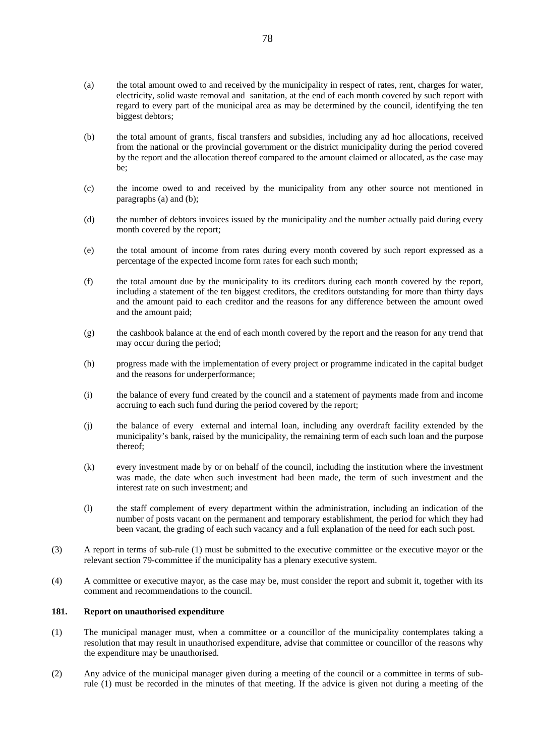(a) the total amount owed to and received by the municipality in respect of rates, rent, charges for water, electricity, solid waste removal and sanitation, at the end of each month covered by such report with regard to every part of the municipal area as may be determined by the council, identifying the ten biggest debtors;

(b) the total amount of grants, fiscal transfers and subsidies, including any ad hoc allocations, received from the national or the provincial government or the district municipality during the period covered by the report and the allocation thereof compared to the amount claimed or allocated, as the case may be;

(c) the income owed to and received by the municipality from any other source not mentioned in paragraphs (a) and (b);

(d) the number of debtors invoices issued by the municipality and the number actually paid during every month covered by the report;

(e) the total amount of income from rates during every month covered by such report expressed as a percentage of the expected income form rates for each such month;

(f) the total amount due by the municipality to its creditors during each month covered by the report, including a statement of the ten biggest creditors, the creditors outstanding for more than thirty days and the amount paid to each creditor and the reasons for any difference between the amount owed and the amount paid;

(g) the cashbook balance at the end of each month covered by the report and the reason for any trend that may occur during the period;

(h) progress made with the implementation of every project or programme indicated in the capital budget and the reasons for underperformance;

(i) the balance of every fund created by the council and a statement of payments made from and income accruing to each such fund during the period covered by the report;

(j) the balance of every external and internal loan, including any overdraft facility extended by the municipality's bank, raised by the municipality, the remaining term of each such loan and the purpose thereof;

(k) every investment made by or on behalf of the council, including the institution where the investment was made, the date when such investment had been made, the term of such investment and the interest rate on such investment; and

(l) the staff complement of every department within the administration, including an indication of the number of posts vacant on the permanent and temporary establishment, the period for which they had been vacant, the grading of each such vacancy and a full explanation of the need for each such post.

(3) A report in terms of sub-rule (1) must be submitted to the executive committee or the executive mayor or the relevant section 79-committee if the municipality has a plenary executive system.

(4) A committee or executive mayor, as the case may be, must consider the report and submit it, together with its comment and recommendations to the council.

**181. Report on unauthorised expenditure**

(1) The municipal manager must, when a committee or a councillor of the municipality contemplates taking a resolution that may result in unauthorised expenditure, advise that committee or councillor of the reasons why the expenditure may be unauthorised.

(2) Any advice of the municipal manager given during a meeting of the council or a committee in terms of sub-rule (1) must be recorded in the minutes of that meeting. If the advice is given not during a meeting of the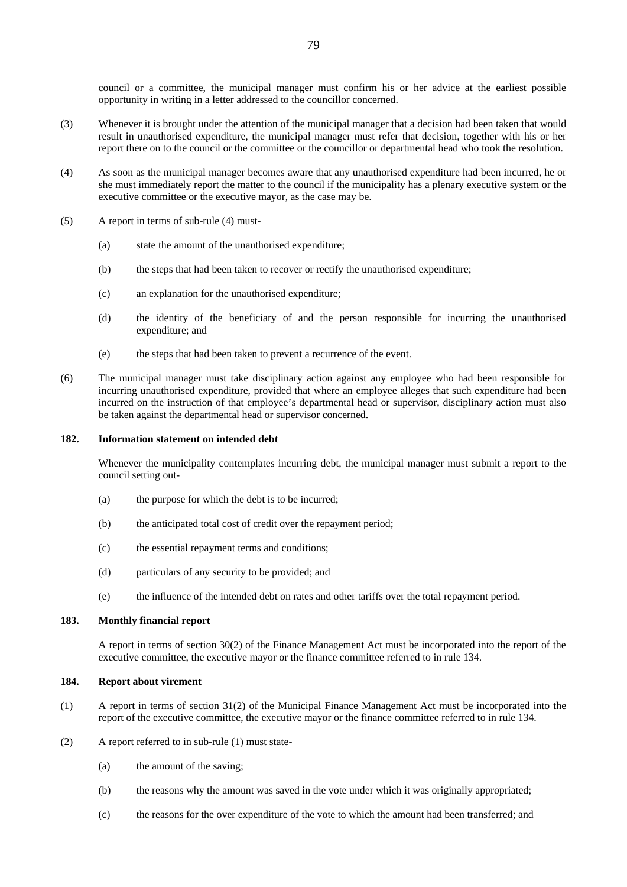council or a committee, the municipal manager must confirm his or her advice at the earliest possible opportunity in writing in a letter addressed to the councillor concerned.

(3) Whenever it is brought under the attention of the municipal manager that a decision had been taken that would result in unauthorised expenditure, the municipal manager must refer that decision, together with his or her report there on to the council or the committee or the councillor or departmental head who took the resolution.

(4) As soon as the municipal manager becomes aware that any unauthorised expenditure had been incurred, he or she must immediately report the matter to the council if the municipality has a plenary executive system or the executive committee or the executive mayor, as the case may be.

(5) A report in terms of sub-rule (4) must-

(a) state the amount of the unauthorised expenditure;

(b) the steps that had been taken to recover or rectify the unauthorised expenditure;

(c) an explanation for the unauthorised expenditure;

(d) the identity of the beneficiary of and the person responsible for incurring the unauthorised expenditure; and

(e) the steps that had been taken to prevent a recurrence of the event.

(6) The municipal manager must take disciplinary action against any employee who had been responsible for incurring unauthorised expenditure, provided that where an employee alleges that such expenditure had been incurred on the instruction of that employee's departmental head or supervisor, disciplinary action must also be taken against the departmental head or supervisor concerned.

**182. Information statement on intended debt**

Whenever the municipality contemplates incurring debt, the municipal manager must submit a report to the council setting out-

(a) the purpose for which the debt is to be incurred;

(b) the anticipated total cost of credit over the repayment period;

(c) the essential repayment terms and conditions;

(d) particulars of any security to be provided; and

(e) the influence of the intended debt on rates and other tariffs over the total repayment period.

**183. Monthly financial report**

A report in terms of section 30(2) of the Finance Management Act must be incorporated into the report of the executive committee, the executive mayor or the finance committee referred to in rule 134.

**184. Report about virement**

(1) A report in terms of section 31(2) of the Municipal Finance Management Act must be incorporated into the report of the executive committee, the executive mayor or the finance committee referred to in rule 134.

(2) A report referred to in sub-rule (1) must state-

(a) the amount of the saving;

(b) the reasons why the amount was saved in the vote under which it was originally appropriated;

(c) the reasons for the over expenditure of the vote to which the amount had been transferred; and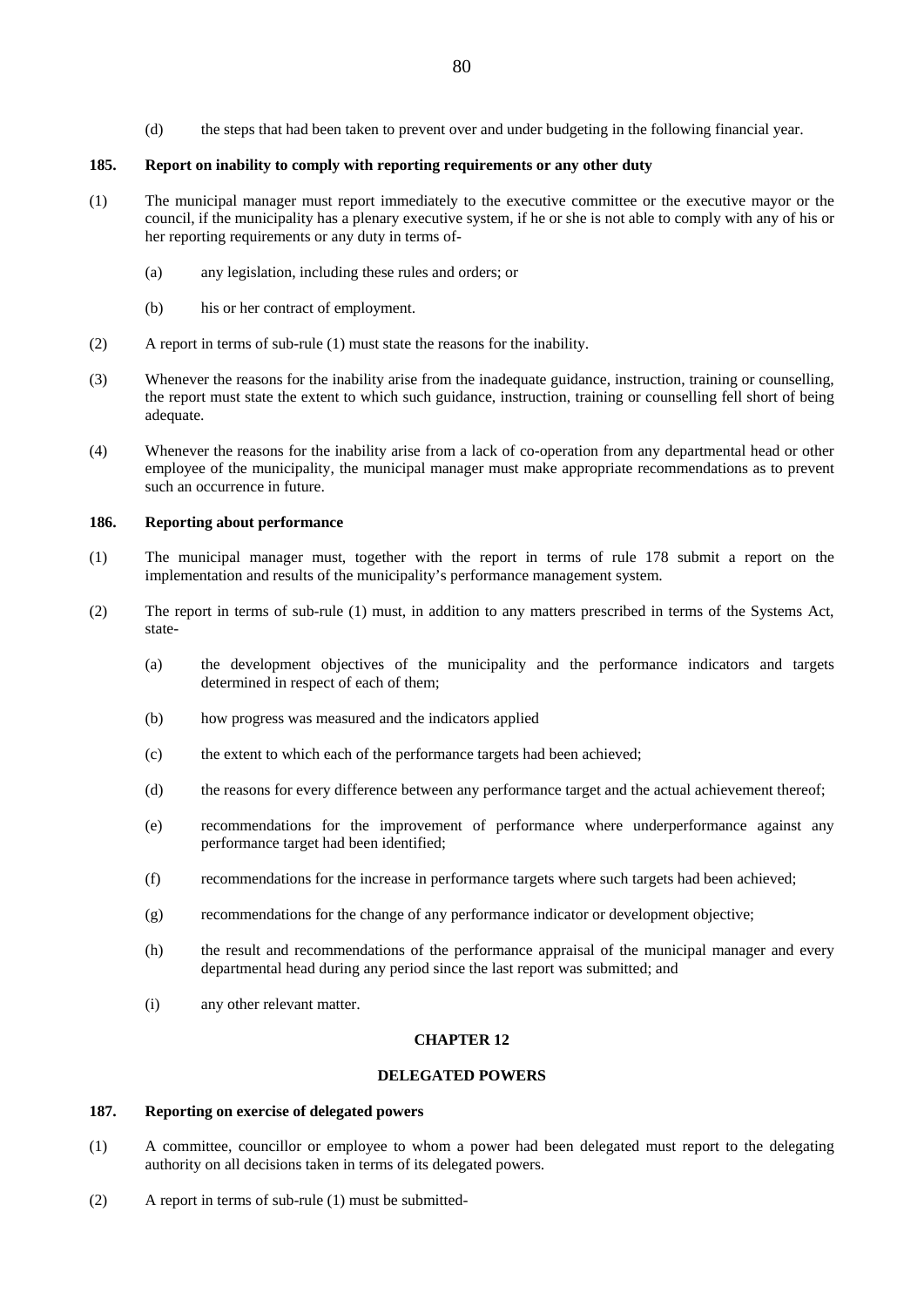(d) the steps that had been taken to prevent over and under budgeting in the following financial year.

### 185. Report on inability to comply with reporting requirements or any other duty

(1) The municipal manager must report immediately to the executive committee or the executive mayor or the council, if the municipality has a plenary executive system, if he or she is not able to comply with any of his or her reporting requirements or any duty in terms of-

(a) any legislation, including these rules and orders; or

(b) his or her contract of employment.

(2) A report in terms of sub-rule (1) must state the reasons for the inability.

(3) Whenever the reasons for the inability arise from the inadequate guidance, instruction, training or counselling, the report must state the extent to which such guidance, instruction, training or counselling fell short of being adequate.

(4) Whenever the reasons for the inability arise from a lack of co-operation from any departmental head or other employee of the municipality, the municipal manager must make appropriate recommendations as to prevent such an occurrence in future.

### 186. Reporting about performance

(1) The municipal manager must, together with the report in terms of rule 178 submit a report on the implementation and results of the municipality's performance management system.

(2) The report in terms of sub-rule (1) must, in addition to any matters prescribed in terms of the Systems Act, state-

(a) the development objectives of the municipality and the performance indicators and targets determined in respect of each of them;

(b) how progress was measured and the indicators applied

(c) the extent to which each of the performance targets had been achieved;

(d) the reasons for every difference between any performance target and the actual achievement thereof;

(e) recommendations for the improvement of performance where underperformance against any performance target had been identified;

(f) recommendations for the increase in performance targets where such targets had been achieved;

(g) recommendations for the change of any performance indicator or development objective;

(h) the result and recommendations of the performance appraisal of the municipal manager and every departmental head during any period since the last report was submitted; and

(i) any other relevant matter.

## CHAPTER 12

## DELEGATED POWERS

### 187. Reporting on exercise of delegated powers

(1) A committee, councillor or employee to whom a power had been delegated must report to the delegating authority on all decisions taken in terms of its delegated powers.

(2) A report in terms of sub-rule (1) must be submitted-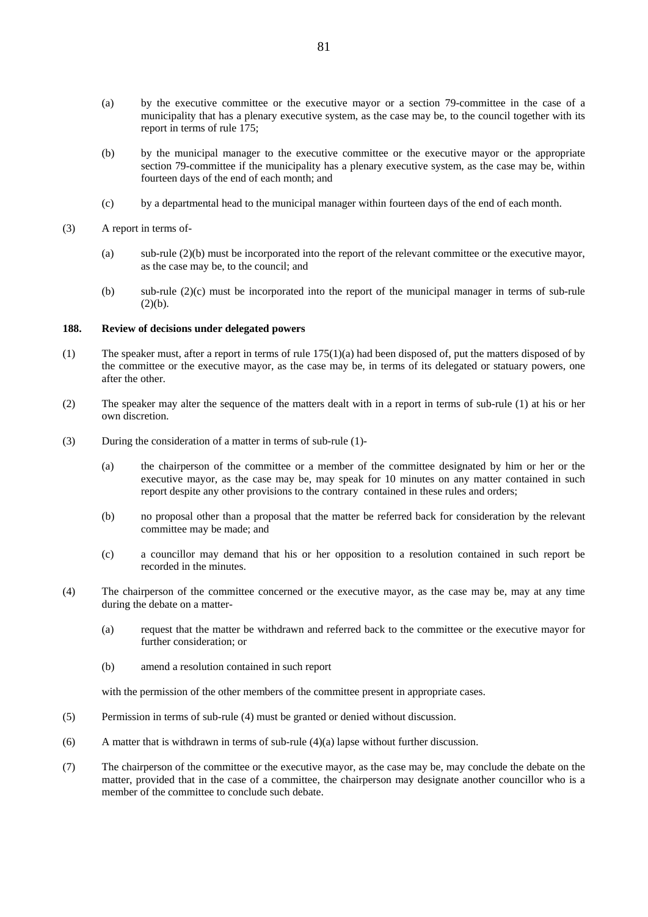(a) by the executive committee or the executive mayor or a section 79-committee in the case of a municipality that has a plenary executive system, as the case may be, to the council together with its report in terms of rule 175;

(b) by the municipal manager to the executive committee or the executive mayor or the appropriate section 79-committee if the municipality has a plenary executive system, as the case may be, within fourteen days of the end of each month; and

(c) by a departmental head to the municipal manager within fourteen days of the end of each month.

(3) A report in terms of-

(a) sub-rule (2)(b) must be incorporated into the report of the relevant committee or the executive mayor, as the case may be, to the council; and

(b) sub-rule (2)(c) must be incorporated into the report of the municipal manager in terms of sub-rule (2)(b).

**188. Review of decisions under delegated powers**

(1) The speaker must, after a report in terms of rule 175(1)(a) had been disposed of, put the matters disposed of by the committee or the executive mayor, as the case may be, in terms of its delegated or statuary powers, one after the other.

(2) The speaker may alter the sequence of the matters dealt with in a report in terms of sub-rule (1) at his or her own discretion.

(3) During the consideration of a matter in terms of sub-rule (1)-

(a) the chairperson of the committee or a member of the committee designated by him or her or the executive mayor, as the case may be, may speak for 10 minutes on any matter contained in such report despite any other provisions to the contrary contained in these rules and orders;

(b) no proposal other than a proposal that the matter be referred back for consideration by the relevant committee may be made; and

(c) a councillor may demand that his or her opposition to a resolution contained in such report be recorded in the minutes.

(4) The chairperson of the committee concerned or the executive mayor, as the case may be, may at any time during the debate on a matter-

(a) request that the matter be withdrawn and referred back to the committee or the executive mayor for further consideration; or

(b) amend a resolution contained in such report

with the permission of the other members of the committee present in appropriate cases.

(5) Permission in terms of sub-rule (4) must be granted or denied without discussion.

(6) A matter that is withdrawn in terms of sub-rule (4)(a) lapse without further discussion.

(7) The chairperson of the committee or the executive mayor, as the case may be, may conclude the debate on the matter, provided that in the case of a committee, the chairperson may designate another councillor who is a member of the committee to conclude such debate.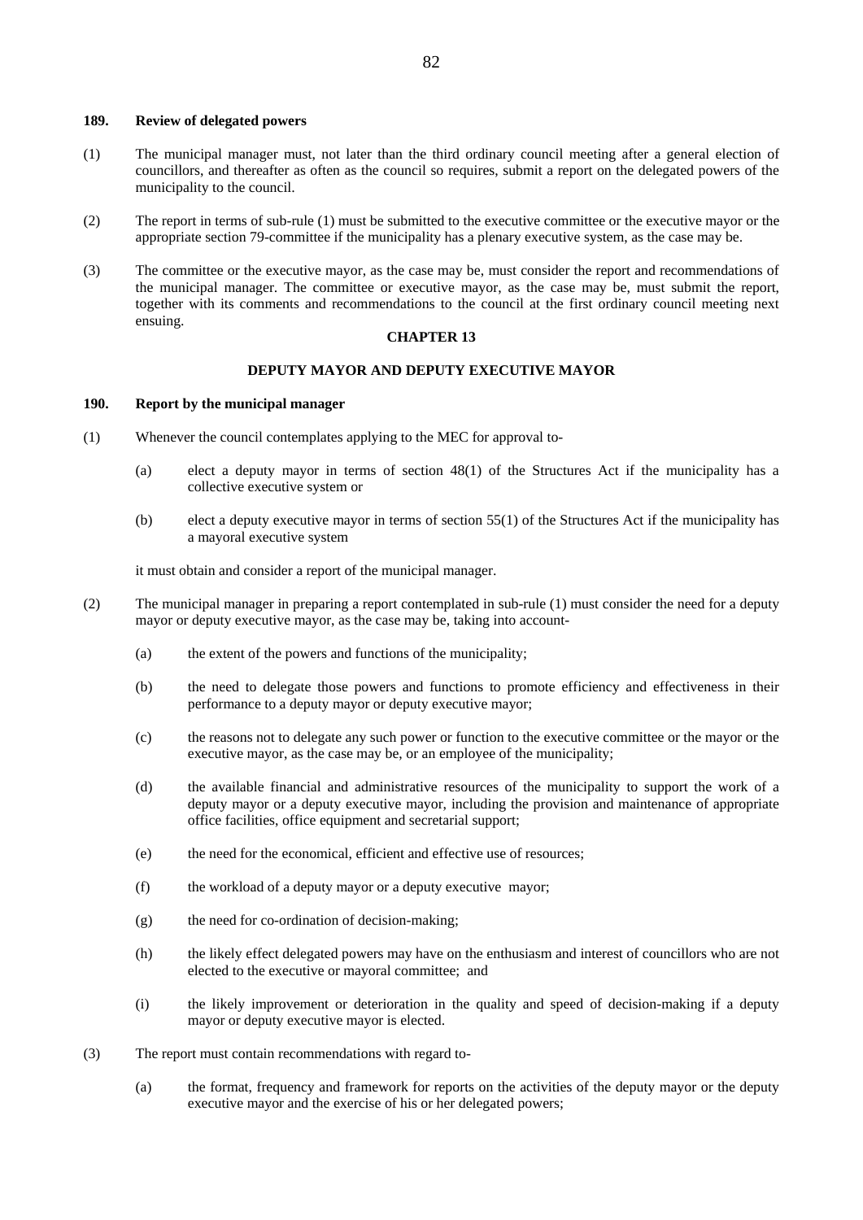### 189. Review of delegated powers

(1) The municipal manager must, not later than the third ordinary council meeting after a general election of councillors, and thereafter as often as the council so requires, submit a report on the delegated powers of the municipality to the council.

(2) The report in terms of sub-rule (1) must be submitted to the executive committee or the executive mayor or the appropriate section 79-committee if the municipality has a plenary executive system, as the case may be.

(3) The committee or the executive mayor, as the case may be, must consider the report and recommendations of the municipal manager. The committee or executive mayor, as the case may be, must submit the report, together with its comments and recommendations to the council at the first ordinary council meeting next ensuing.

## CHAPTER 13

## DEPUTY MAYOR AND DEPUTY EXECUTIVE MAYOR

### 190. Report by the municipal manager

(1) Whenever the council contemplates applying to the MEC for approval to-

   (a) elect a deputy mayor in terms of section 48(1) of the Structures Act if the municipality has a collective executive system or

   (b) elect a deputy executive mayor in terms of section 55(1) of the Structures Act if the municipality has a mayoral executive system

   it must obtain and consider a report of the municipal manager.

(2) The municipal manager in preparing a report contemplated in sub-rule (1) must consider the need for a deputy mayor or deputy executive mayor, as the case may be, taking into account-

   (a) the extent of the powers and functions of the municipality;

   (b) the need to delegate those powers and functions to promote efficiency and effectiveness in their performance to a deputy mayor or deputy executive mayor;

   (c) the reasons not to delegate any such power or function to the executive committee or the mayor or the executive mayor, as the case may be, or an employee of the municipality;

   (d) the available financial and administrative resources of the municipality to support the work of a deputy mayor or a deputy executive mayor, including the provision and maintenance of appropriate office facilities, office equipment and secretarial support;

   (e) the need for the economical, efficient and effective use of resources;

   (f) the workload of a deputy mayor or a deputy executive mayor;

   (g) the need for co-ordination of decision-making;

   (h) the likely effect delegated powers may have on the enthusiasm and interest of councillors who are not elected to the executive or mayoral committee; and

   (i) the likely improvement or deterioration in the quality and speed of decision-making if a deputy mayor or deputy executive mayor is elected.

(3) The report must contain recommendations with regard to-

   (a) the format, frequency and framework for reports on the activities of the deputy mayor or the deputy executive mayor and the exercise of his or her delegated powers;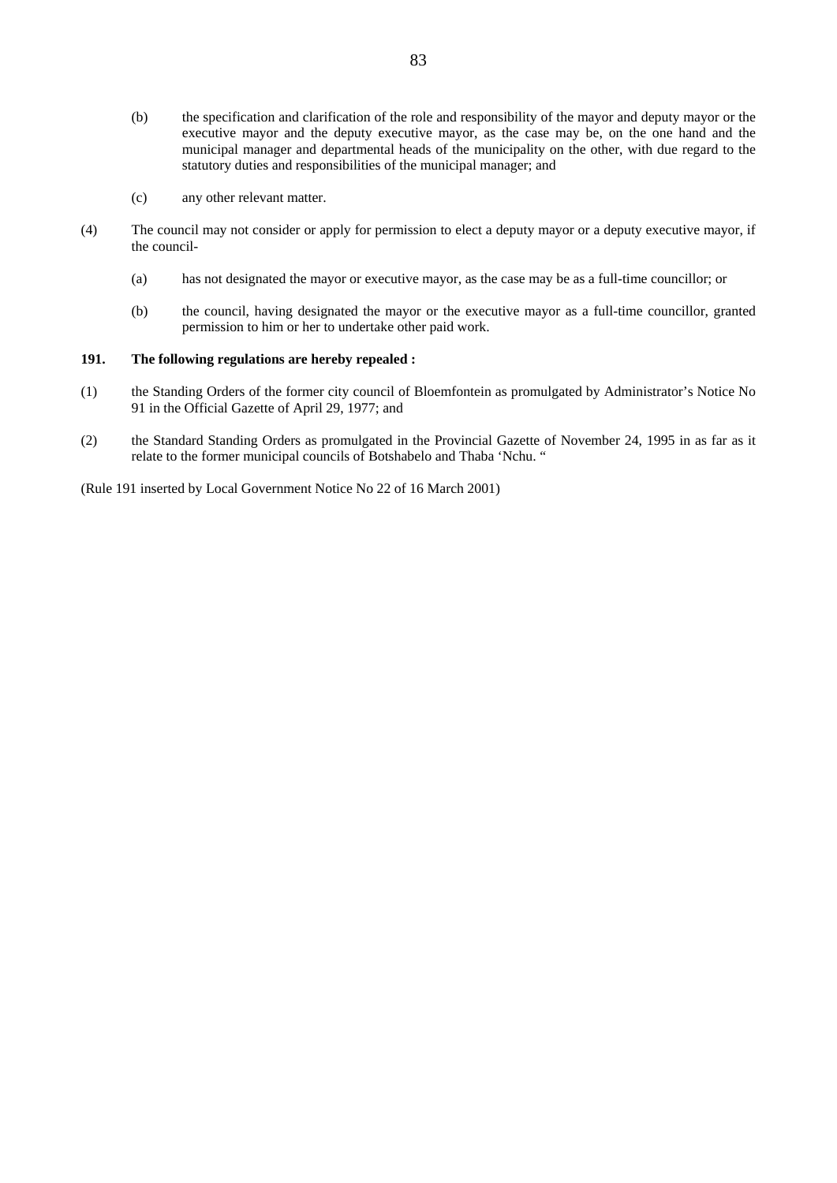(b) the specification and clarification of the role and responsibility of the mayor and deputy mayor or the executive mayor and the deputy executive mayor, as the case may be, on the one hand and the municipal manager and departmental heads of the municipality on the other, with due regard to the statutory duties and responsibilities of the municipal manager; and

(c) any other relevant matter.

(4) The council may not consider or apply for permission to elect a deputy mayor or a deputy executive mayor, if the council-

(a) has not designated the mayor or executive mayor, as the case may be as a full-time councillor; or

(b) the council, having designated the mayor or the executive mayor as a full-time councillor, granted permission to him or her to undertake other paid work.

**191. The following regulations are hereby repealed :**

(1) the Standing Orders of the former city council of Bloemfontein as promulgated by Administrator's Notice No 91 in the Official Gazette of April 29, 1977; and

(2) the Standard Standing Orders as promulgated in the Provincial Gazette of November 24, 1995 in as far as it relate to the former municipal councils of Botshabelo and Thaba 'Nchu. "

(Rule 191 inserted by Local Government Notice No 22 of 16 March 2001)